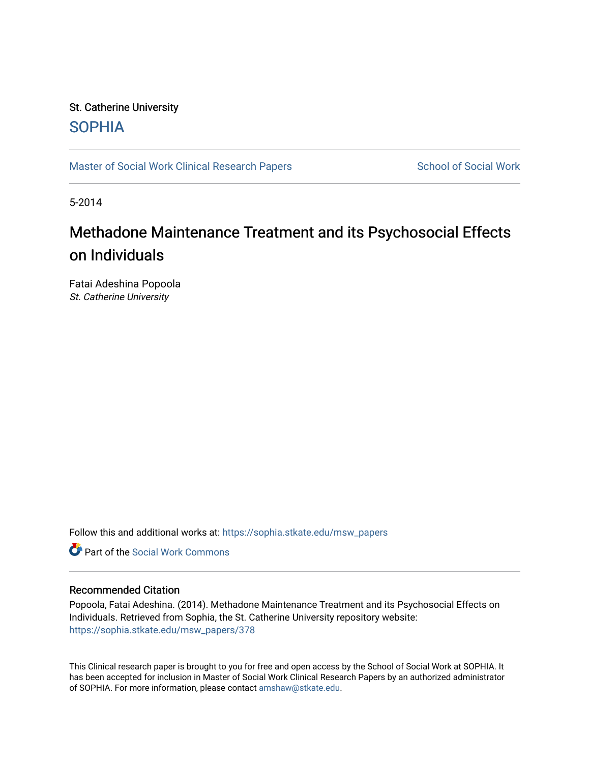St. Catherine University

SOPHIA

Master of Social Work Clinical Research Papers | School of Social Work

5-2014

# Methadone Maintenance Treatment and its Psychosocial Effects on Individuals

Fatai Adeshina Popoola
*St. Catherine University*

Follow this and additional works at: https://sophia.stkate.edu/msw_papers

Part of the Social Work Commons

## Recommended Citation

Popoola, Fatai Adeshina. (2014). Methadone Maintenance Treatment and its Psychosocial Effects on Individuals. Retrieved from Sophia, the St. Catherine University repository website: https://sophia.stkate.edu/msw_papers/378

This Clinical research paper is brought to you for free and open access by the School of Social Work at SOPHIA. It has been accepted for inclusion in Master of Social Work Clinical Research Papers by an authorized administrator of SOPHIA. For more information, please contact amshaw@stkate.edu.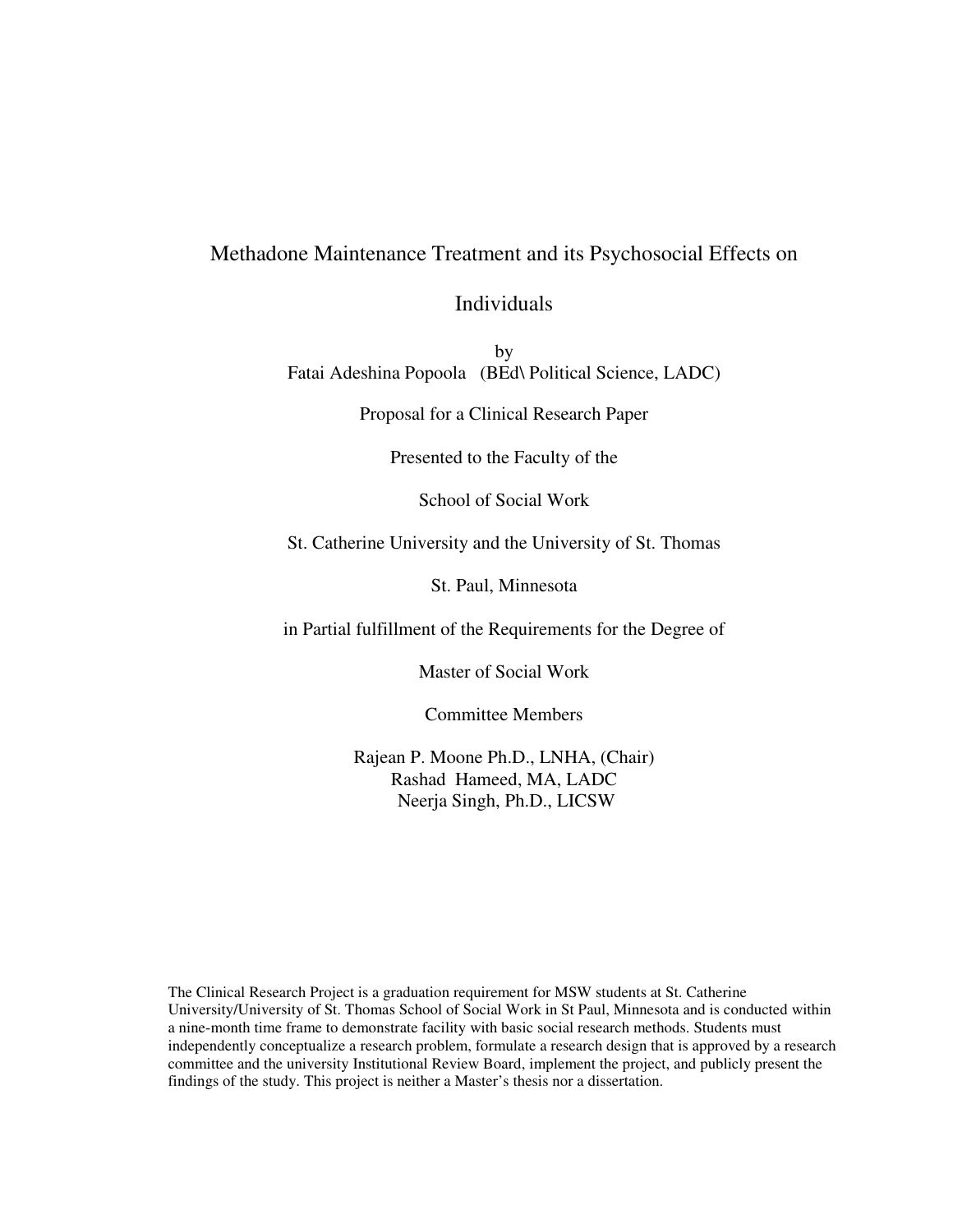# Methadone Maintenance Treatment and its Psychosocial Effects on Individuals

by

Fatai Adeshina Popoola (BEd\ Political Science, LADC)

Proposal for a Clinical Research Paper

Presented to the Faculty of the

School of Social Work

St. Catherine University and the University of St. Thomas

St. Paul, Minnesota

in Partial fulfillment of the Requirements for the Degree of

Master of Social Work

Committee Members

Rajean P. Moone Ph.D., LNHA, (Chair)
Rashad Hameed, MA, LADC
Neerja Singh, Ph.D., LICSW

The Clinical Research Project is a graduation requirement for MSW students at St. Catherine University/University of St. Thomas School of Social Work in St Paul, Minnesota and is conducted within a nine-month time frame to demonstrate facility with basic social research methods. Students must independently conceptualize a research problem, formulate a research design that is approved by a research committee and the university Institutional Review Board, implement the project, and publicly present the findings of the study. This project is neither a Master's thesis nor a dissertation.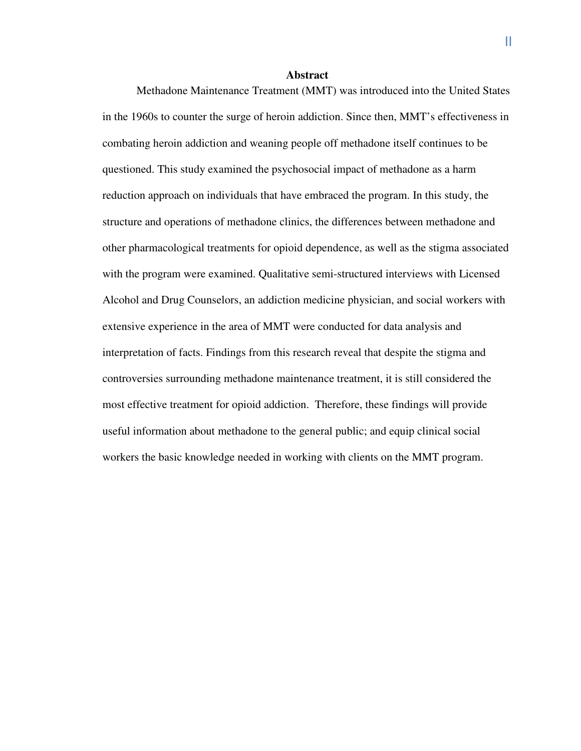## Abstract

Methadone Maintenance Treatment (MMT) was introduced into the United States in the 1960s to counter the surge of heroin addiction. Since then, MMT's effectiveness in combating heroin addiction and weaning people off methadone itself continues to be questioned. This study examined the psychosocial impact of methadone as a harm reduction approach on individuals that have embraced the program. In this study, the structure and operations of methadone clinics, the differences between methadone and other pharmacological treatments for opioid dependence, as well as the stigma associated with the program were examined. Qualitative semi-structured interviews with Licensed Alcohol and Drug Counselors, an addiction medicine physician, and social workers with extensive experience in the area of MMT were conducted for data analysis and interpretation of facts. Findings from this research reveal that despite the stigma and controversies surrounding methadone maintenance treatment, it is still considered the most effective treatment for opioid addiction. Therefore, these findings will provide useful information about methadone to the general public; and equip clinical social workers the basic knowledge needed in working with clients on the MMT program.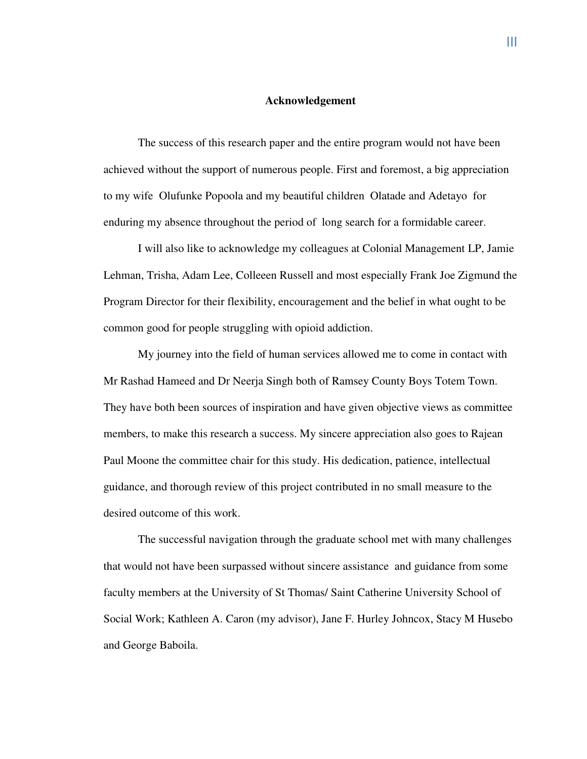## Acknowledgement

The success of this research paper and the entire program would not have been achieved without the support of numerous people. First and foremost, a big appreciation to my wife Olufunke Popoola and my beautiful children Olatade and Adetayo for enduring my absence throughout the period of long search for a formidable career.

I will also like to acknowledge my colleagues at Colonial Management LP, Jamie Lehman, Trisha, Adam Lee, Colleeen Russell and most especially Frank Joe Zigmund the Program Director for their flexibility, encouragement and the belief in what ought to be common good for people struggling with opioid addiction.

My journey into the field of human services allowed me to come in contact with Mr Rashad Hameed and Dr Neerja Singh both of Ramsey County Boys Totem Town. They have both been sources of inspiration and have given objective views as committee members, to make this research a success. My sincere appreciation also goes to Rajean Paul Moone the committee chair for this study. His dedication, patience, intellectual guidance, and thorough review of this project contributed in no small measure to the desired outcome of this work.

The successful navigation through the graduate school met with many challenges that would not have been surpassed without sincere assistance and guidance from some faculty members at the University of St Thomas/ Saint Catherine University School of Social Work; Kathleen A. Caron (my advisor), Jane F. Hurley Johncox, Stacy M Husebo and George Baboila.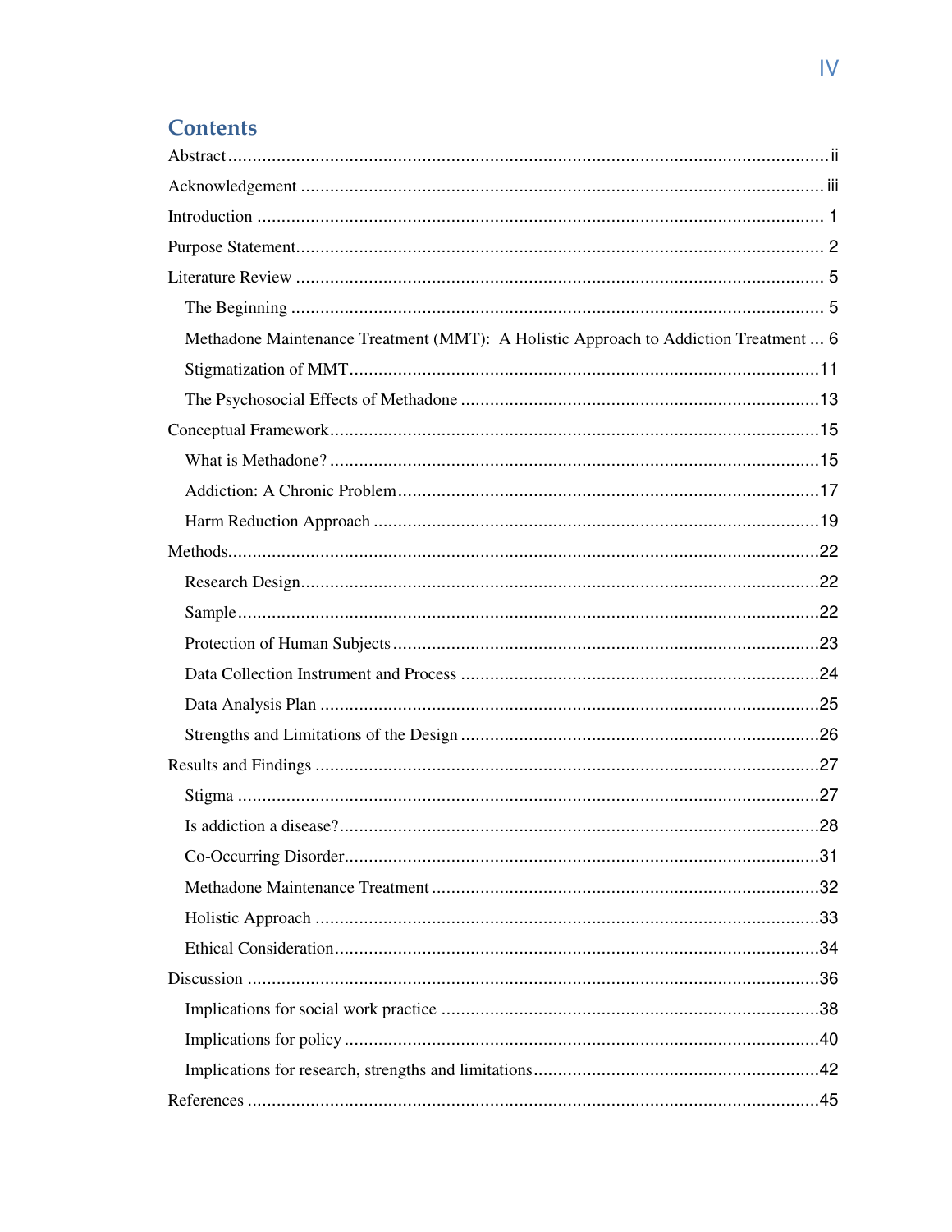# Contents

Abstract ........ ii

Acknowledgement ........ iii

Introduction ........ 1

Purpose Statement ........ 2

Literature Review ........ 5

- The Beginning ........ 5
- Methadone Maintenance Treatment (MMT): A Holistic Approach to Addiction Treatment ........ 6
- Stigmatization of MMT ........ 11
- The Psychosocial Effects of Methadone ........ 13

Conceptual Framework ........ 15

- What is Methadone? ........ 15
- Addiction: A Chronic Problem ........ 17
- Harm Reduction Approach ........ 19

Methods ........ 22

- Research Design ........ 22
- Sample ........ 22
- Protection of Human Subjects ........ 23
- Data Collection Instrument and Process ........ 24
- Data Analysis Plan ........ 25
- Strengths and Limitations of the Design ........ 26

Results and Findings ........ 27

- Stigma ........ 27
- Is addiction a disease? ........ 28
- Co-Occurring Disorder ........ 31
- Methadone Maintenance Treatment ........ 32
- Holistic Approach ........ 33
- Ethical Consideration ........ 34

Discussion ........ 36

- Implications for social work practice ........ 38
- Implications for policy ........ 40
- Implications for research, strengths and limitations ........ 42

References ........ 45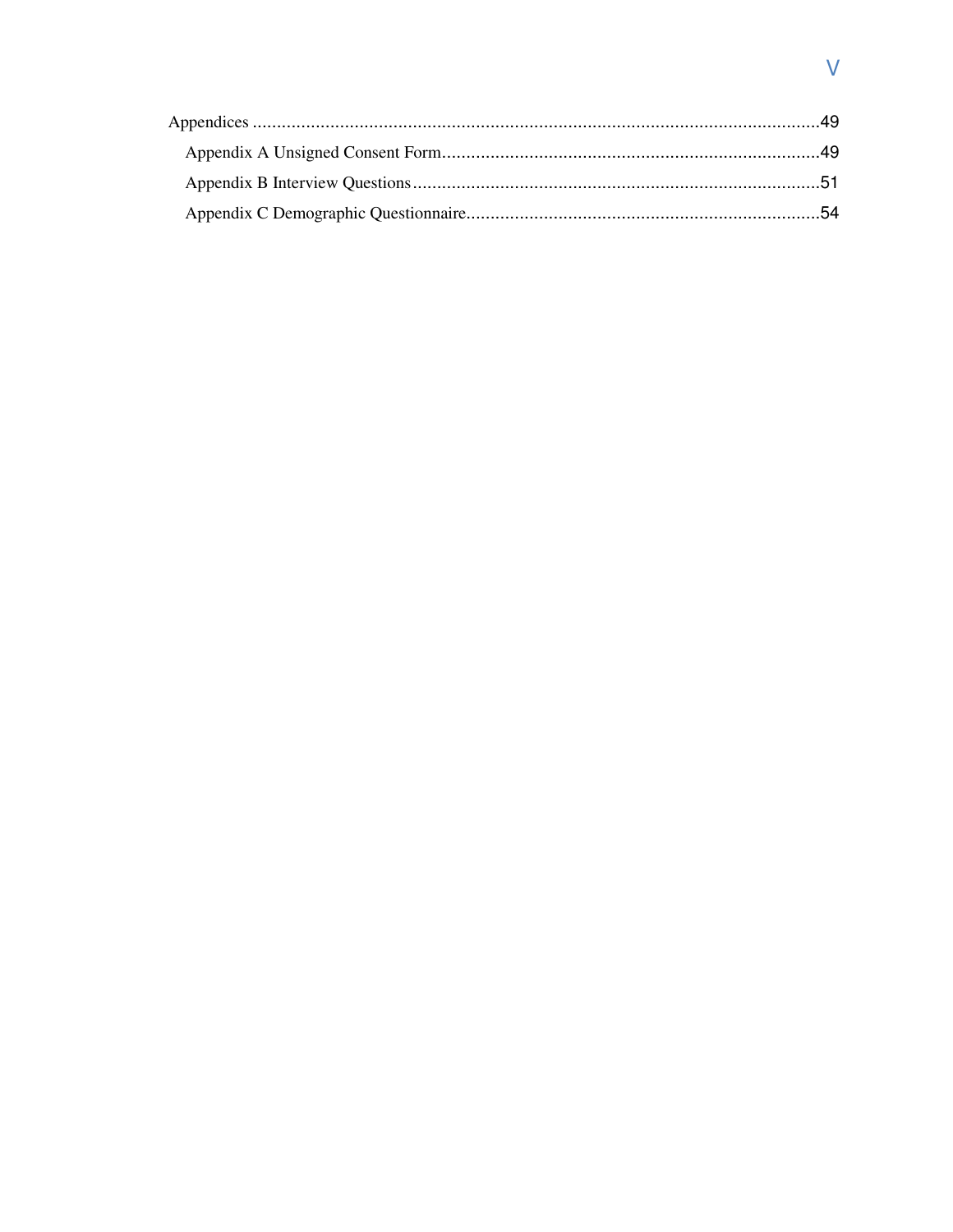Appendices ....................................................................................................................49

Appendix A Unsigned Consent Form.............................................................................49

Appendix B Interview Questions....................................................................................51

Appendix C Demographic Questionnaire........................................................................54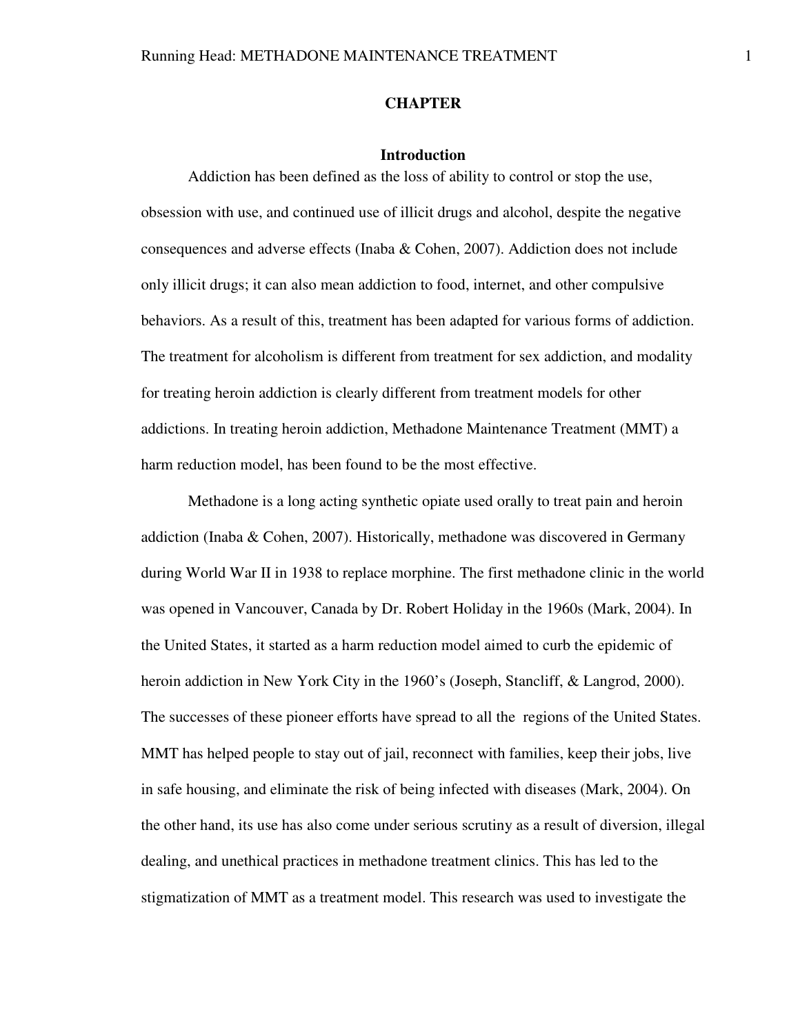# CHAPTER

## Introduction

Addiction has been defined as the loss of ability to control or stop the use, obsession with use, and continued use of illicit drugs and alcohol, despite the negative consequences and adverse effects (Inaba & Cohen, 2007). Addiction does not include only illicit drugs; it can also mean addiction to food, internet, and other compulsive behaviors. As a result of this, treatment has been adapted for various forms of addiction. The treatment for alcoholism is different from treatment for sex addiction, and modality for treating heroin addiction is clearly different from treatment models for other addictions. In treating heroin addiction, Methadone Maintenance Treatment (MMT) a harm reduction model, has been found to be the most effective.

Methadone is a long acting synthetic opiate used orally to treat pain and heroin addiction (Inaba & Cohen, 2007). Historically, methadone was discovered in Germany during World War II in 1938 to replace morphine. The first methadone clinic in the world was opened in Vancouver, Canada by Dr. Robert Holiday in the 1960s (Mark, 2004). In the United States, it started as a harm reduction model aimed to curb the epidemic of heroin addiction in New York City in the 1960's (Joseph, Stancliff, & Langrod, 2000). The successes of these pioneer efforts have spread to all the regions of the United States. MMT has helped people to stay out of jail, reconnect with families, keep their jobs, live in safe housing, and eliminate the risk of being infected with diseases (Mark, 2004). On the other hand, its use has also come under serious scrutiny as a result of diversion, illegal dealing, and unethical practices in methadone treatment clinics. This has led to the stigmatization of MMT as a treatment model. This research was used to investigate the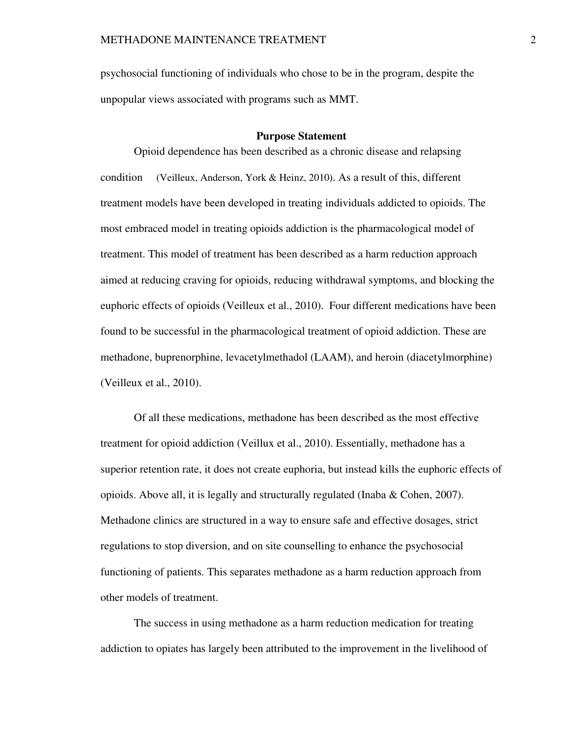psychosocial functioning of individuals who chose to be in the program, despite the unpopular views associated with programs such as MMT.

## Purpose Statement

Opioid dependence has been described as a chronic disease and relapsing condition (Veilleux, Anderson, York & Heinz, 2010). As a result of this, different treatment models have been developed in treating individuals addicted to opioids. The most embraced model in treating opioids addiction is the pharmacological model of treatment. This model of treatment has been described as a harm reduction approach aimed at reducing craving for opioids, reducing withdrawal symptoms, and blocking the euphoric effects of opioids (Veilleux et al., 2010). Four different medications have been found to be successful in the pharmacological treatment of opioid addiction. These are methadone, buprenorphine, levacetylmethadol (LAAM), and heroin (diacetylmorphine) (Veilleux et al., 2010).

Of all these medications, methadone has been described as the most effective treatment for opioid addiction (Veillux et al., 2010). Essentially, methadone has a superior retention rate, it does not create euphoria, but instead kills the euphoric effects of opioids. Above all, it is legally and structurally regulated (Inaba & Cohen, 2007). Methadone clinics are structured in a way to ensure safe and effective dosages, strict regulations to stop diversion, and on site counselling to enhance the psychosocial functioning of patients. This separates methadone as a harm reduction approach from other models of treatment.

The success in using methadone as a harm reduction medication for treating addiction to opiates has largely been attributed to the improvement in the livelihood of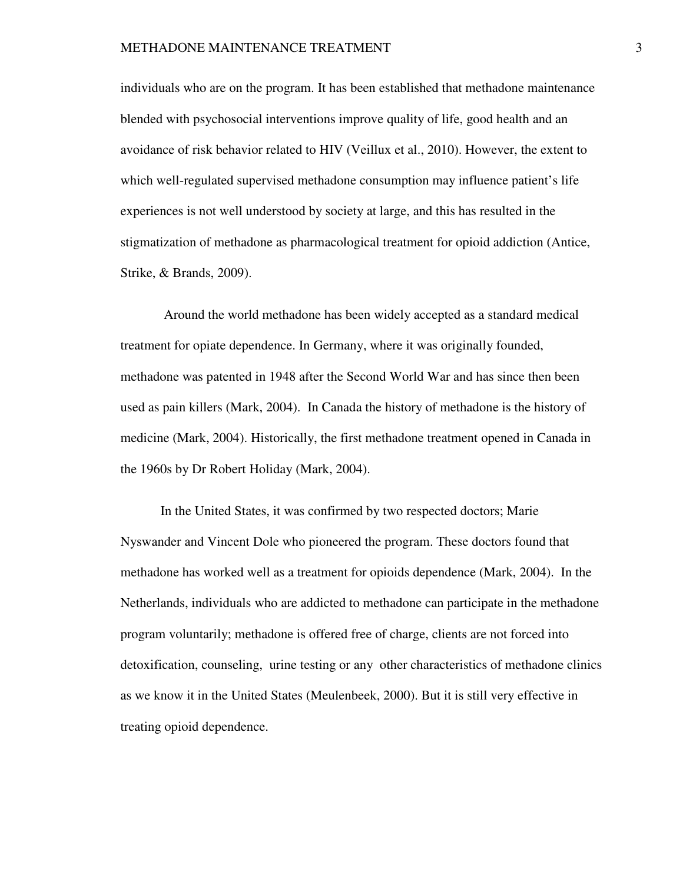individuals who are on the program. It has been established that methadone maintenance blended with psychosocial interventions improve quality of life, good health and an avoidance of risk behavior related to HIV (Veillux et al., 2010). However, the extent to which well-regulated supervised methadone consumption may influence patient's life experiences is not well understood by society at large, and this has resulted in the stigmatization of methadone as pharmacological treatment for opioid addiction (Antice, Strike, & Brands, 2009).

Around the world methadone has been widely accepted as a standard medical treatment for opiate dependence. In Germany, where it was originally founded, methadone was patented in 1948 after the Second World War and has since then been used as pain killers (Mark, 2004). In Canada the history of methadone is the history of medicine (Mark, 2004). Historically, the first methadone treatment opened in Canada in the 1960s by Dr Robert Holiday (Mark, 2004).

In the United States, it was confirmed by two respected doctors; Marie Nyswander and Vincent Dole who pioneered the program. These doctors found that methadone has worked well as a treatment for opioids dependence (Mark, 2004). In the Netherlands, individuals who are addicted to methadone can participate in the methadone program voluntarily; methadone is offered free of charge, clients are not forced into detoxification, counseling, urine testing or any other characteristics of methadone clinics as we know it in the United States (Meulenbeek, 2000). But it is still very effective in treating opioid dependence.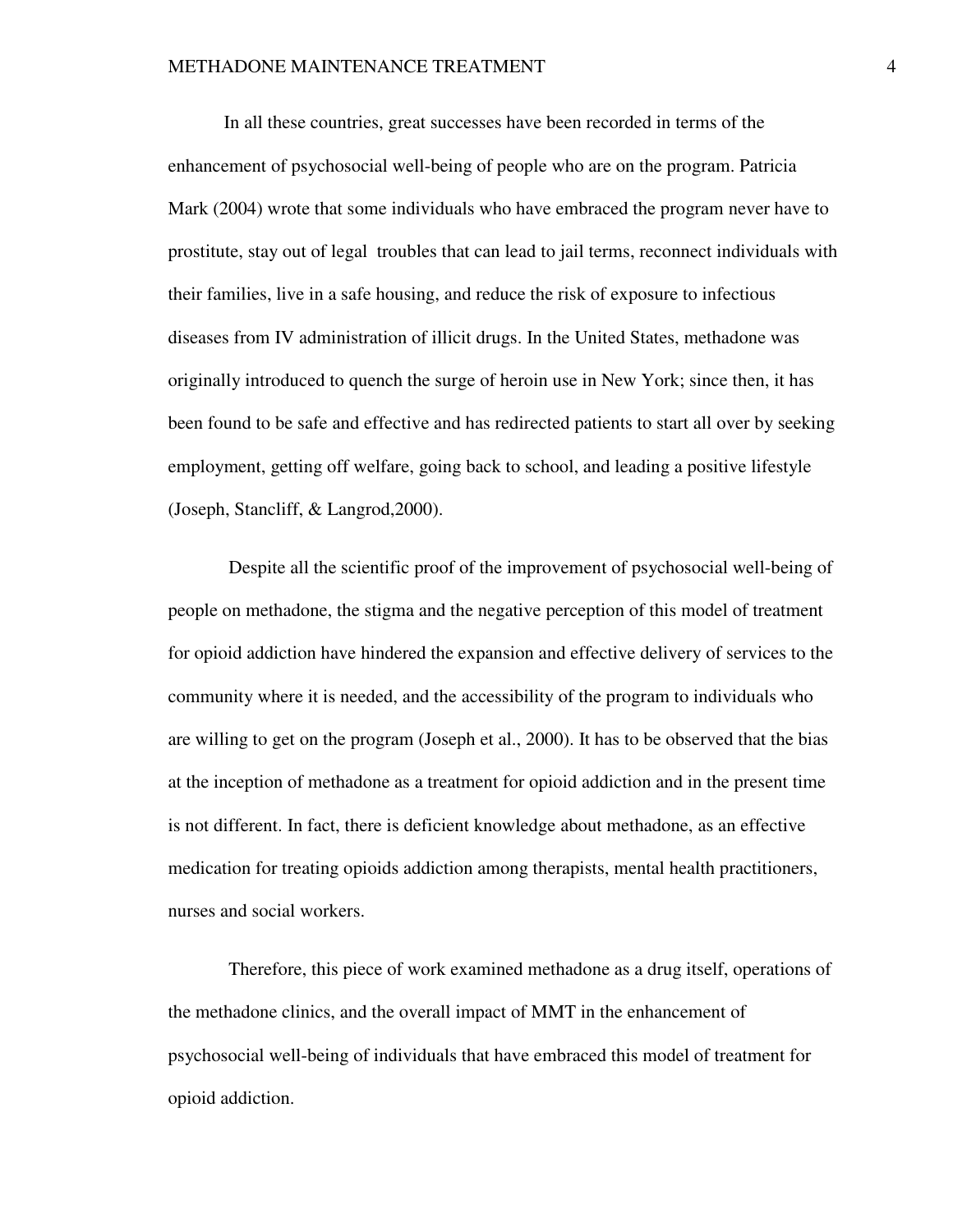In all these countries, great successes have been recorded in terms of the enhancement of psychosocial well-being of people who are on the program. Patricia Mark (2004) wrote that some individuals who have embraced the program never have to prostitute, stay out of legal troubles that can lead to jail terms, reconnect individuals with their families, live in a safe housing, and reduce the risk of exposure to infectious diseases from IV administration of illicit drugs. In the United States, methadone was originally introduced to quench the surge of heroin use in New York; since then, it has been found to be safe and effective and has redirected patients to start all over by seeking employment, getting off welfare, going back to school, and leading a positive lifestyle (Joseph, Stancliff, & Langrod,2000).

Despite all the scientific proof of the improvement of psychosocial well-being of people on methadone, the stigma and the negative perception of this model of treatment for opioid addiction have hindered the expansion and effective delivery of services to the community where it is needed, and the accessibility of the program to individuals who are willing to get on the program (Joseph et al., 2000). It has to be observed that the bias at the inception of methadone as a treatment for opioid addiction and in the present time is not different. In fact, there is deficient knowledge about methadone, as an effective medication for treating opioids addiction among therapists, mental health practitioners, nurses and social workers.

Therefore, this piece of work examined methadone as a drug itself, operations of the methadone clinics, and the overall impact of MMT in the enhancement of psychosocial well-being of individuals that have embraced this model of treatment for opioid addiction.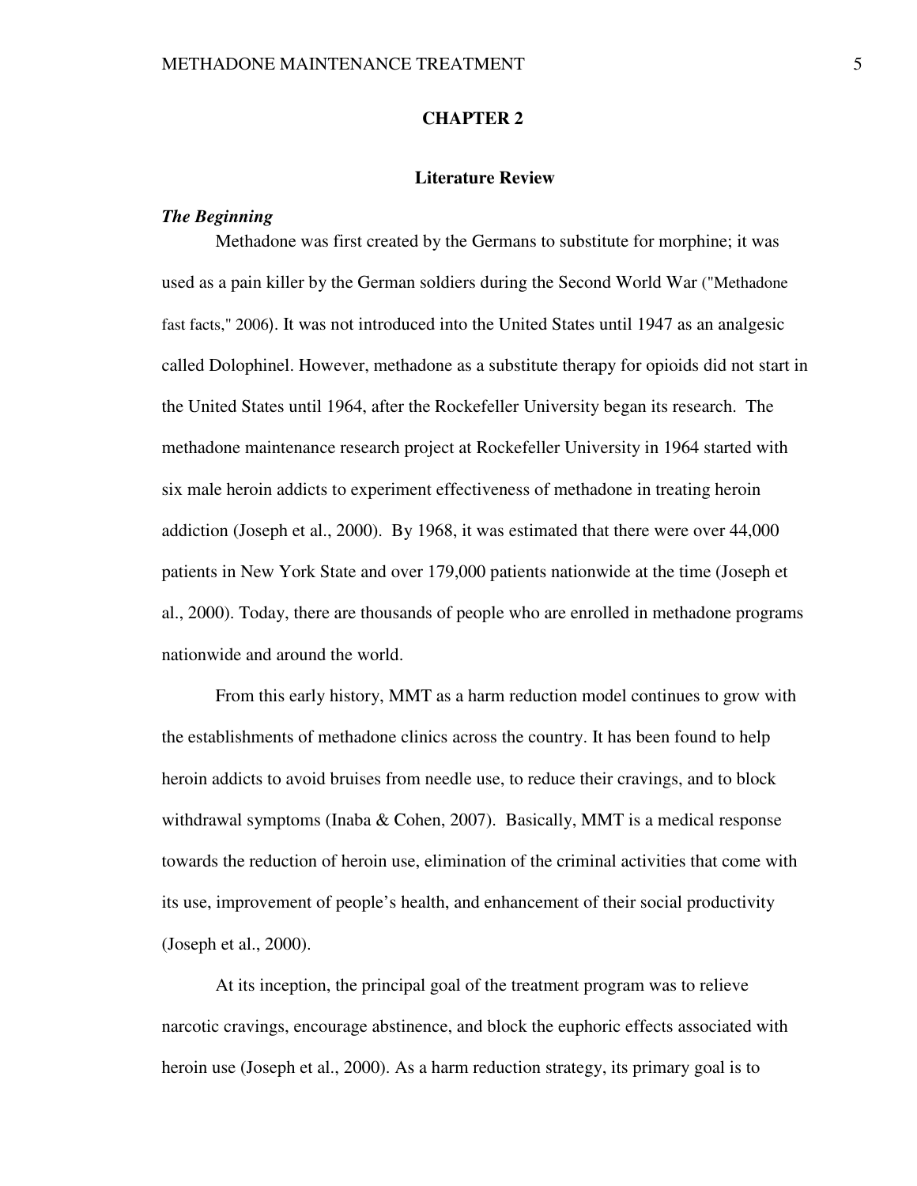## CHAPTER 2

## Literature Review

### *The Beginning*

Methadone was first created by the Germans to substitute for morphine; it was used as a pain killer by the German soldiers during the Second World War ("Methadone fast facts," 2006). It was not introduced into the United States until 1947 as an analgesic called Dolophinel. However, methadone as a substitute therapy for opioids did not start in the United States until 1964, after the Rockefeller University began its research. The methadone maintenance research project at Rockefeller University in 1964 started with six male heroin addicts to experiment effectiveness of methadone in treating heroin addiction (Joseph et al., 2000). By 1968, it was estimated that there were over 44,000 patients in New York State and over 179,000 patients nationwide at the time (Joseph et al., 2000). Today, there are thousands of people who are enrolled in methadone programs nationwide and around the world.

From this early history, MMT as a harm reduction model continues to grow with the establishments of methadone clinics across the country. It has been found to help heroin addicts to avoid bruises from needle use, to reduce their cravings, and to block withdrawal symptoms (Inaba & Cohen, 2007). Basically, MMT is a medical response towards the reduction of heroin use, elimination of the criminal activities that come with its use, improvement of people's health, and enhancement of their social productivity (Joseph et al., 2000).

At its inception, the principal goal of the treatment program was to relieve narcotic cravings, encourage abstinence, and block the euphoric effects associated with heroin use (Joseph et al., 2000). As a harm reduction strategy, its primary goal is to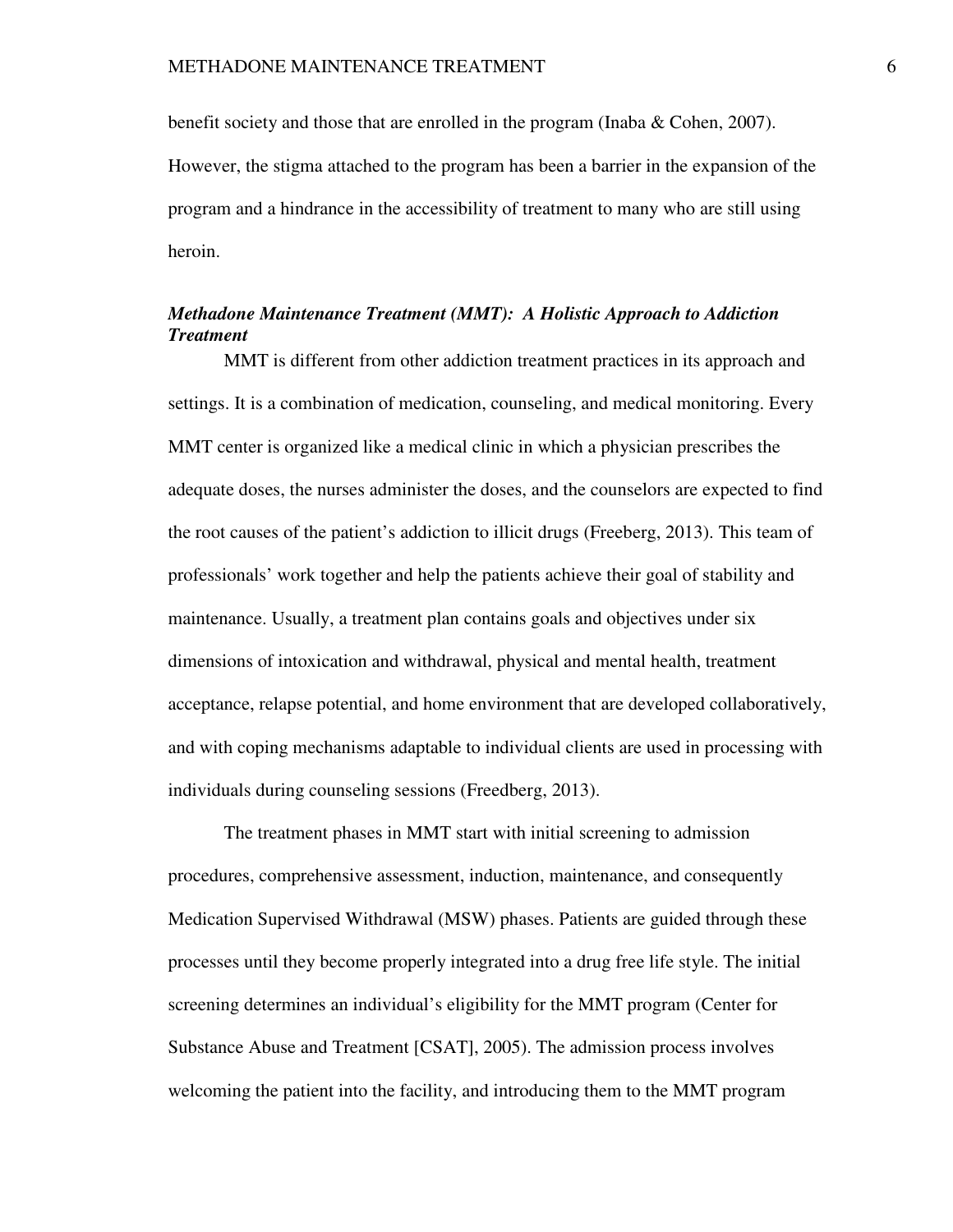benefit society and those that are enrolled in the program (Inaba & Cohen, 2007). However, the stigma attached to the program has been a barrier in the expansion of the program and a hindrance in the accessibility of treatment to many who are still using heroin.

### *Methadone Maintenance Treatment (MMT): A Holistic Approach to Addiction Treatment*

MMT is different from other addiction treatment practices in its approach and settings. It is a combination of medication, counseling, and medical monitoring. Every MMT center is organized like a medical clinic in which a physician prescribes the adequate doses, the nurses administer the doses, and the counselors are expected to find the root causes of the patient's addiction to illicit drugs (Freeberg, 2013). This team of professionals' work together and help the patients achieve their goal of stability and maintenance. Usually, a treatment plan contains goals and objectives under six dimensions of intoxication and withdrawal, physical and mental health, treatment acceptance, relapse potential, and home environment that are developed collaboratively, and with coping mechanisms adaptable to individual clients are used in processing with individuals during counseling sessions (Freedberg, 2013).

The treatment phases in MMT start with initial screening to admission procedures, comprehensive assessment, induction, maintenance, and consequently Medication Supervised Withdrawal (MSW) phases. Patients are guided through these processes until they become properly integrated into a drug free life style. The initial screening determines an individual's eligibility for the MMT program (Center for Substance Abuse and Treatment [CSAT], 2005). The admission process involves welcoming the patient into the facility, and introducing them to the MMT program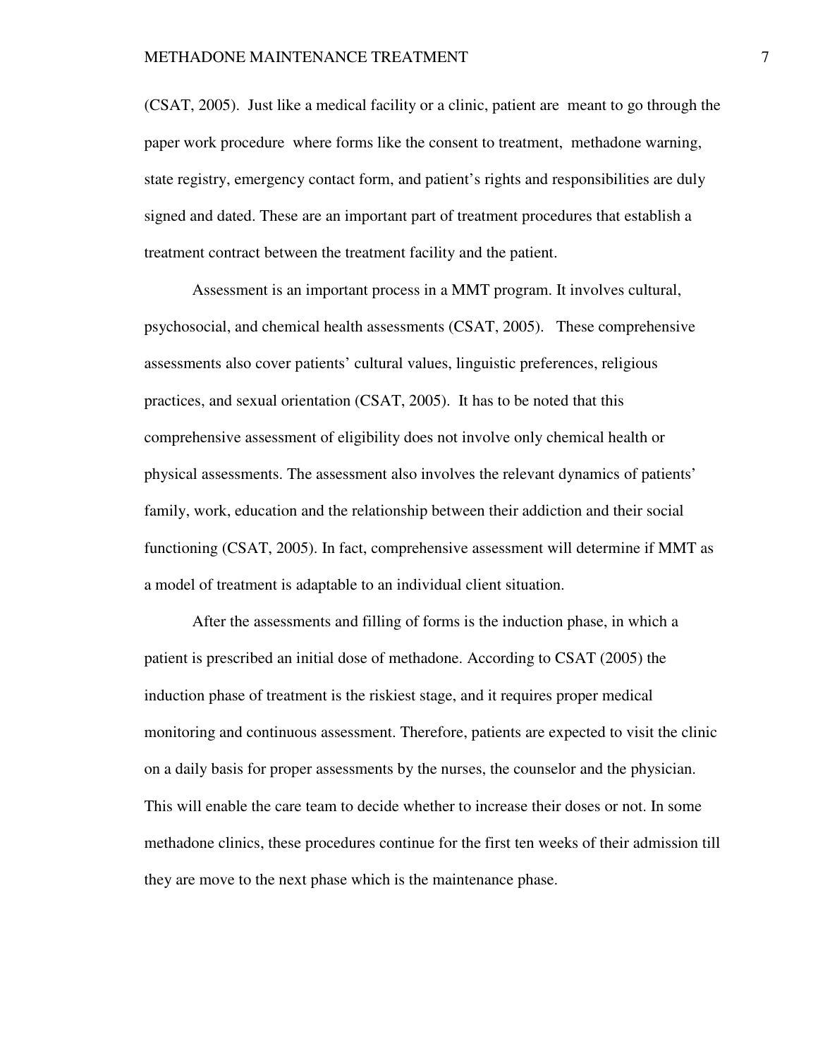(CSAT, 2005). Just like a medical facility or a clinic, patient are meant to go through the paper work procedure where forms like the consent to treatment, methadone warning, state registry, emergency contact form, and patient's rights and responsibilities are duly signed and dated. These are an important part of treatment procedures that establish a treatment contract between the treatment facility and the patient.

Assessment is an important process in a MMT program. It involves cultural, psychosocial, and chemical health assessments (CSAT, 2005). These comprehensive assessments also cover patients' cultural values, linguistic preferences, religious practices, and sexual orientation (CSAT, 2005). It has to be noted that this comprehensive assessment of eligibility does not involve only chemical health or physical assessments. The assessment also involves the relevant dynamics of patients' family, work, education and the relationship between their addiction and their social functioning (CSAT, 2005). In fact, comprehensive assessment will determine if MMT as a model of treatment is adaptable to an individual client situation.

After the assessments and filling of forms is the induction phase, in which a patient is prescribed an initial dose of methadone. According to CSAT (2005) the induction phase of treatment is the riskiest stage, and it requires proper medical monitoring and continuous assessment. Therefore, patients are expected to visit the clinic on a daily basis for proper assessments by the nurses, the counselor and the physician. This will enable the care team to decide whether to increase their doses or not. In some methadone clinics, these procedures continue for the first ten weeks of their admission till they are move to the next phase which is the maintenance phase.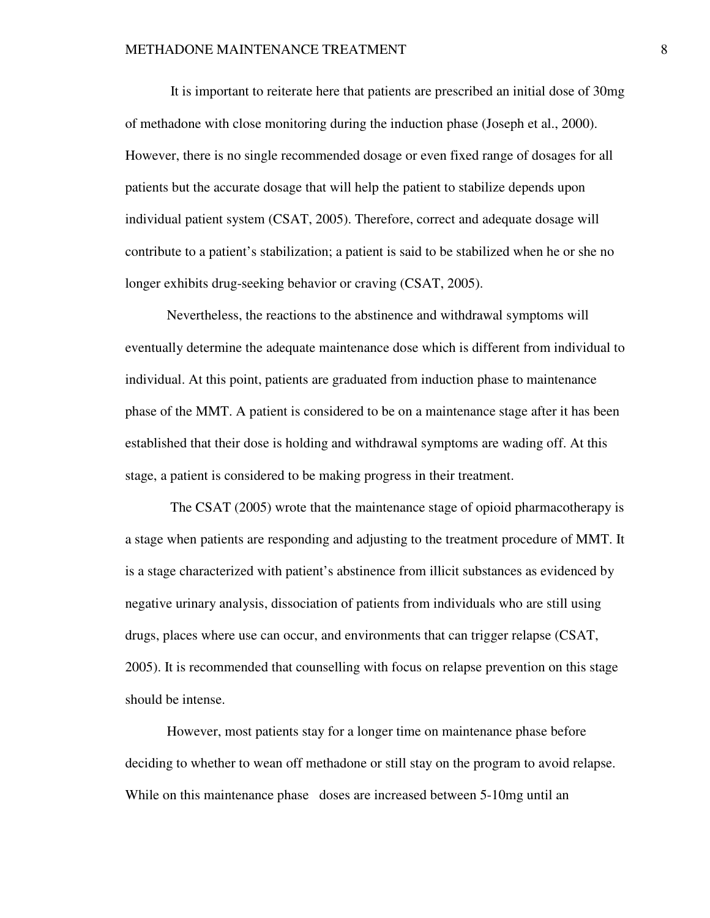It is important to reiterate here that patients are prescribed an initial dose of 30mg of methadone with close monitoring during the induction phase (Joseph et al., 2000). However, there is no single recommended dosage or even fixed range of dosages for all patients but the accurate dosage that will help the patient to stabilize depends upon individual patient system (CSAT, 2005). Therefore, correct and adequate dosage will contribute to a patient's stabilization; a patient is said to be stabilized when he or she no longer exhibits drug-seeking behavior or craving (CSAT, 2005).

Nevertheless, the reactions to the abstinence and withdrawal symptoms will eventually determine the adequate maintenance dose which is different from individual to individual. At this point, patients are graduated from induction phase to maintenance phase of the MMT. A patient is considered to be on a maintenance stage after it has been established that their dose is holding and withdrawal symptoms are wading off. At this stage, a patient is considered to be making progress in their treatment.

The CSAT (2005) wrote that the maintenance stage of opioid pharmacotherapy is a stage when patients are responding and adjusting to the treatment procedure of MMT. It is a stage characterized with patient's abstinence from illicit substances as evidenced by negative urinary analysis, dissociation of patients from individuals who are still using drugs, places where use can occur, and environments that can trigger relapse (CSAT, 2005). It is recommended that counselling with focus on relapse prevention on this stage should be intense.

However, most patients stay for a longer time on maintenance phase before deciding to whether to wean off methadone or still stay on the program to avoid relapse. While on this maintenance phase doses are increased between 5-10mg until an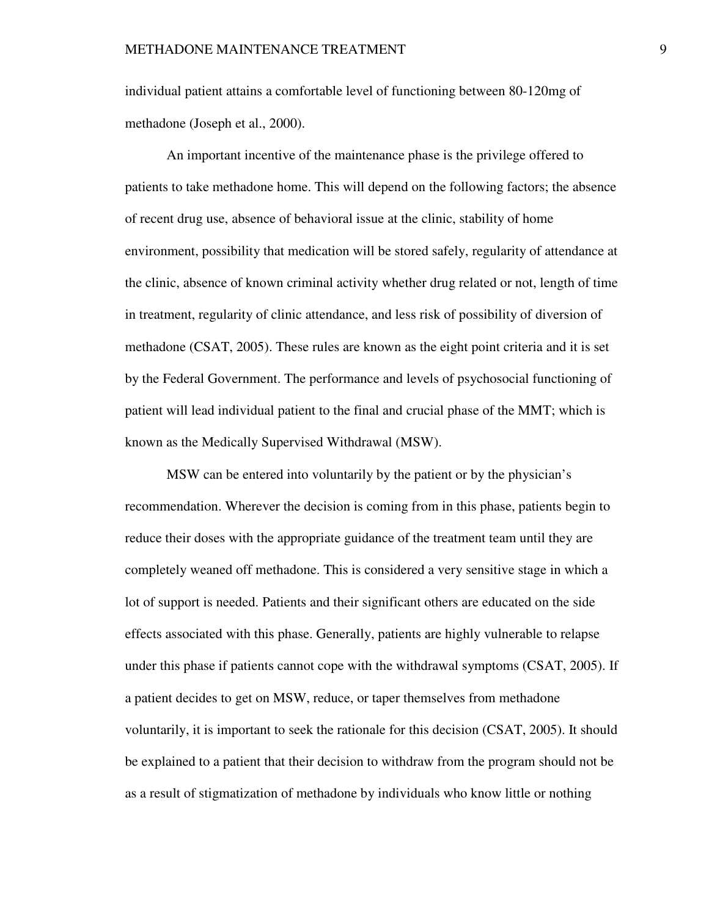individual patient attains a comfortable level of functioning between 80-120mg of methadone (Joseph et al., 2000).

An important incentive of the maintenance phase is the privilege offered to patients to take methadone home. This will depend on the following factors; the absence of recent drug use, absence of behavioral issue at the clinic, stability of home environment, possibility that medication will be stored safely, regularity of attendance at the clinic, absence of known criminal activity whether drug related or not, length of time in treatment, regularity of clinic attendance, and less risk of possibility of diversion of methadone (CSAT, 2005). These rules are known as the eight point criteria and it is set by the Federal Government. The performance and levels of psychosocial functioning of patient will lead individual patient to the final and crucial phase of the MMT; which is known as the Medically Supervised Withdrawal (MSW).

MSW can be entered into voluntarily by the patient or by the physician's recommendation. Wherever the decision is coming from in this phase, patients begin to reduce their doses with the appropriate guidance of the treatment team until they are completely weaned off methadone. This is considered a very sensitive stage in which a lot of support is needed. Patients and their significant others are educated on the side effects associated with this phase. Generally, patients are highly vulnerable to relapse under this phase if patients cannot cope with the withdrawal symptoms (CSAT, 2005). If a patient decides to get on MSW, reduce, or taper themselves from methadone voluntarily, it is important to seek the rationale for this decision (CSAT, 2005). It should be explained to a patient that their decision to withdraw from the program should not be as a result of stigmatization of methadone by individuals who know little or nothing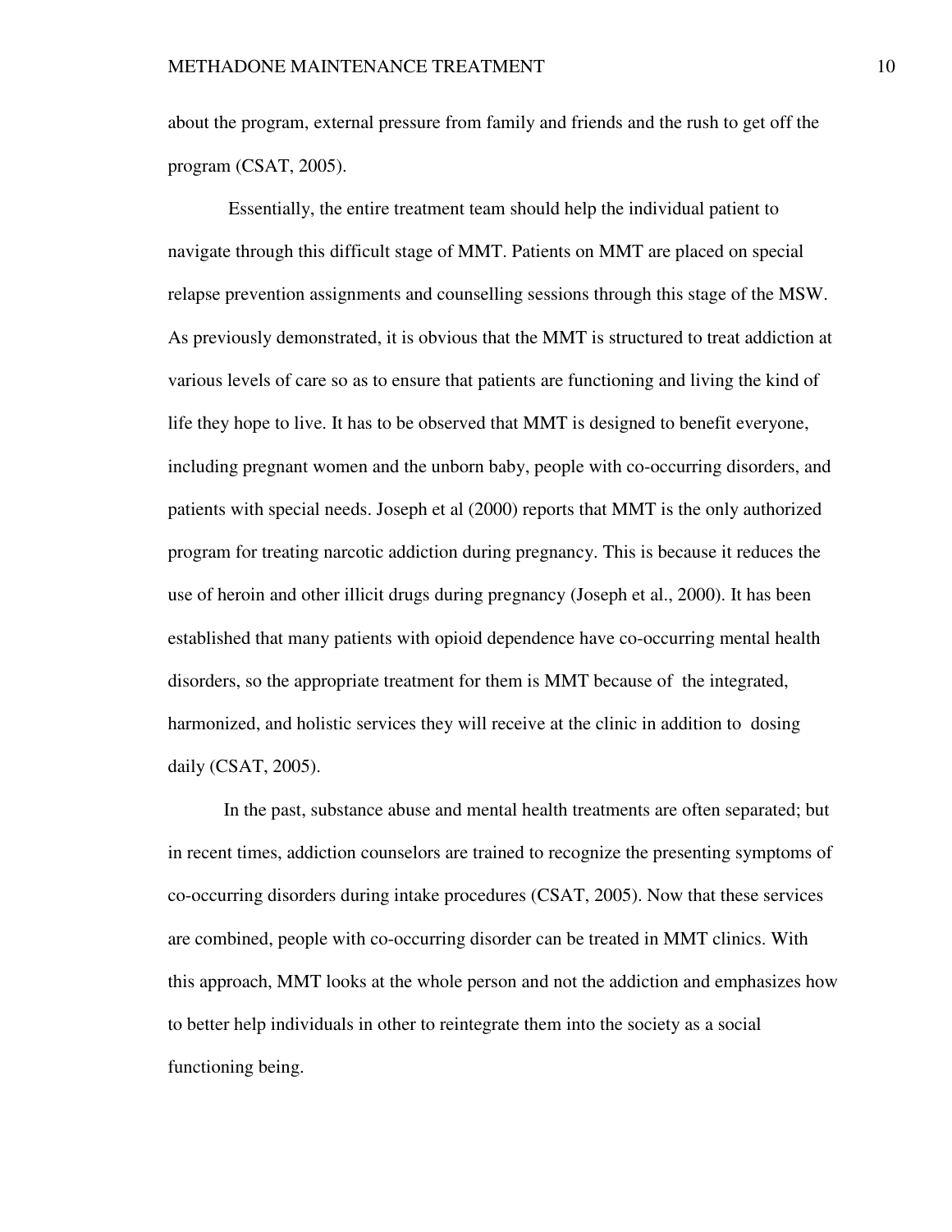about the program, external pressure from family and friends and the rush to get off the program (CSAT, 2005).

Essentially, the entire treatment team should help the individual patient to navigate through this difficult stage of MMT. Patients on MMT are placed on special relapse prevention assignments and counselling sessions through this stage of the MSW. As previously demonstrated, it is obvious that the MMT is structured to treat addiction at various levels of care so as to ensure that patients are functioning and living the kind of life they hope to live. It has to be observed that MMT is designed to benefit everyone, including pregnant women and the unborn baby, people with co-occurring disorders, and patients with special needs. Joseph et al (2000) reports that MMT is the only authorized program for treating narcotic addiction during pregnancy. This is because it reduces the use of heroin and other illicit drugs during pregnancy (Joseph et al., 2000). It has been established that many patients with opioid dependence have co-occurring mental health disorders, so the appropriate treatment for them is MMT because of the integrated, harmonized, and holistic services they will receive at the clinic in addition to dosing daily (CSAT, 2005).

In the past, substance abuse and mental health treatments are often separated; but in recent times, addiction counselors are trained to recognize the presenting symptoms of co-occurring disorders during intake procedures (CSAT, 2005). Now that these services are combined, people with co-occurring disorder can be treated in MMT clinics. With this approach, MMT looks at the whole person and not the addiction and emphasizes how to better help individuals in other to reintegrate them into the society as a social functioning being.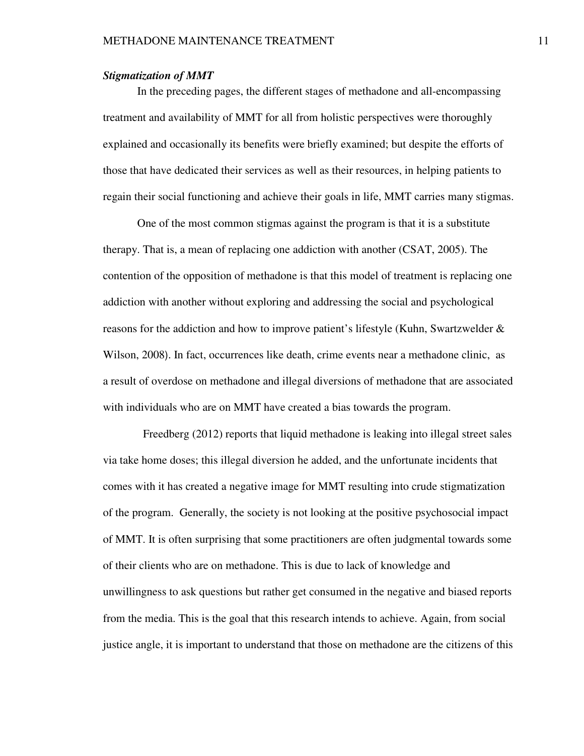### *Stigmatization of MMT*

In the preceding pages, the different stages of methadone and all-encompassing treatment and availability of MMT for all from holistic perspectives were thoroughly explained and occasionally its benefits were briefly examined; but despite the efforts of those that have dedicated their services as well as their resources, in helping patients to regain their social functioning and achieve their goals in life, MMT carries many stigmas.

One of the most common stigmas against the program is that it is a substitute therapy. That is, a mean of replacing one addiction with another (CSAT, 2005). The contention of the opposition of methadone is that this model of treatment is replacing one addiction with another without exploring and addressing the social and psychological reasons for the addiction and how to improve patient's lifestyle (Kuhn, Swartzwelder & Wilson, 2008). In fact, occurrences like death, crime events near a methadone clinic, as a result of overdose on methadone and illegal diversions of methadone that are associated with individuals who are on MMT have created a bias towards the program.

Freedberg (2012) reports that liquid methadone is leaking into illegal street sales via take home doses; this illegal diversion he added, and the unfortunate incidents that comes with it has created a negative image for MMT resulting into crude stigmatization of the program. Generally, the society is not looking at the positive psychosocial impact of MMT. It is often surprising that some practitioners are often judgmental towards some of their clients who are on methadone. This is due to lack of knowledge and unwillingness to ask questions but rather get consumed in the negative and biased reports from the media. This is the goal that this research intends to achieve. Again, from social justice angle, it is important to understand that those on methadone are the citizens of this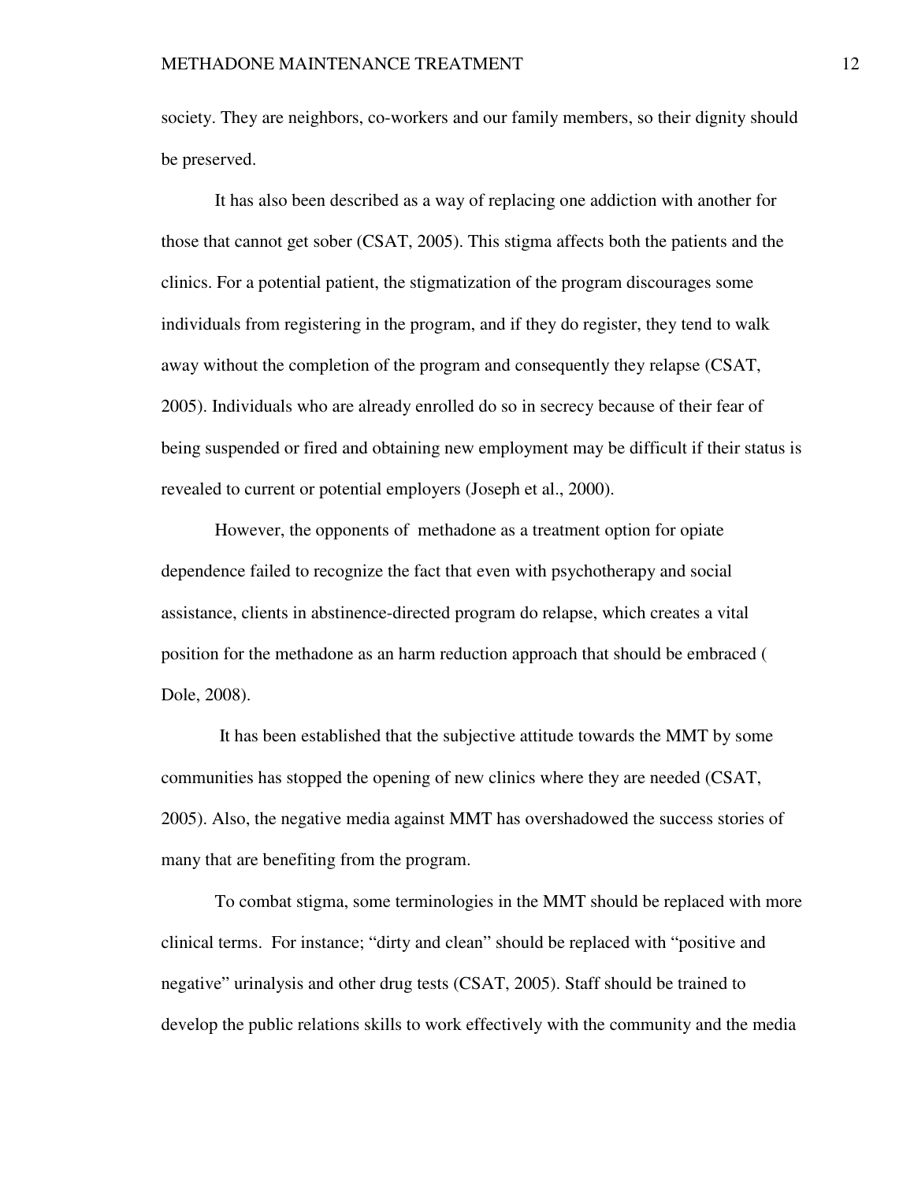society. They are neighbors, co-workers and our family members, so their dignity should be preserved.

It has also been described as a way of replacing one addiction with another for those that cannot get sober (CSAT, 2005). This stigma affects both the patients and the clinics. For a potential patient, the stigmatization of the program discourages some individuals from registering in the program, and if they do register, they tend to walk away without the completion of the program and consequently they relapse (CSAT, 2005). Individuals who are already enrolled do so in secrecy because of their fear of being suspended or fired and obtaining new employment may be difficult if their status is revealed to current or potential employers (Joseph et al., 2000).

However, the opponents of methadone as a treatment option for opiate dependence failed to recognize the fact that even with psychotherapy and social assistance, clients in abstinence-directed program do relapse, which creates a vital position for the methadone as an harm reduction approach that should be embraced ( Dole, 2008).

It has been established that the subjective attitude towards the MMT by some communities has stopped the opening of new clinics where they are needed (CSAT, 2005). Also, the negative media against MMT has overshadowed the success stories of many that are benefiting from the program.

To combat stigma, some terminologies in the MMT should be replaced with more clinical terms. For instance; "dirty and clean" should be replaced with "positive and negative" urinalysis and other drug tests (CSAT, 2005). Staff should be trained to develop the public relations skills to work effectively with the community and the media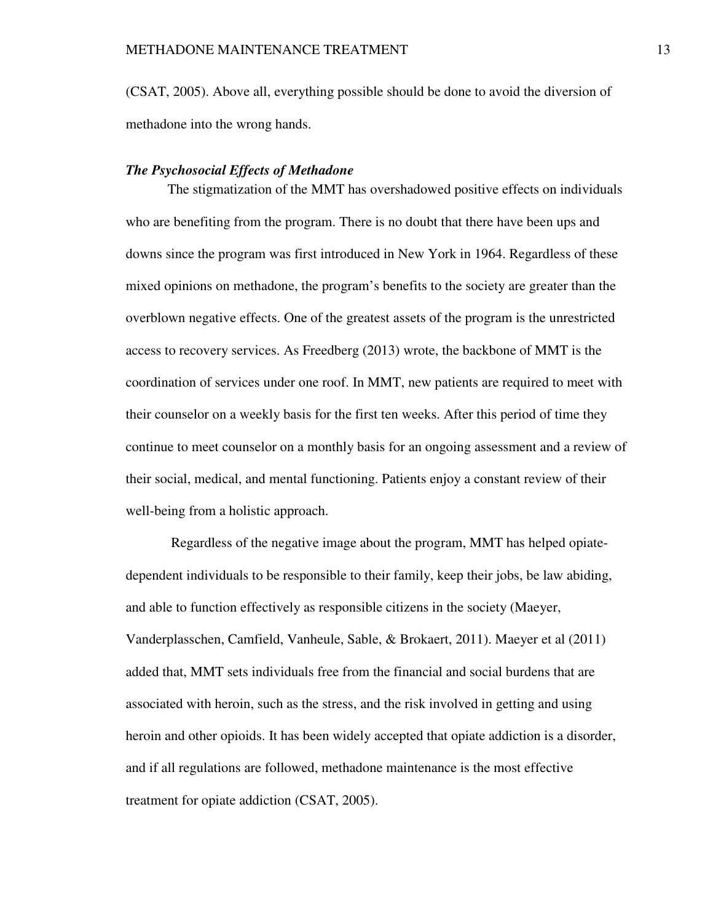(CSAT, 2005). Above all, everything possible should be done to avoid the diversion of methadone into the wrong hands.

### ***The Psychosocial Effects of Methadone***

The stigmatization of the MMT has overshadowed positive effects on individuals who are benefiting from the program. There is no doubt that there have been ups and downs since the program was first introduced in New York in 1964. Regardless of these mixed opinions on methadone, the program's benefits to the society are greater than the overblown negative effects. One of the greatest assets of the program is the unrestricted access to recovery services. As Freedberg (2013) wrote, the backbone of MMT is the coordination of services under one roof. In MMT, new patients are required to meet with their counselor on a weekly basis for the first ten weeks. After this period of time they continue to meet counselor on a monthly basis for an ongoing assessment and a review of their social, medical, and mental functioning. Patients enjoy a constant review of their well-being from a holistic approach.

Regardless of the negative image about the program, MMT has helped opiate-dependent individuals to be responsible to their family, keep their jobs, be law abiding, and able to function effectively as responsible citizens in the society (Maeyer, Vanderplasschen, Camfield, Vanheule, Sable, & Brokaert, 2011). Maeyer et al (2011) added that, MMT sets individuals free from the financial and social burdens that are associated with heroin, such as the stress, and the risk involved in getting and using heroin and other opioids. It has been widely accepted that opiate addiction is a disorder, and if all regulations are followed, methadone maintenance is the most effective treatment for opiate addiction (CSAT, 2005).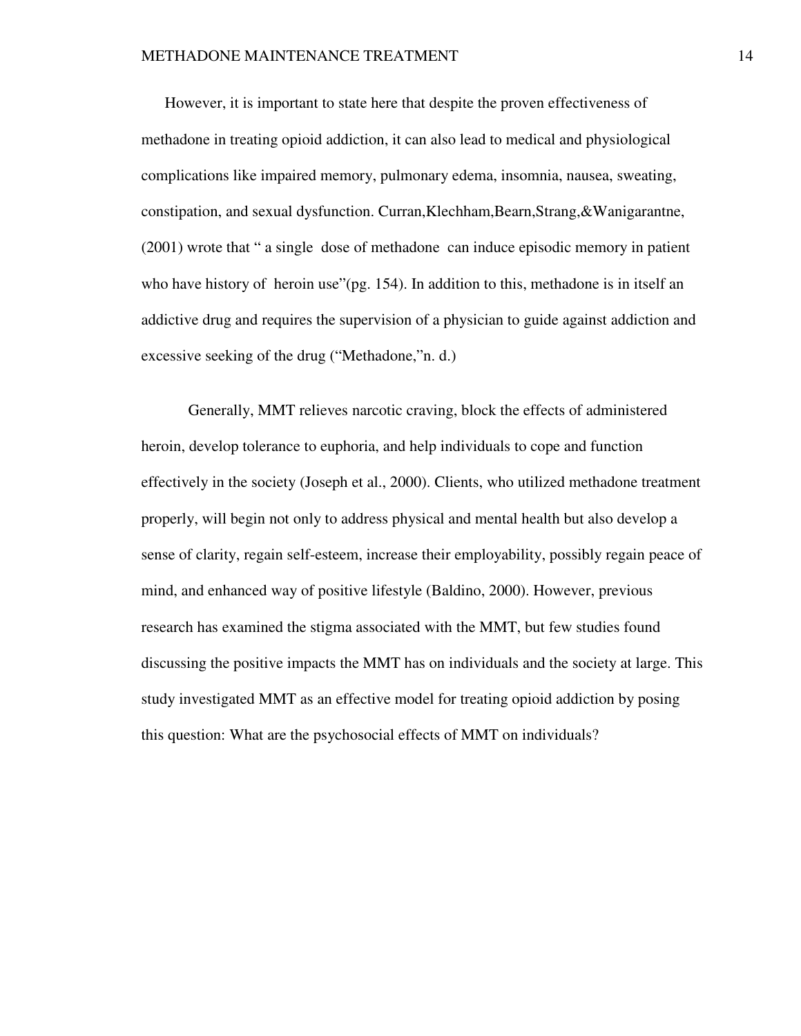However, it is important to state here that despite the proven effectiveness of methadone in treating opioid addiction, it can also lead to medical and physiological complications like impaired memory, pulmonary edema, insomnia, nausea, sweating, constipation, and sexual dysfunction. Curran,Klechham,Bearn,Strang,&Wanigarantne, (2001) wrote that " a single dose of methadone can induce episodic memory in patient who have history of heroin use"(pg. 154). In addition to this, methadone is in itself an addictive drug and requires the supervision of a physician to guide against addiction and excessive seeking of the drug ("Methadone,"n. d.)

Generally, MMT relieves narcotic craving, block the effects of administered heroin, develop tolerance to euphoria, and help individuals to cope and function effectively in the society (Joseph et al., 2000). Clients, who utilized methadone treatment properly, will begin not only to address physical and mental health but also develop a sense of clarity, regain self-esteem, increase their employability, possibly regain peace of mind, and enhanced way of positive lifestyle (Baldino, 2000). However, previous research has examined the stigma associated with the MMT, but few studies found discussing the positive impacts the MMT has on individuals and the society at large. This study investigated MMT as an effective model for treating opioid addiction by posing this question: What are the psychosocial effects of MMT on individuals?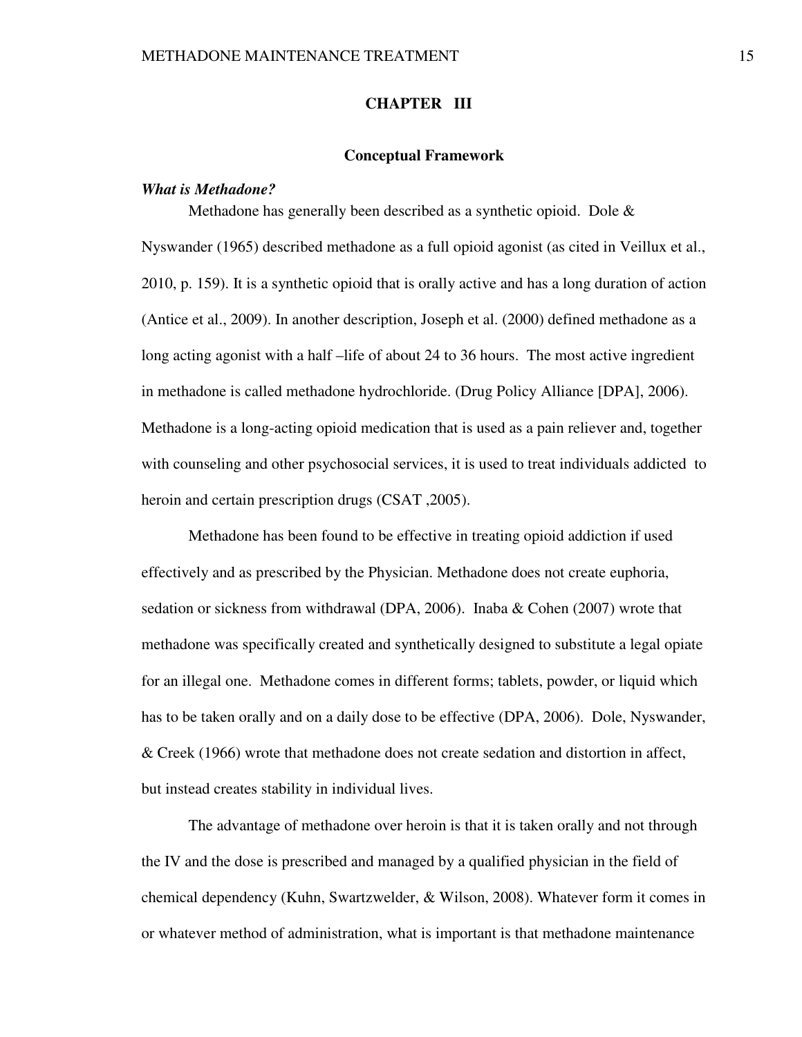# CHAPTER III

## Conceptual Framework

### *What is Methadone?*

Methadone has generally been described as a synthetic opioid. Dole & Nyswander (1965) described methadone as a full opioid agonist (as cited in Veillux et al., 2010, p. 159). It is a synthetic opioid that is orally active and has a long duration of action (Antice et al., 2009). In another description, Joseph et al. (2000) defined methadone as a long acting agonist with a half –life of about 24 to 36 hours. The most active ingredient in methadone is called methadone hydrochloride. (Drug Policy Alliance [DPA], 2006). Methadone is a long-acting opioid medication that is used as a pain reliever and, together with counseling and other psychosocial services, it is used to treat individuals addicted to heroin and certain prescription drugs (CSAT ,2005).

Methadone has been found to be effective in treating opioid addiction if used effectively and as prescribed by the Physician. Methadone does not create euphoria, sedation or sickness from withdrawal (DPA, 2006). Inaba & Cohen (2007) wrote that methadone was specifically created and synthetically designed to substitute a legal opiate for an illegal one. Methadone comes in different forms; tablets, powder, or liquid which has to be taken orally and on a daily dose to be effective (DPA, 2006). Dole, Nyswander, & Creek (1966) wrote that methadone does not create sedation and distortion in affect, but instead creates stability in individual lives.

The advantage of methadone over heroin is that it is taken orally and not through the IV and the dose is prescribed and managed by a qualified physician in the field of chemical dependency (Kuhn, Swartzwelder, & Wilson, 2008). Whatever form it comes in or whatever method of administration, what is important is that methadone maintenance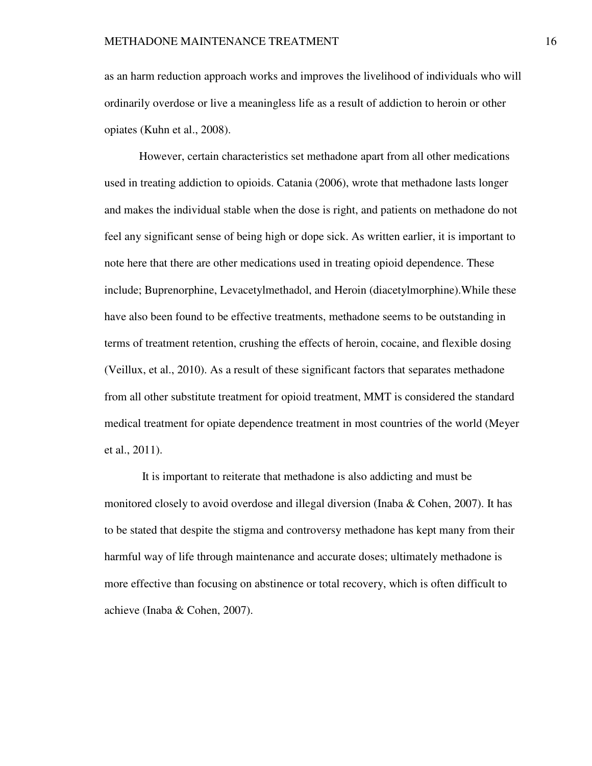as an harm reduction approach works and improves the livelihood of individuals who will ordinarily overdose or live a meaningless life as a result of addiction to heroin or other opiates (Kuhn et al., 2008).

However, certain characteristics set methadone apart from all other medications used in treating addiction to opioids. Catania (2006), wrote that methadone lasts longer and makes the individual stable when the dose is right, and patients on methadone do not feel any significant sense of being high or dope sick. As written earlier, it is important to note here that there are other medications used in treating opioid dependence. These include; Buprenorphine, Levacetylmethadol, and Heroin (diacetylmorphine).While these have also been found to be effective treatments, methadone seems to be outstanding in terms of treatment retention, crushing the effects of heroin, cocaine, and flexible dosing (Veillux, et al., 2010). As a result of these significant factors that separates methadone from all other substitute treatment for opioid treatment, MMT is considered the standard medical treatment for opiate dependence treatment in most countries of the world (Meyer et al., 2011).

It is important to reiterate that methadone is also addicting and must be monitored closely to avoid overdose and illegal diversion (Inaba & Cohen, 2007). It has to be stated that despite the stigma and controversy methadone has kept many from their harmful way of life through maintenance and accurate doses; ultimately methadone is more effective than focusing on abstinence or total recovery, which is often difficult to achieve (Inaba & Cohen, 2007).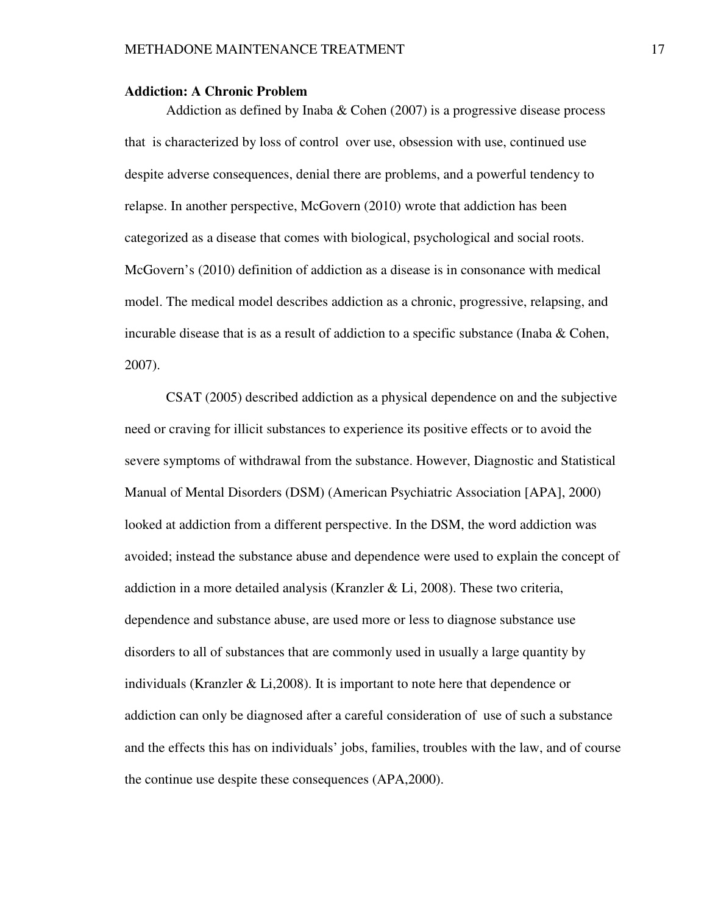**Addiction: A Chronic Problem**

Addiction as defined by Inaba & Cohen (2007) is a progressive disease process that is characterized by loss of control over use, obsession with use, continued use despite adverse consequences, denial there are problems, and a powerful tendency to relapse. In another perspective, McGovern (2010) wrote that addiction has been categorized as a disease that comes with biological, psychological and social roots. McGovern's (2010) definition of addiction as a disease is in consonance with medical model. The medical model describes addiction as a chronic, progressive, relapsing, and incurable disease that is as a result of addiction to a specific substance (Inaba & Cohen, 2007).

CSAT (2005) described addiction as a physical dependence on and the subjective need or craving for illicit substances to experience its positive effects or to avoid the severe symptoms of withdrawal from the substance. However, Diagnostic and Statistical Manual of Mental Disorders (DSM) (American Psychiatric Association [APA], 2000) looked at addiction from a different perspective. In the DSM, the word addiction was avoided; instead the substance abuse and dependence were used to explain the concept of addiction in a more detailed analysis (Kranzler & Li, 2008). These two criteria, dependence and substance abuse, are used more or less to diagnose substance use disorders to all of substances that are commonly used in usually a large quantity by individuals (Kranzler & Li,2008). It is important to note here that dependence or addiction can only be diagnosed after a careful consideration of use of such a substance and the effects this has on individuals' jobs, families, troubles with the law, and of course the continue use despite these consequences (APA,2000).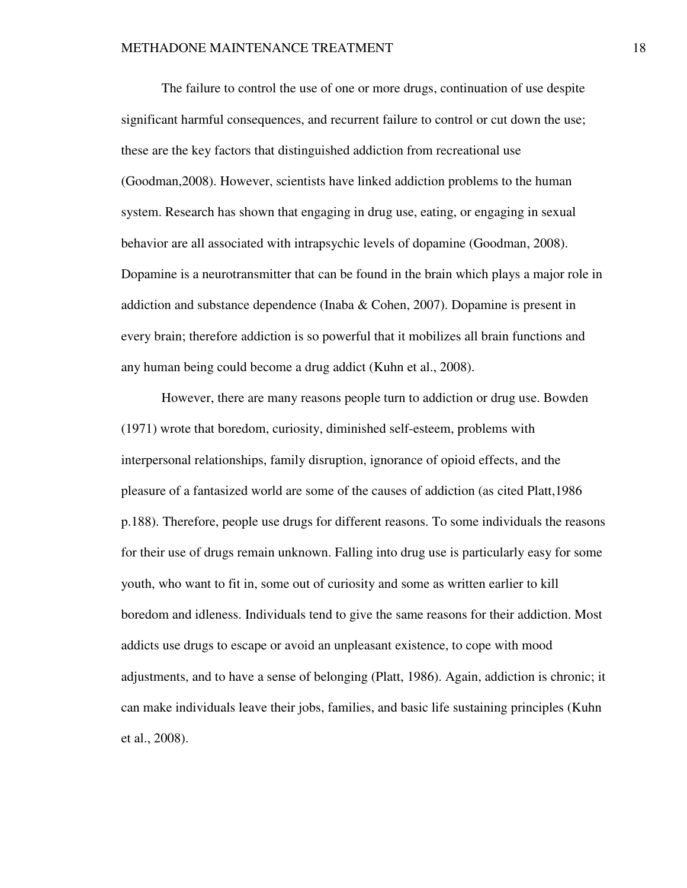The failure to control the use of one or more drugs, continuation of use despite significant harmful consequences, and recurrent failure to control or cut down the use; these are the key factors that distinguished addiction from recreational use (Goodman,2008). However, scientists have linked addiction problems to the human system. Research has shown that engaging in drug use, eating, or engaging in sexual behavior are all associated with intrapsychic levels of dopamine (Goodman, 2008). Dopamine is a neurotransmitter that can be found in the brain which plays a major role in addiction and substance dependence (Inaba & Cohen, 2007). Dopamine is present in every brain; therefore addiction is so powerful that it mobilizes all brain functions and any human being could become a drug addict (Kuhn et al., 2008).

However, there are many reasons people turn to addiction or drug use. Bowden (1971) wrote that boredom, curiosity, diminished self-esteem, problems with interpersonal relationships, family disruption, ignorance of opioid effects, and the pleasure of a fantasized world are some of the causes of addiction (as cited Platt,1986 p.188). Therefore, people use drugs for different reasons. To some individuals the reasons for their use of drugs remain unknown. Falling into drug use is particularly easy for some youth, who want to fit in, some out of curiosity and some as written earlier to kill boredom and idleness. Individuals tend to give the same reasons for their addiction. Most addicts use drugs to escape or avoid an unpleasant existence, to cope with mood adjustments, and to have a sense of belonging (Platt, 1986). Again, addiction is chronic; it can make individuals leave their jobs, families, and basic life sustaining principles (Kuhn et al., 2008).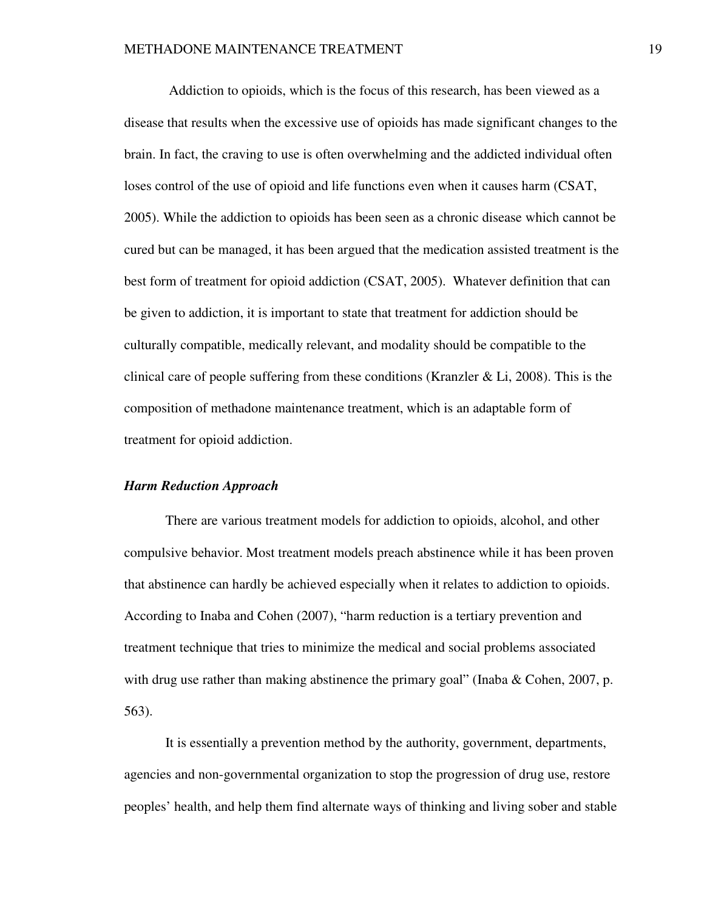Addiction to opioids, which is the focus of this research, has been viewed as a disease that results when the excessive use of opioids has made significant changes to the brain. In fact, the craving to use is often overwhelming and the addicted individual often loses control of the use of opioid and life functions even when it causes harm (CSAT, 2005). While the addiction to opioids has been seen as a chronic disease which cannot be cured but can be managed, it has been argued that the medication assisted treatment is the best form of treatment for opioid addiction (CSAT, 2005). Whatever definition that can be given to addiction, it is important to state that treatment for addiction should be culturally compatible, medically relevant, and modality should be compatible to the clinical care of people suffering from these conditions (Kranzler & Li, 2008). This is the composition of methadone maintenance treatment, which is an adaptable form of treatment for opioid addiction.

### ***Harm Reduction Approach***

There are various treatment models for addiction to opioids, alcohol, and other compulsive behavior. Most treatment models preach abstinence while it has been proven that abstinence can hardly be achieved especially when it relates to addiction to opioids. According to Inaba and Cohen (2007), "harm reduction is a tertiary prevention and treatment technique that tries to minimize the medical and social problems associated with drug use rather than making abstinence the primary goal" (Inaba & Cohen, 2007, p. 563).

It is essentially a prevention method by the authority, government, departments, agencies and non-governmental organization to stop the progression of drug use, restore peoples' health, and help them find alternate ways of thinking and living sober and stable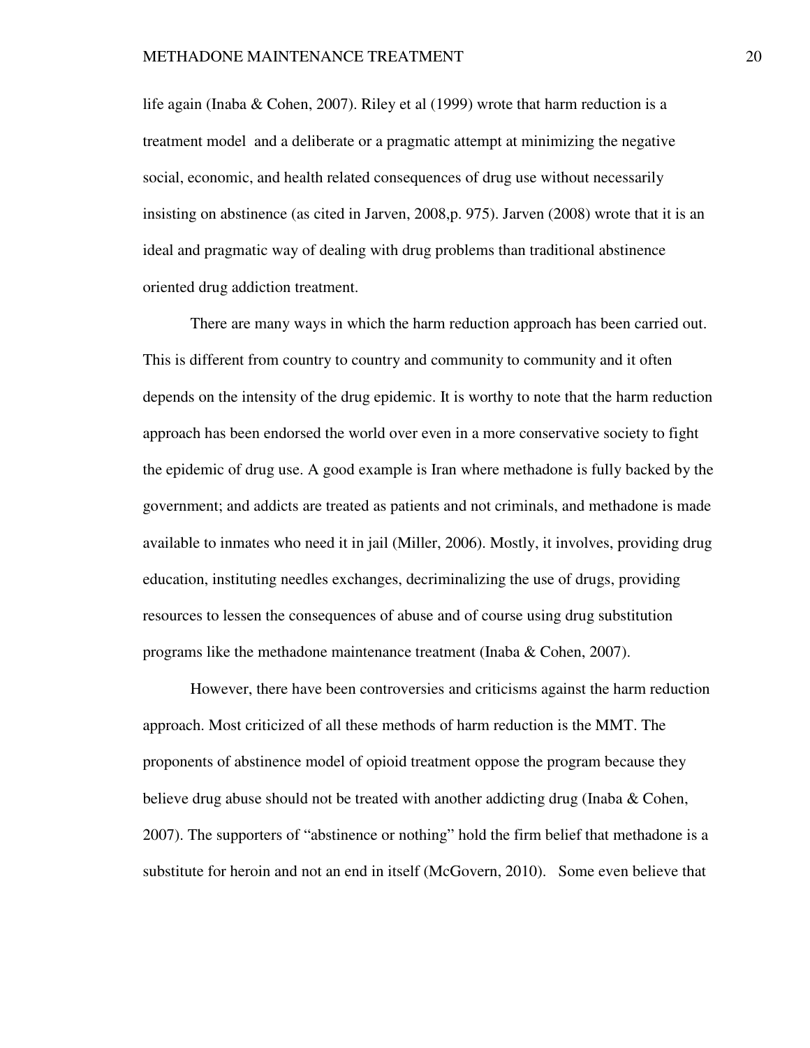life again (Inaba & Cohen, 2007). Riley et al (1999) wrote that harm reduction is a treatment model and a deliberate or a pragmatic attempt at minimizing the negative social, economic, and health related consequences of drug use without necessarily insisting on abstinence (as cited in Jarven, 2008,p. 975). Jarven (2008) wrote that it is an ideal and pragmatic way of dealing with drug problems than traditional abstinence oriented drug addiction treatment.

There are many ways in which the harm reduction approach has been carried out. This is different from country to country and community to community and it often depends on the intensity of the drug epidemic. It is worthy to note that the harm reduction approach has been endorsed the world over even in a more conservative society to fight the epidemic of drug use. A good example is Iran where methadone is fully backed by the government; and addicts are treated as patients and not criminals, and methadone is made available to inmates who need it in jail (Miller, 2006). Mostly, it involves, providing drug education, instituting needles exchanges, decriminalizing the use of drugs, providing resources to lessen the consequences of abuse and of course using drug substitution programs like the methadone maintenance treatment (Inaba & Cohen, 2007).

However, there have been controversies and criticisms against the harm reduction approach. Most criticized of all these methods of harm reduction is the MMT. The proponents of abstinence model of opioid treatment oppose the program because they believe drug abuse should not be treated with another addicting drug (Inaba & Cohen, 2007). The supporters of "abstinence or nothing" hold the firm belief that methadone is a substitute for heroin and not an end in itself (McGovern, 2010). Some even believe that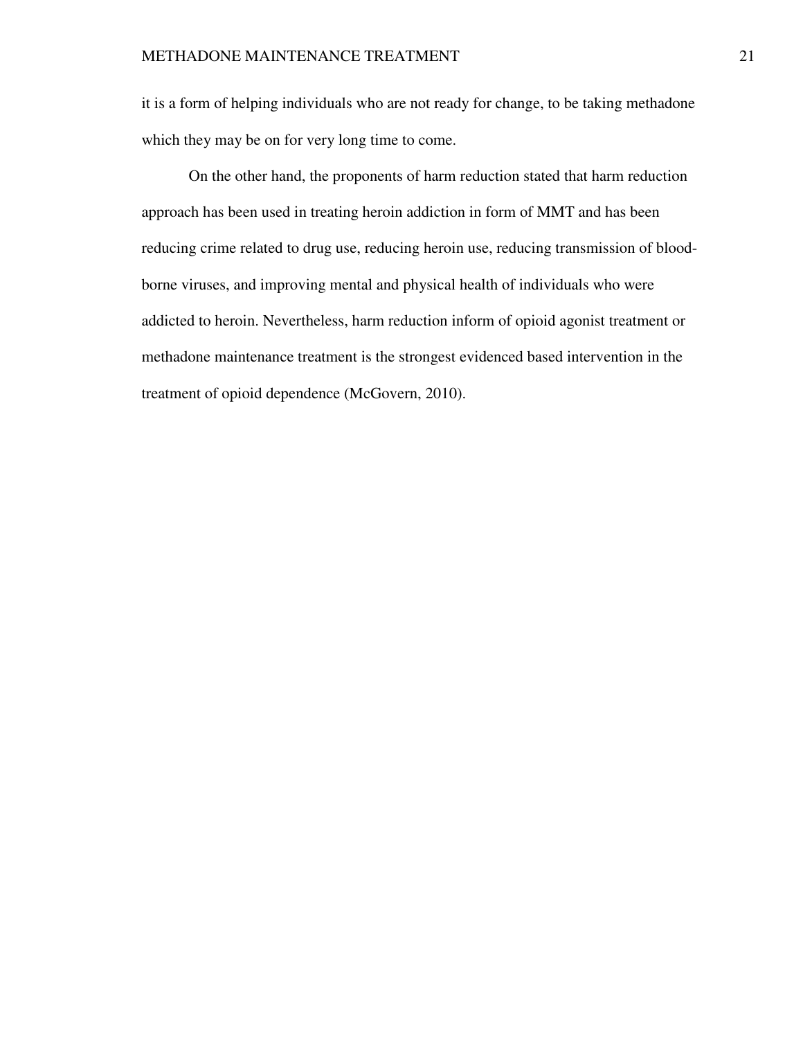it is a form of helping individuals who are not ready for change, to be taking methadone which they may be on for very long time to come.

On the other hand, the proponents of harm reduction stated that harm reduction approach has been used in treating heroin addiction in form of MMT and has been reducing crime related to drug use, reducing heroin use, reducing transmission of blood-borne viruses, and improving mental and physical health of individuals who were addicted to heroin. Nevertheless, harm reduction inform of opioid agonist treatment or methadone maintenance treatment is the strongest evidenced based intervention in the treatment of opioid dependence (McGovern, 2010).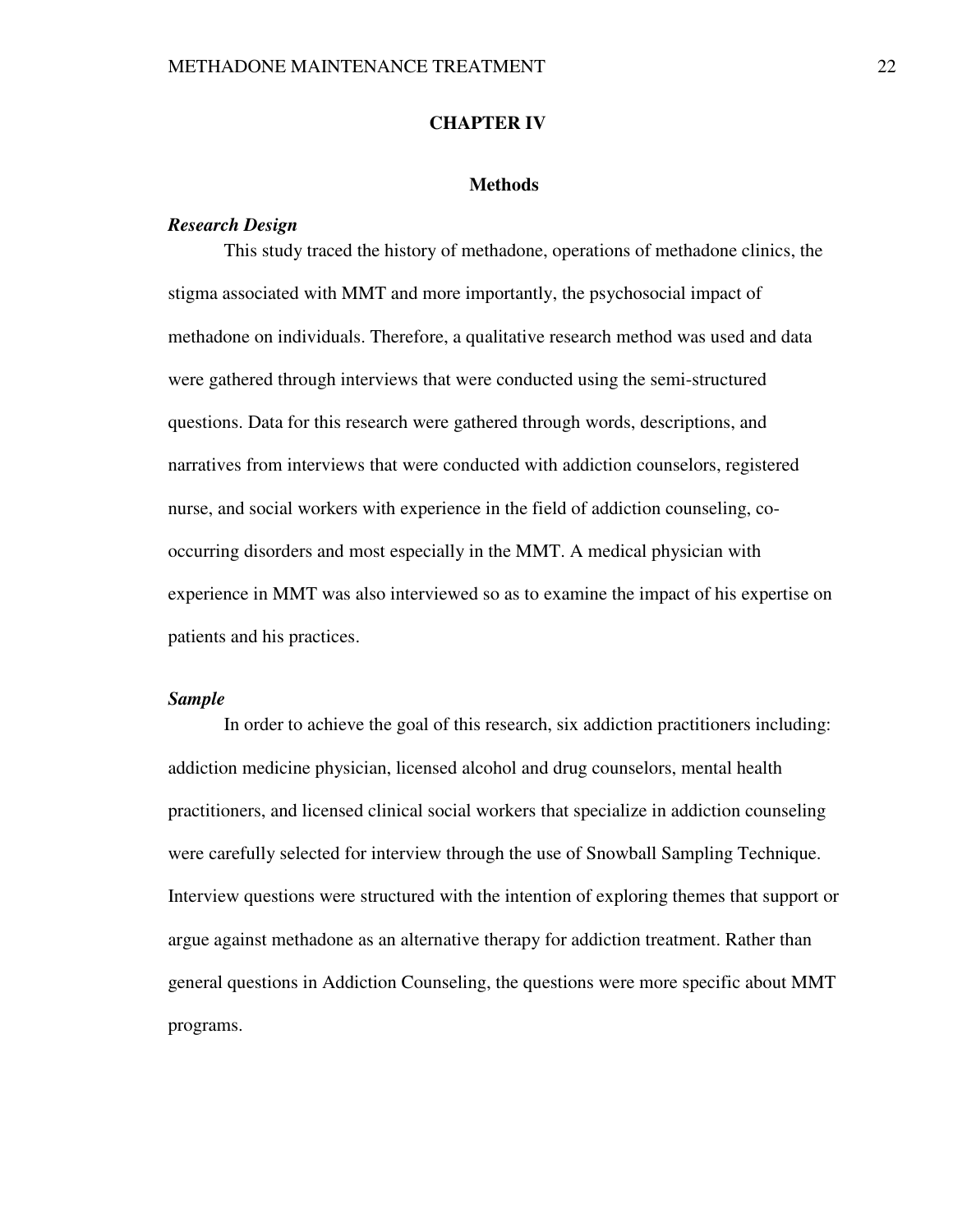# CHAPTER IV

## Methods

### *Research Design*

This study traced the history of methadone, operations of methadone clinics, the stigma associated with MMT and more importantly, the psychosocial impact of methadone on individuals. Therefore, a qualitative research method was used and data were gathered through interviews that were conducted using the semi-structured questions. Data for this research were gathered through words, descriptions, and narratives from interviews that were conducted with addiction counselors, registered nurse, and social workers with experience in the field of addiction counseling, co-occurring disorders and most especially in the MMT. A medical physician with experience in MMT was also interviewed so as to examine the impact of his expertise on patients and his practices.

### *Sample*

In order to achieve the goal of this research, six addiction practitioners including: addiction medicine physician, licensed alcohol and drug counselors, mental health practitioners, and licensed clinical social workers that specialize in addiction counseling were carefully selected for interview through the use of Snowball Sampling Technique. Interview questions were structured with the intention of exploring themes that support or argue against methadone as an alternative therapy for addiction treatment. Rather than general questions in Addiction Counseling, the questions were more specific about MMT programs.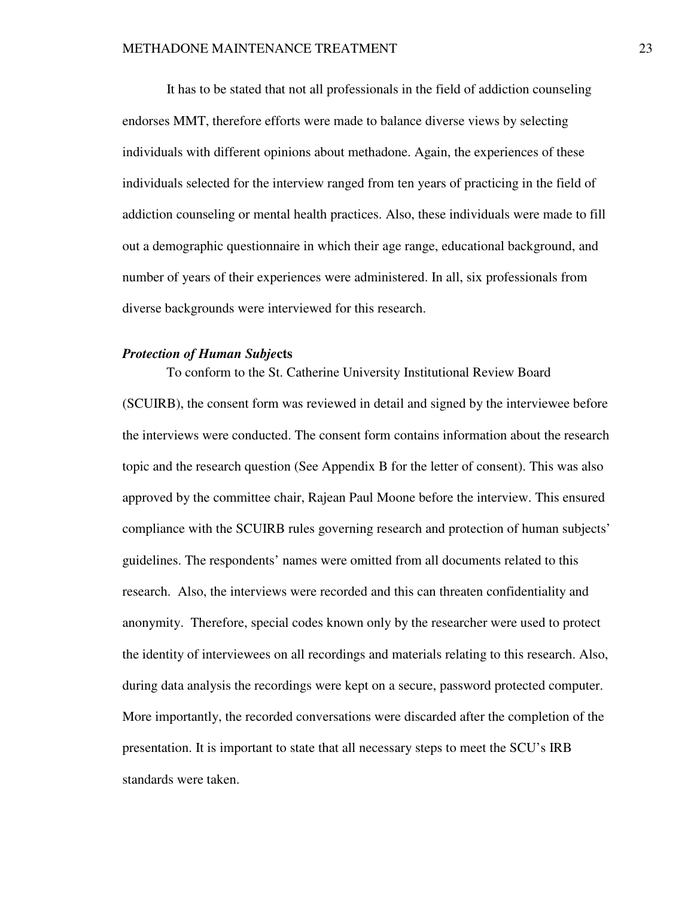It has to be stated that not all professionals in the field of addiction counseling endorses MMT, therefore efforts were made to balance diverse views by selecting individuals with different opinions about methadone. Again, the experiences of these individuals selected for the interview ranged from ten years of practicing in the field of addiction counseling or mental health practices. Also, these individuals were made to fill out a demographic questionnaire in which their age range, educational background, and number of years of their experiences were administered. In all, six professionals from diverse backgrounds were interviewed for this research.

### *Protection of Human Subjects*

To conform to the St. Catherine University Institutional Review Board (SCUIRB), the consent form was reviewed in detail and signed by the interviewee before the interviews were conducted. The consent form contains information about the research topic and the research question (See Appendix B for the letter of consent). This was also approved by the committee chair, Rajean Paul Moone before the interview. This ensured compliance with the SCUIRB rules governing research and protection of human subjects' guidelines. The respondents' names were omitted from all documents related to this research. Also, the interviews were recorded and this can threaten confidentiality and anonymity. Therefore, special codes known only by the researcher were used to protect the identity of interviewees on all recordings and materials relating to this research. Also, during data analysis the recordings were kept on a secure, password protected computer. More importantly, the recorded conversations were discarded after the completion of the presentation. It is important to state that all necessary steps to meet the SCU's IRB standards were taken.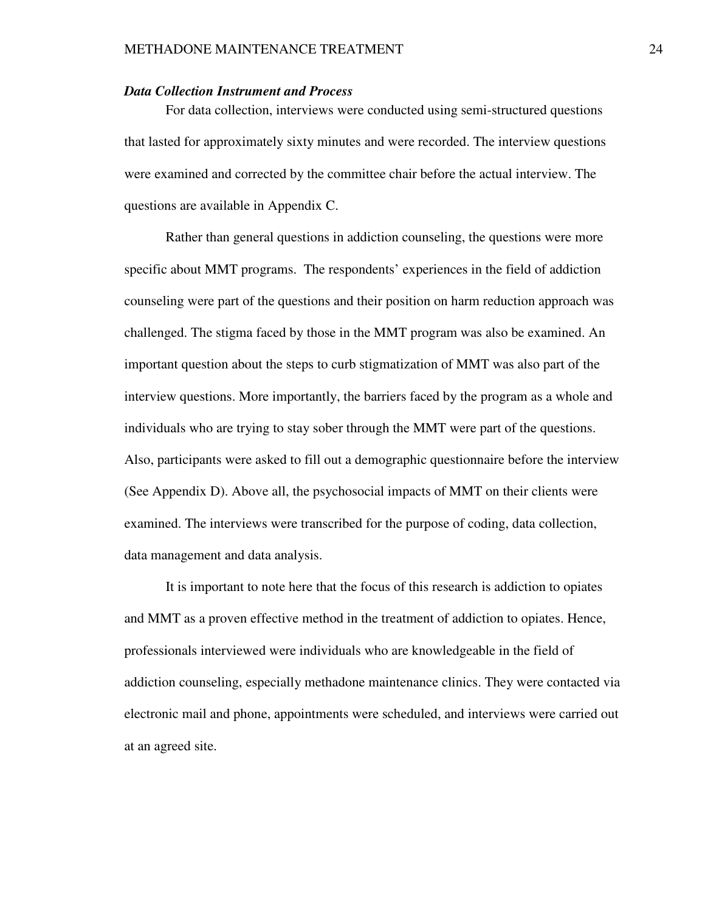### *Data Collection Instrument and Process*

For data collection, interviews were conducted using semi-structured questions that lasted for approximately sixty minutes and were recorded. The interview questions were examined and corrected by the committee chair before the actual interview. The questions are available in Appendix C.

Rather than general questions in addiction counseling, the questions were more specific about MMT programs. The respondents' experiences in the field of addiction counseling were part of the questions and their position on harm reduction approach was challenged. The stigma faced by those in the MMT program was also be examined. An important question about the steps to curb stigmatization of MMT was also part of the interview questions. More importantly, the barriers faced by the program as a whole and individuals who are trying to stay sober through the MMT were part of the questions. Also, participants were asked to fill out a demographic questionnaire before the interview (See Appendix D). Above all, the psychosocial impacts of MMT on their clients were examined. The interviews were transcribed for the purpose of coding, data collection, data management and data analysis.

It is important to note here that the focus of this research is addiction to opiates and MMT as a proven effective method in the treatment of addiction to opiates. Hence, professionals interviewed were individuals who are knowledgeable in the field of addiction counseling, especially methadone maintenance clinics. They were contacted via electronic mail and phone, appointments were scheduled, and interviews were carried out at an agreed site.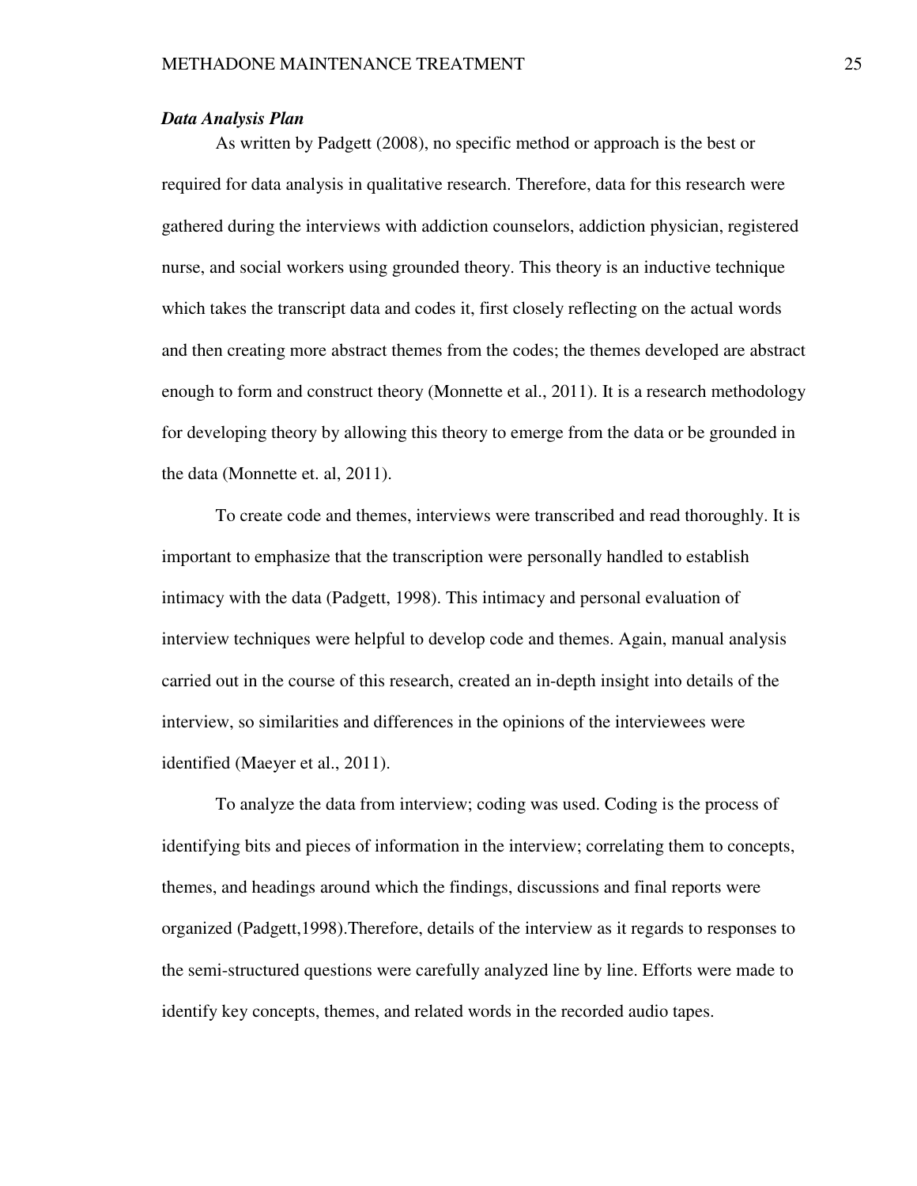### *Data Analysis Plan*

As written by Padgett (2008), no specific method or approach is the best or required for data analysis in qualitative research. Therefore, data for this research were gathered during the interviews with addiction counselors, addiction physician, registered nurse, and social workers using grounded theory. This theory is an inductive technique which takes the transcript data and codes it, first closely reflecting on the actual words and then creating more abstract themes from the codes; the themes developed are abstract enough to form and construct theory (Monnette et al., 2011). It is a research methodology for developing theory by allowing this theory to emerge from the data or be grounded in the data (Monnette et. al, 2011).

To create code and themes, interviews were transcribed and read thoroughly. It is important to emphasize that the transcription were personally handled to establish intimacy with the data (Padgett, 1998). This intimacy and personal evaluation of interview techniques were helpful to develop code and themes. Again, manual analysis carried out in the course of this research, created an in-depth insight into details of the interview, so similarities and differences in the opinions of the interviewees were identified (Maeyer et al., 2011).

To analyze the data from interview; coding was used. Coding is the process of identifying bits and pieces of information in the interview; correlating them to concepts, themes, and headings around which the findings, discussions and final reports were organized (Padgett,1998).Therefore, details of the interview as it regards to responses to the semi-structured questions were carefully analyzed line by line. Efforts were made to identify key concepts, themes, and related words in the recorded audio tapes.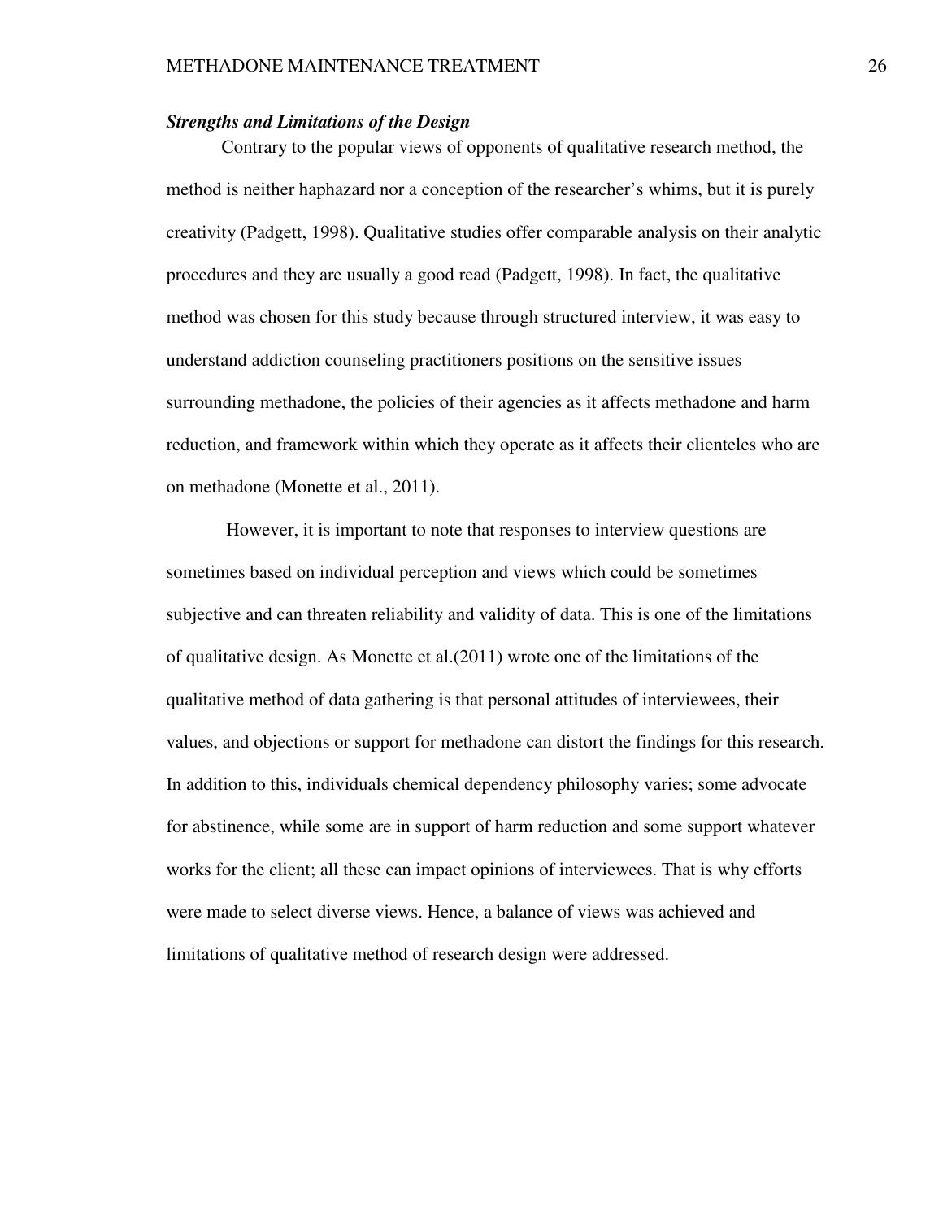### *Strengths and Limitations of the Design*

Contrary to the popular views of opponents of qualitative research method, the method is neither haphazard nor a conception of the researcher's whims, but it is purely creativity (Padgett, 1998). Qualitative studies offer comparable analysis on their analytic procedures and they are usually a good read (Padgett, 1998). In fact, the qualitative method was chosen for this study because through structured interview, it was easy to understand addiction counseling practitioners positions on the sensitive issues surrounding methadone, the policies of their agencies as it affects methadone and harm reduction, and framework within which they operate as it affects their clienteles who are on methadone (Monette et al., 2011).

However, it is important to note that responses to interview questions are sometimes based on individual perception and views which could be sometimes subjective and can threaten reliability and validity of data. This is one of the limitations of qualitative design. As Monette et al.(2011) wrote one of the limitations of the qualitative method of data gathering is that personal attitudes of interviewees, their values, and objections or support for methadone can distort the findings for this research. In addition to this, individuals chemical dependency philosophy varies; some advocate for abstinence, while some are in support of harm reduction and some support whatever works for the client; all these can impact opinions of interviewees. That is why efforts were made to select diverse views. Hence, a balance of views was achieved and limitations of qualitative method of research design were addressed.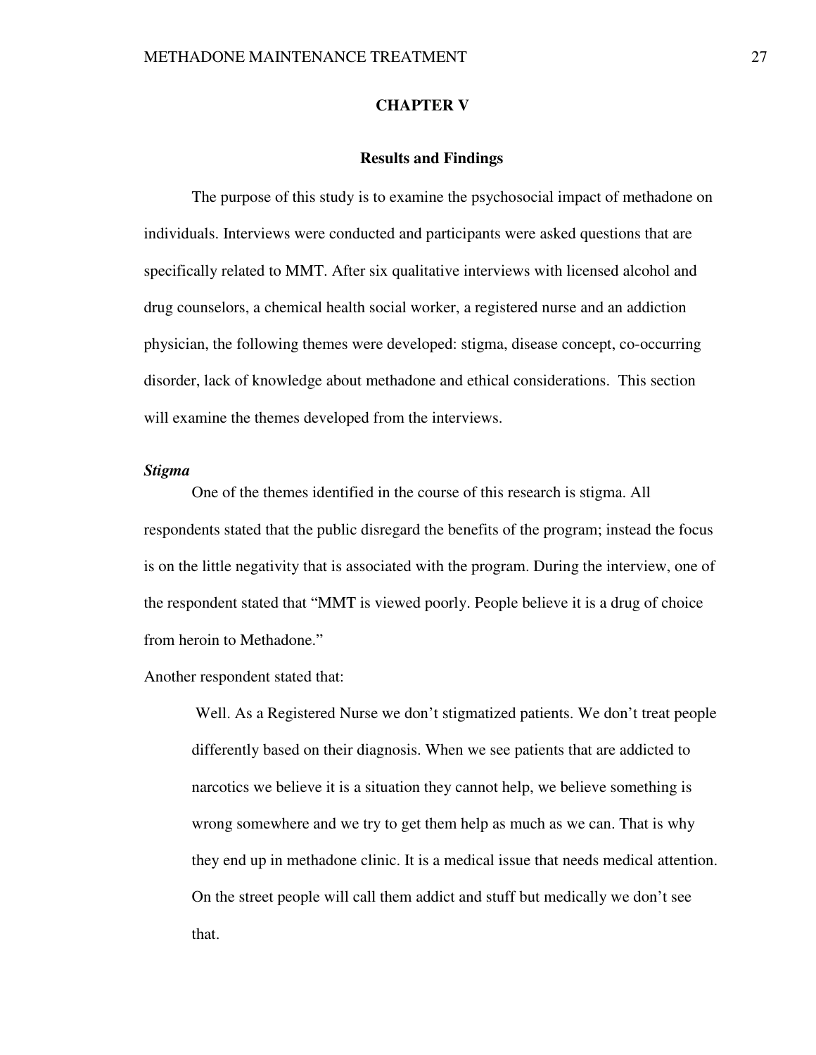# CHAPTER V

## Results and Findings

The purpose of this study is to examine the psychosocial impact of methadone on individuals. Interviews were conducted and participants were asked questions that are specifically related to MMT. After six qualitative interviews with licensed alcohol and drug counselors, a chemical health social worker, a registered nurse and an addiction physician, the following themes were developed: stigma, disease concept, co-occurring disorder, lack of knowledge about methadone and ethical considerations. This section will examine the themes developed from the interviews.

### *Stigma*

One of the themes identified in the course of this research is stigma. All respondents stated that the public disregard the benefits of the program; instead the focus is on the little negativity that is associated with the program. During the interview, one of the respondent stated that "MMT is viewed poorly. People believe it is a drug of choice from heroin to Methadone."

Another respondent stated that:

> Well. As a Registered Nurse we don't stigmatized patients. We don't treat people differently based on their diagnosis. When we see patients that are addicted to narcotics we believe it is a situation they cannot help, we believe something is wrong somewhere and we try to get them help as much as we can. That is why they end up in methadone clinic. It is a medical issue that needs medical attention. On the street people will call them addict and stuff but medically we don't see that.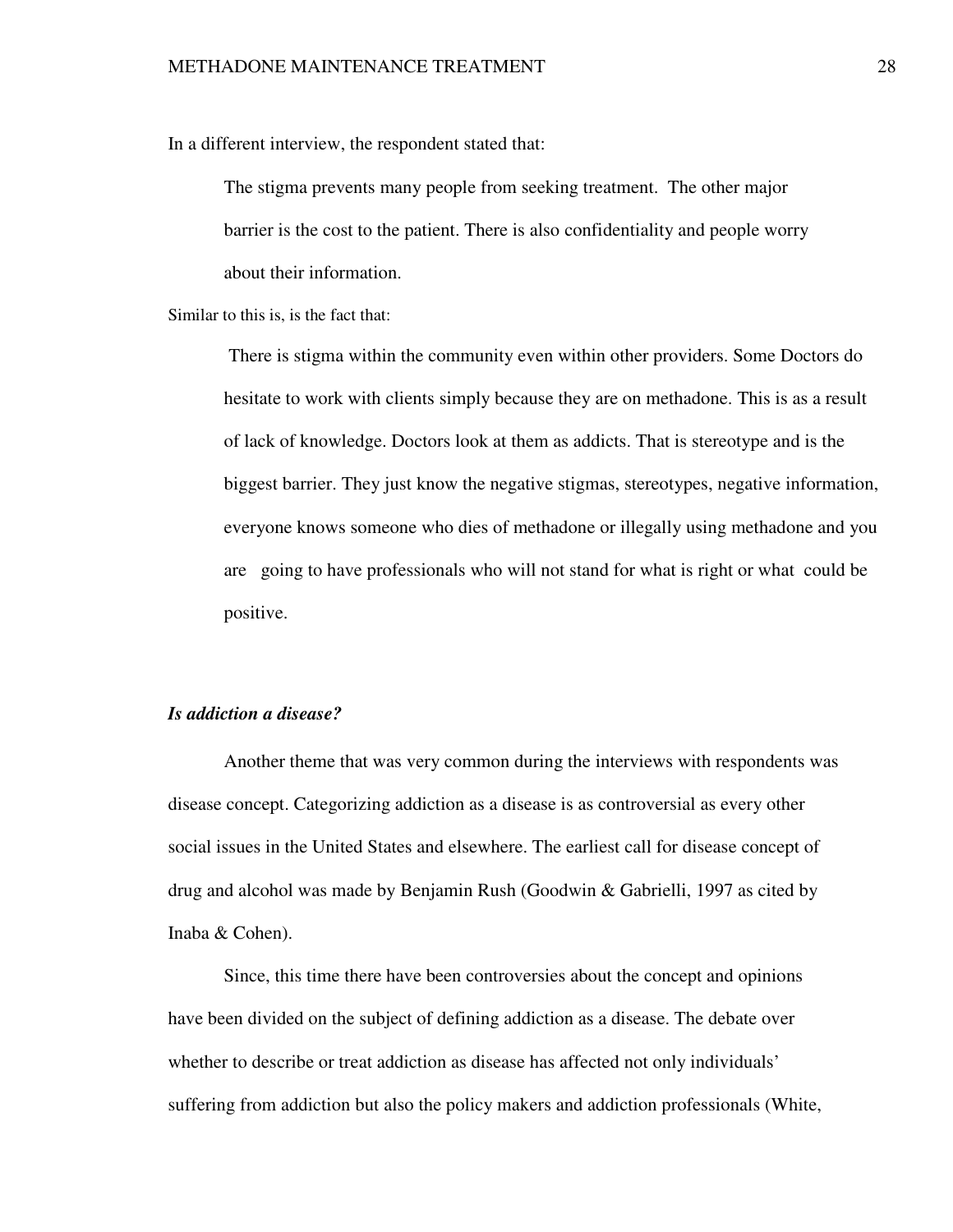In a different interview, the respondent stated that:

> The stigma prevents many people from seeking treatment. The other major barrier is the cost to the patient. There is also confidentiality and people worry about their information.

Similar to this is, is the fact that:

> There is stigma within the community even within other providers. Some Doctors do hesitate to work with clients simply because they are on methadone. This is as a result of lack of knowledge. Doctors look at them as addicts. That is stereotype and is the biggest barrier. They just know the negative stigmas, stereotypes, negative information, everyone knows someone who dies of methadone or illegally using methadone and you are going to have professionals who will not stand for what is right or what could be positive.

***Is addiction a disease?***

Another theme that was very common during the interviews with respondents was disease concept. Categorizing addiction as a disease is as controversial as every other social issues in the United States and elsewhere. The earliest call for disease concept of drug and alcohol was made by Benjamin Rush (Goodwin & Gabrielli, 1997 as cited by Inaba & Cohen).

Since, this time there have been controversies about the concept and opinions have been divided on the subject of defining addiction as a disease. The debate over whether to describe or treat addiction as disease has affected not only individuals' suffering from addiction but also the policy makers and addiction professionals (White,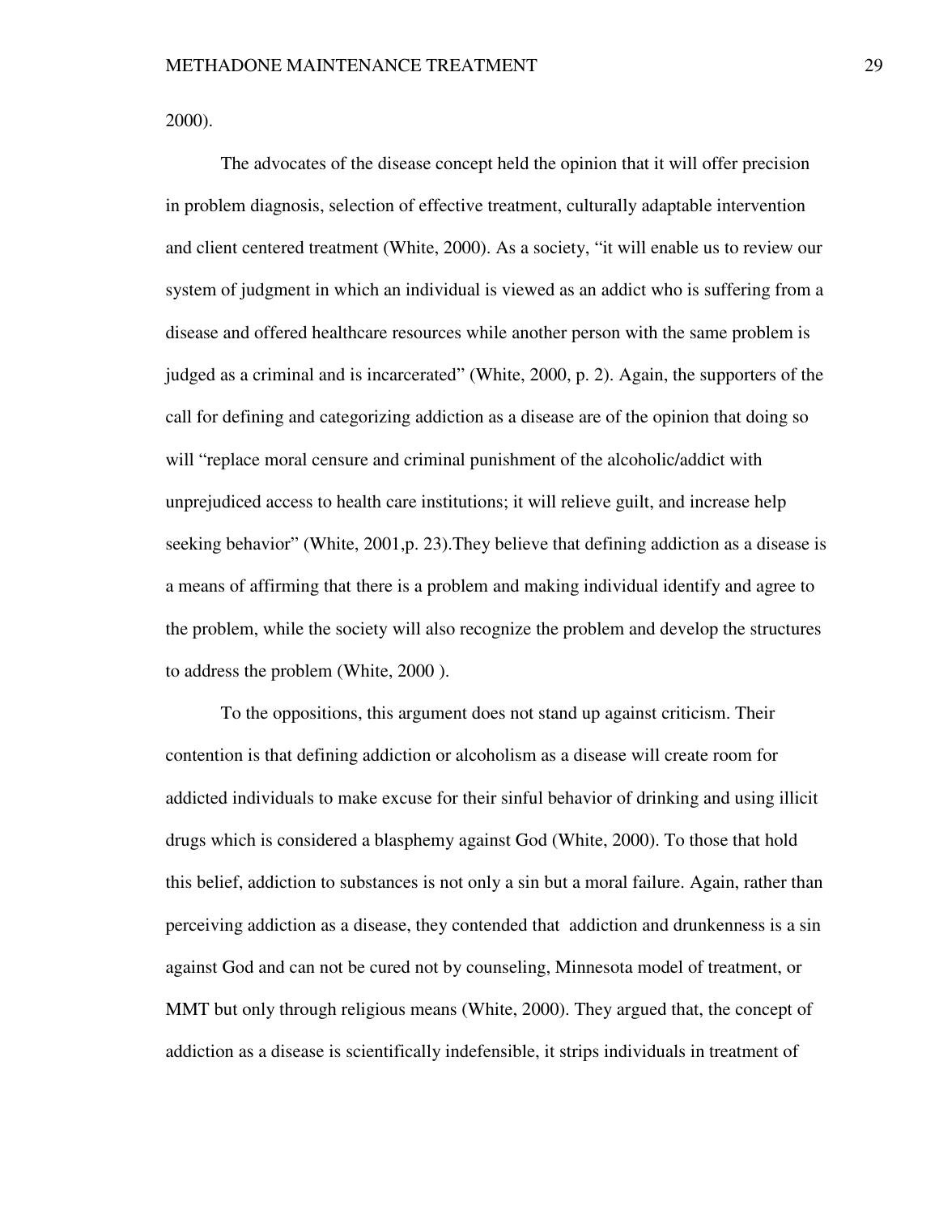2000).

The advocates of the disease concept held the opinion that it will offer precision in problem diagnosis, selection of effective treatment, culturally adaptable intervention and client centered treatment (White, 2000). As a society, "it will enable us to review our system of judgment in which an individual is viewed as an addict who is suffering from a disease and offered healthcare resources while another person with the same problem is judged as a criminal and is incarcerated" (White, 2000, p. 2). Again, the supporters of the call for defining and categorizing addiction as a disease are of the opinion that doing so will "replace moral censure and criminal punishment of the alcoholic/addict with unprejudiced access to health care institutions; it will relieve guilt, and increase help seeking behavior" (White, 2001,p. 23).They believe that defining addiction as a disease is a means of affirming that there is a problem and making individual identify and agree to the problem, while the society will also recognize the problem and develop the structures to address the problem (White, 2000 ).

To the oppositions, this argument does not stand up against criticism. Their contention is that defining addiction or alcoholism as a disease will create room for addicted individuals to make excuse for their sinful behavior of drinking and using illicit drugs which is considered a blasphemy against God (White, 2000). To those that hold this belief, addiction to substances is not only a sin but a moral failure. Again, rather than perceiving addiction as a disease, they contended that addiction and drunkenness is a sin against God and can not be cured not by counseling, Minnesota model of treatment, or MMT but only through religious means (White, 2000). They argued that, the concept of addiction as a disease is scientifically indefensible, it strips individuals in treatment of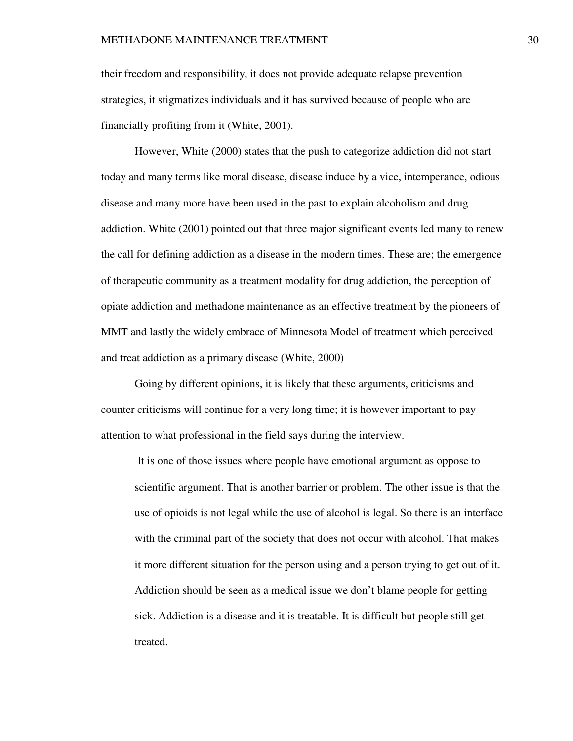their freedom and responsibility, it does not provide adequate relapse prevention strategies, it stigmatizes individuals and it has survived because of people who are financially profiting from it (White, 2001).

However, White (2000) states that the push to categorize addiction did not start today and many terms like moral disease, disease induce by a vice, intemperance, odious disease and many more have been used in the past to explain alcoholism and drug addiction. White (2001) pointed out that three major significant events led many to renew the call for defining addiction as a disease in the modern times. These are; the emergence of therapeutic community as a treatment modality for drug addiction, the perception of opiate addiction and methadone maintenance as an effective treatment by the pioneers of MMT and lastly the widely embrace of Minnesota Model of treatment which perceived and treat addiction as a primary disease (White, 2000)

Going by different opinions, it is likely that these arguments, criticisms and counter criticisms will continue for a very long time; it is however important to pay attention to what professional in the field says during the interview.

> It is one of those issues where people have emotional argument as oppose to scientific argument. That is another barrier or problem. The other issue is that the use of opioids is not legal while the use of alcohol is legal. So there is an interface with the criminal part of the society that does not occur with alcohol. That makes it more different situation for the person using and a person trying to get out of it. Addiction should be seen as a medical issue we don't blame people for getting sick. Addiction is a disease and it is treatable. It is difficult but people still get treated.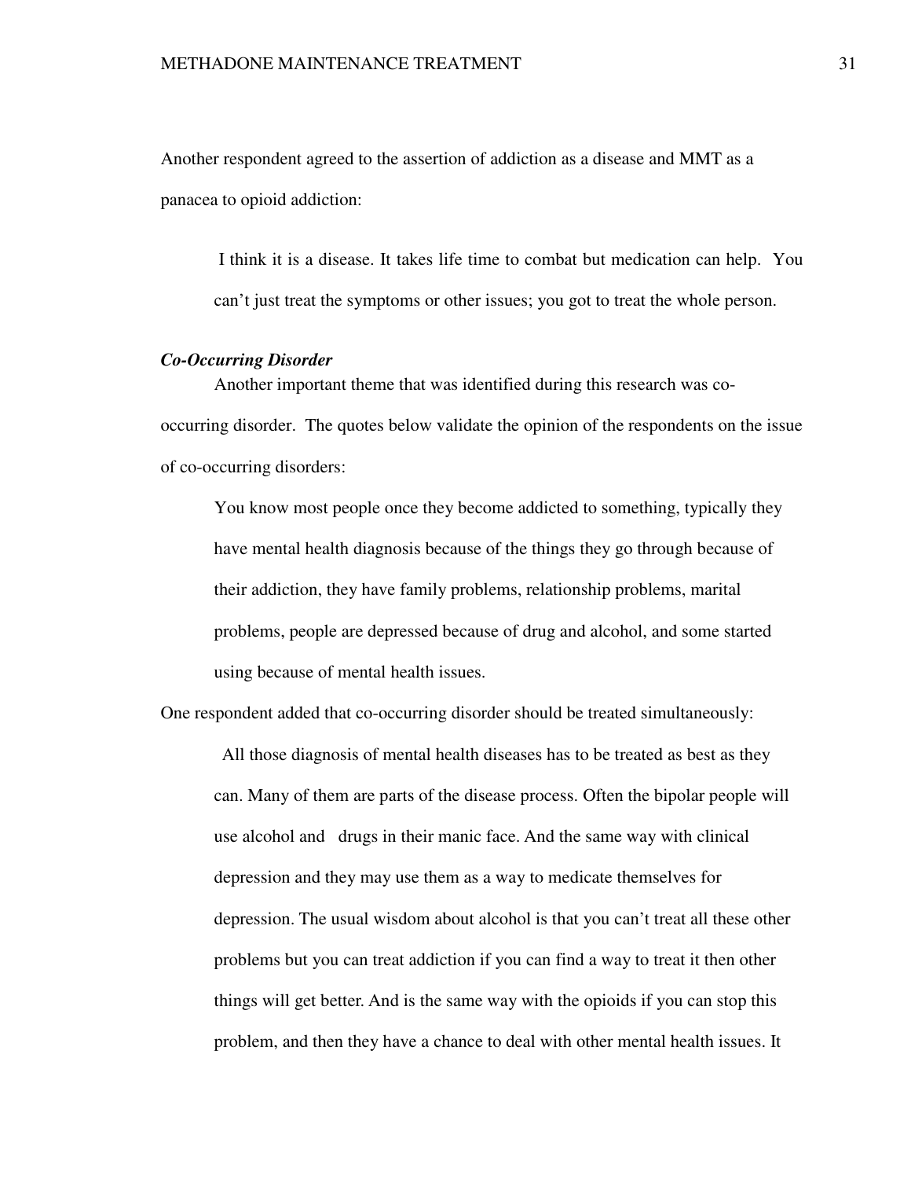Another respondent agreed to the assertion of addiction as a disease and MMT as a panacea to opioid addiction:

> I think it is a disease. It takes life time to combat but medication can help. You can't just treat the symptoms or other issues; you got to treat the whole person.

***Co-Occurring Disorder***

Another important theme that was identified during this research was co-occurring disorder. The quotes below validate the opinion of the respondents on the issue of co-occurring disorders:

> You know most people once they become addicted to something, typically they have mental health diagnosis because of the things they go through because of their addiction, they have family problems, relationship problems, marital problems, people are depressed because of drug and alcohol, and some started using because of mental health issues.

One respondent added that co-occurring disorder should be treated simultaneously:

> All those diagnosis of mental health diseases has to be treated as best as they can. Many of them are parts of the disease process. Often the bipolar people will use alcohol and drugs in their manic face. And the same way with clinical depression and they may use them as a way to medicate themselves for depression. The usual wisdom about alcohol is that you can't treat all these other problems but you can treat addiction if you can find a way to treat it then other things will get better. And is the same way with the opioids if you can stop this problem, and then they have a chance to deal with other mental health issues. It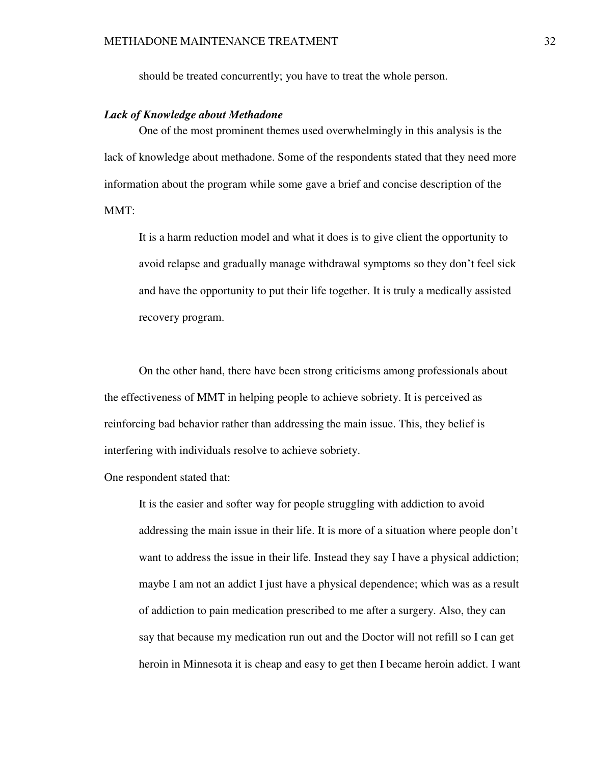should be treated concurrently; you have to treat the whole person.

***Lack of Knowledge about Methadone***

One of the most prominent themes used overwhelmingly in this analysis is the lack of knowledge about methadone. Some of the respondents stated that they need more information about the program while some gave a brief and concise description of the MMT:

> It is a harm reduction model and what it does is to give client the opportunity to avoid relapse and gradually manage withdrawal symptoms so they don't feel sick and have the opportunity to put their life together. It is truly a medically assisted recovery program.

On the other hand, there have been strong criticisms among professionals about the effectiveness of MMT in helping people to achieve sobriety. It is perceived as reinforcing bad behavior rather than addressing the main issue. This, they belief is interfering with individuals resolve to achieve sobriety.

One respondent stated that:

> It is the easier and softer way for people struggling with addiction to avoid addressing the main issue in their life. It is more of a situation where people don't want to address the issue in their life. Instead they say I have a physical addiction; maybe I am not an addict I just have a physical dependence; which was as a result of addiction to pain medication prescribed to me after a surgery. Also, they can say that because my medication run out and the Doctor will not refill so I can get heroin in Minnesota it is cheap and easy to get then I became heroin addict. I want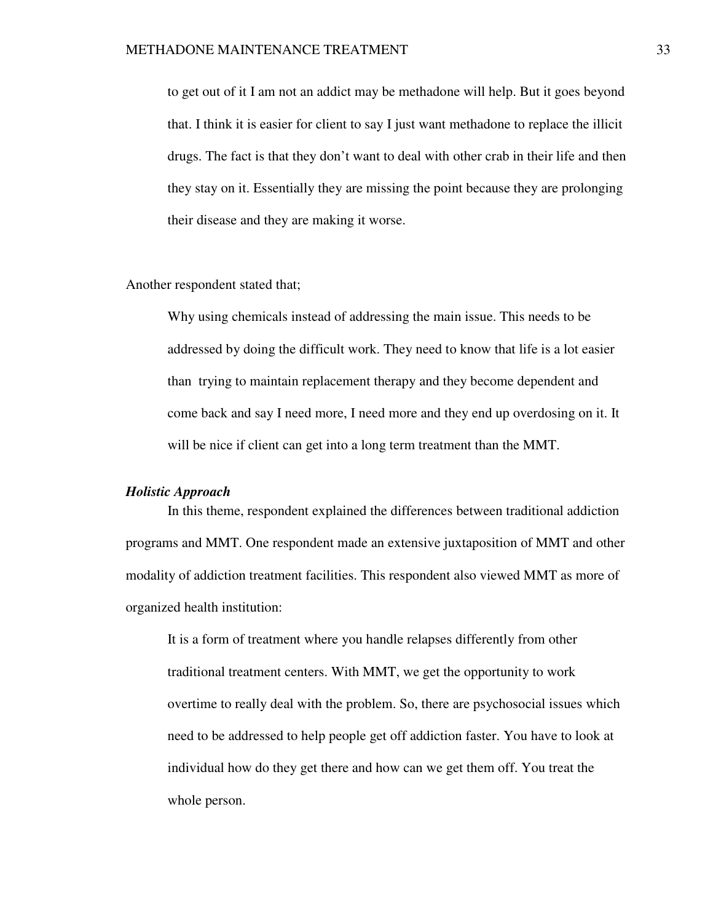> to get out of it I am not an addict may be methadone will help. But it goes beyond that. I think it is easier for client to say I just want methadone to replace the illicit drugs. The fact is that they don't want to deal with other crab in their life and then they stay on it. Essentially they are missing the point because they are prolonging their disease and they are making it worse.

Another respondent stated that;

> Why using chemicals instead of addressing the main issue. This needs to be addressed by doing the difficult work. They need to know that life is a lot easier than trying to maintain replacement therapy and they become dependent and come back and say I need more, I need more and they end up overdosing on it. It will be nice if client can get into a long term treatment than the MMT.

### *Holistic Approach*

In this theme, respondent explained the differences between traditional addiction programs and MMT. One respondent made an extensive juxtaposition of MMT and other modality of addiction treatment facilities. This respondent also viewed MMT as more of organized health institution:

> It is a form of treatment where you handle relapses differently from other traditional treatment centers. With MMT, we get the opportunity to work overtime to really deal with the problem. So, there are psychosocial issues which need to be addressed to help people get off addiction faster. You have to look at individual how do they get there and how can we get them off. You treat the whole person.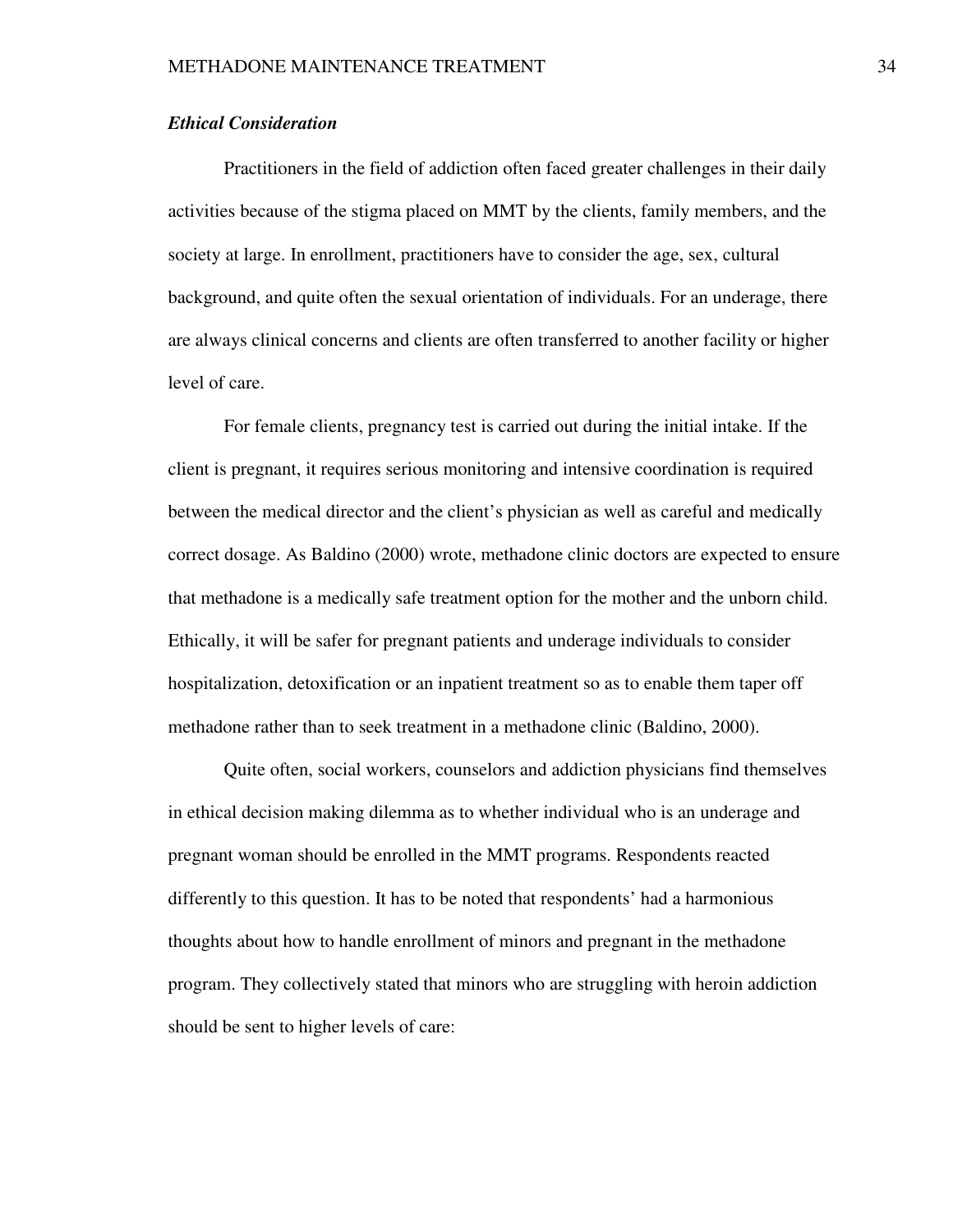***Ethical Consideration***

Practitioners in the field of addiction often faced greater challenges in their daily activities because of the stigma placed on MMT by the clients, family members, and the society at large. In enrollment, practitioners have to consider the age, sex, cultural background, and quite often the sexual orientation of individuals. For an underage, there are always clinical concerns and clients are often transferred to another facility or higher level of care.

For female clients, pregnancy test is carried out during the initial intake. If the client is pregnant, it requires serious monitoring and intensive coordination is required between the medical director and the client's physician as well as careful and medically correct dosage. As Baldino (2000) wrote, methadone clinic doctors are expected to ensure that methadone is a medically safe treatment option for the mother and the unborn child. Ethically, it will be safer for pregnant patients and underage individuals to consider hospitalization, detoxification or an inpatient treatment so as to enable them taper off methadone rather than to seek treatment in a methadone clinic (Baldino, 2000).

Quite often, social workers, counselors and addiction physicians find themselves in ethical decision making dilemma as to whether individual who is an underage and pregnant woman should be enrolled in the MMT programs. Respondents reacted differently to this question. It has to be noted that respondents' had a harmonious thoughts about how to handle enrollment of minors and pregnant in the methadone program. They collectively stated that minors who are struggling with heroin addiction should be sent to higher levels of care: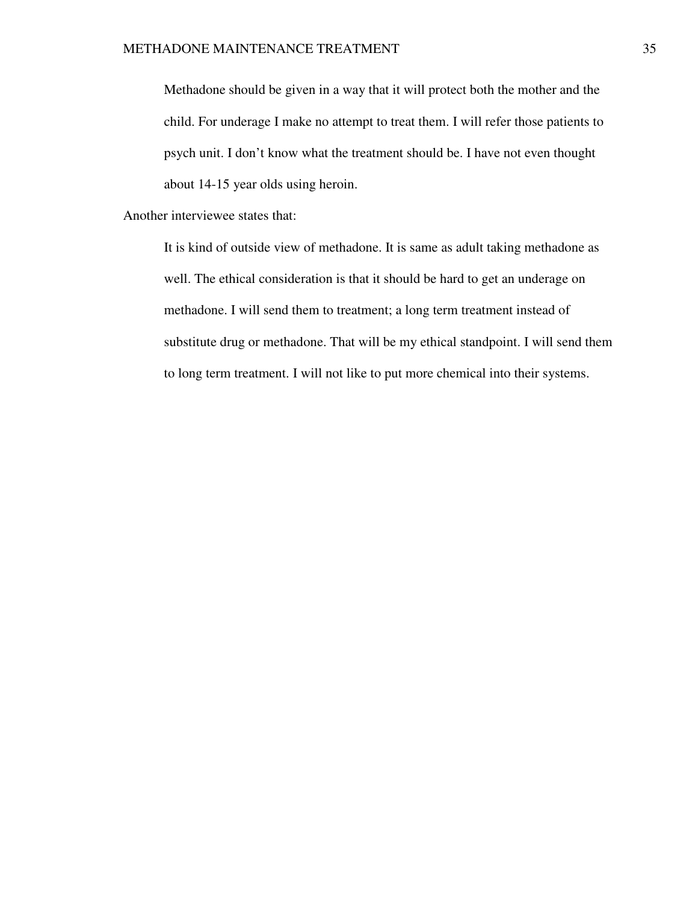> Methadone should be given in a way that it will protect both the mother and the child. For underage I make no attempt to treat them. I will refer those patients to psych unit. I don't know what the treatment should be. I have not even thought about 14-15 year olds using heroin.

Another interviewee states that:

> It is kind of outside view of methadone. It is same as adult taking methadone as well. The ethical consideration is that it should be hard to get an underage on methadone. I will send them to treatment; a long term treatment instead of substitute drug or methadone. That will be my ethical standpoint. I will send them to long term treatment. I will not like to put more chemical into their systems.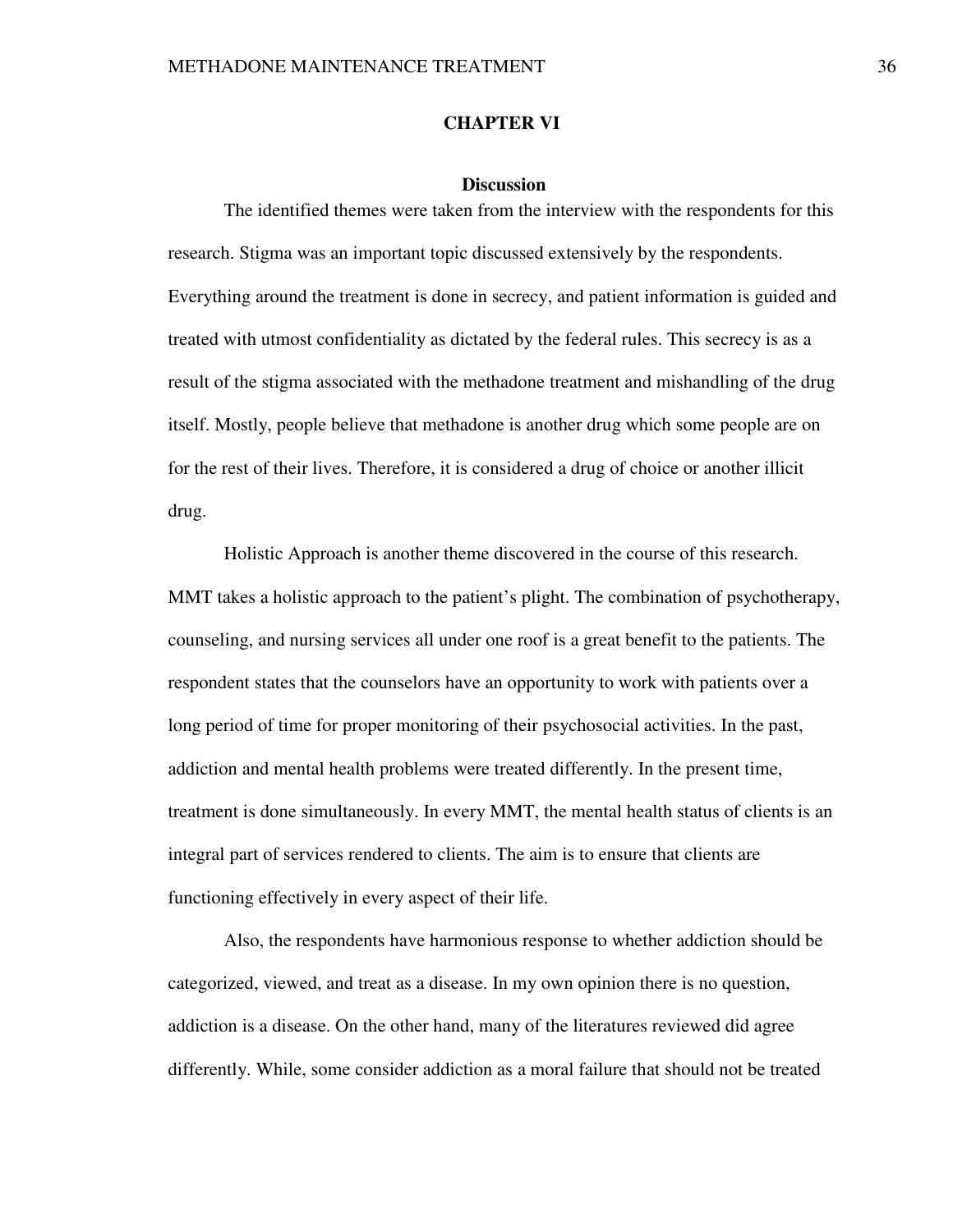# CHAPTER VI

## Discussion

The identified themes were taken from the interview with the respondents for this research. Stigma was an important topic discussed extensively by the respondents. Everything around the treatment is done in secrecy, and patient information is guided and treated with utmost confidentiality as dictated by the federal rules. This secrecy is as a result of the stigma associated with the methadone treatment and mishandling of the drug itself. Mostly, people believe that methadone is another drug which some people are on for the rest of their lives. Therefore, it is considered a drug of choice or another illicit drug.

Holistic Approach is another theme discovered in the course of this research. MMT takes a holistic approach to the patient's plight. The combination of psychotherapy, counseling, and nursing services all under one roof is a great benefit to the patients. The respondent states that the counselors have an opportunity to work with patients over a long period of time for proper monitoring of their psychosocial activities. In the past, addiction and mental health problems were treated differently. In the present time, treatment is done simultaneously. In every MMT, the mental health status of clients is an integral part of services rendered to clients. The aim is to ensure that clients are functioning effectively in every aspect of their life.

Also, the respondents have harmonious response to whether addiction should be categorized, viewed, and treat as a disease. In my own opinion there is no question, addiction is a disease. On the other hand, many of the literatures reviewed did agree differently. While, some consider addiction as a moral failure that should not be treated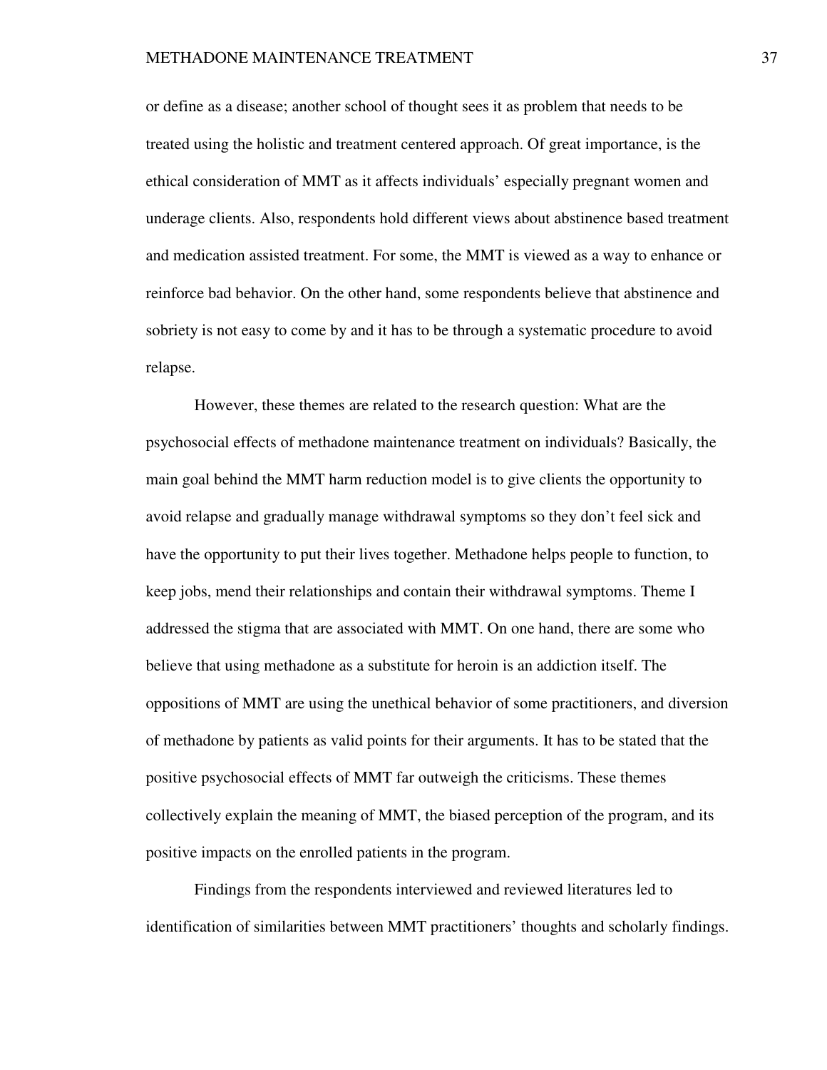or define as a disease; another school of thought sees it as problem that needs to be treated using the holistic and treatment centered approach. Of great importance, is the ethical consideration of MMT as it affects individuals' especially pregnant women and underage clients. Also, respondents hold different views about abstinence based treatment and medication assisted treatment. For some, the MMT is viewed as a way to enhance or reinforce bad behavior. On the other hand, some respondents believe that abstinence and sobriety is not easy to come by and it has to be through a systematic procedure to avoid relapse.

However, these themes are related to the research question: What are the psychosocial effects of methadone maintenance treatment on individuals? Basically, the main goal behind the MMT harm reduction model is to give clients the opportunity to avoid relapse and gradually manage withdrawal symptoms so they don't feel sick and have the opportunity to put their lives together. Methadone helps people to function, to keep jobs, mend their relationships and contain their withdrawal symptoms. Theme I addressed the stigma that are associated with MMT. On one hand, there are some who believe that using methadone as a substitute for heroin is an addiction itself. The oppositions of MMT are using the unethical behavior of some practitioners, and diversion of methadone by patients as valid points for their arguments. It has to be stated that the positive psychosocial effects of MMT far outweigh the criticisms. These themes collectively explain the meaning of MMT, the biased perception of the program, and its positive impacts on the enrolled patients in the program.

Findings from the respondents interviewed and reviewed literatures led to identification of similarities between MMT practitioners' thoughts and scholarly findings.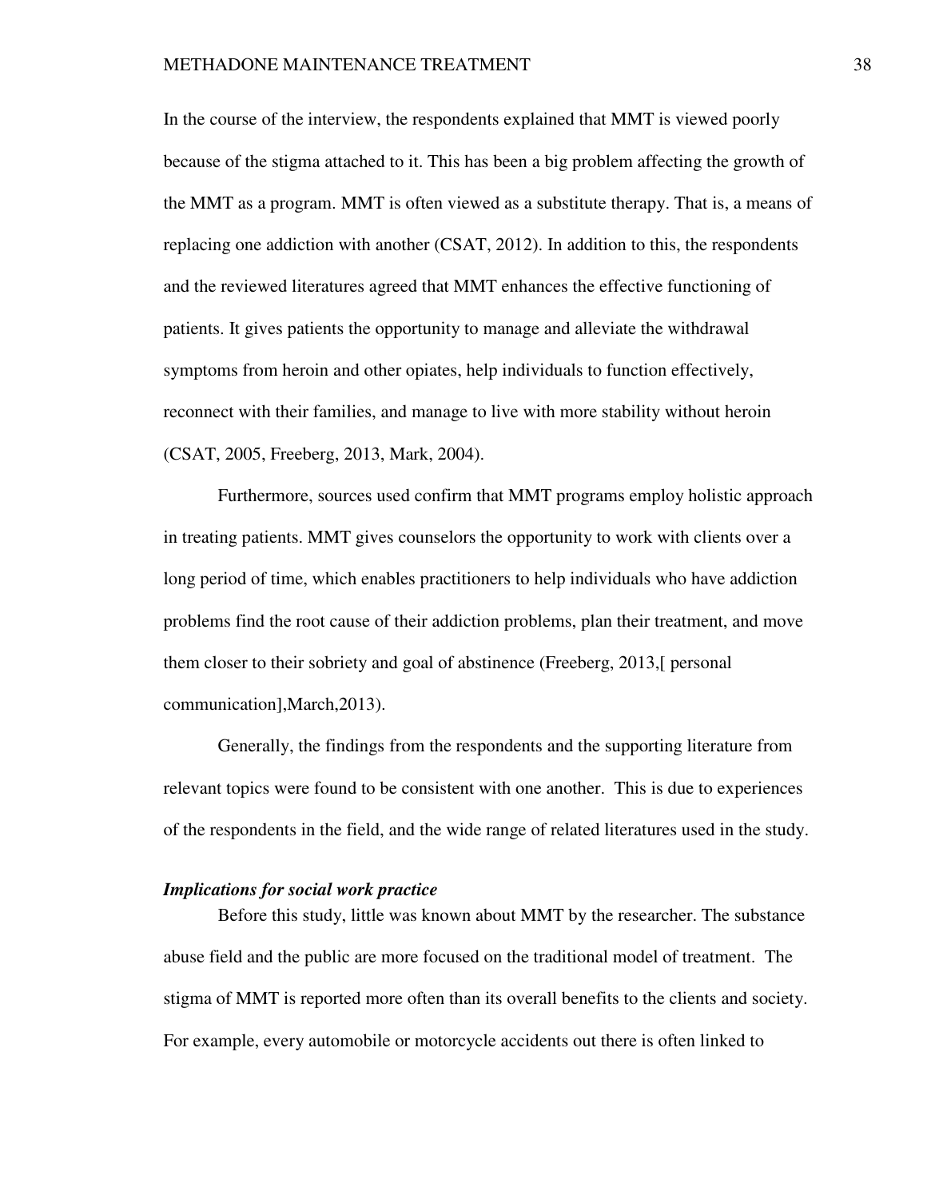In the course of the interview, the respondents explained that MMT is viewed poorly because of the stigma attached to it. This has been a big problem affecting the growth of the MMT as a program. MMT is often viewed as a substitute therapy. That is, a means of replacing one addiction with another (CSAT, 2012). In addition to this, the respondents and the reviewed literatures agreed that MMT enhances the effective functioning of patients. It gives patients the opportunity to manage and alleviate the withdrawal symptoms from heroin and other opiates, help individuals to function effectively, reconnect with their families, and manage to live with more stability without heroin (CSAT, 2005, Freeberg, 2013, Mark, 2004).

Furthermore, sources used confirm that MMT programs employ holistic approach in treating patients. MMT gives counselors the opportunity to work with clients over a long period of time, which enables practitioners to help individuals who have addiction problems find the root cause of their addiction problems, plan their treatment, and move them closer to their sobriety and goal of abstinence (Freeberg, 2013,[ personal communication],March,2013).

Generally, the findings from the respondents and the supporting literature from relevant topics were found to be consistent with one another. This is due to experiences of the respondents in the field, and the wide range of related literatures used in the study.

***Implications for social work practice***

Before this study, little was known about MMT by the researcher. The substance abuse field and the public are more focused on the traditional model of treatment. The stigma of MMT is reported more often than its overall benefits to the clients and society. For example, every automobile or motorcycle accidents out there is often linked to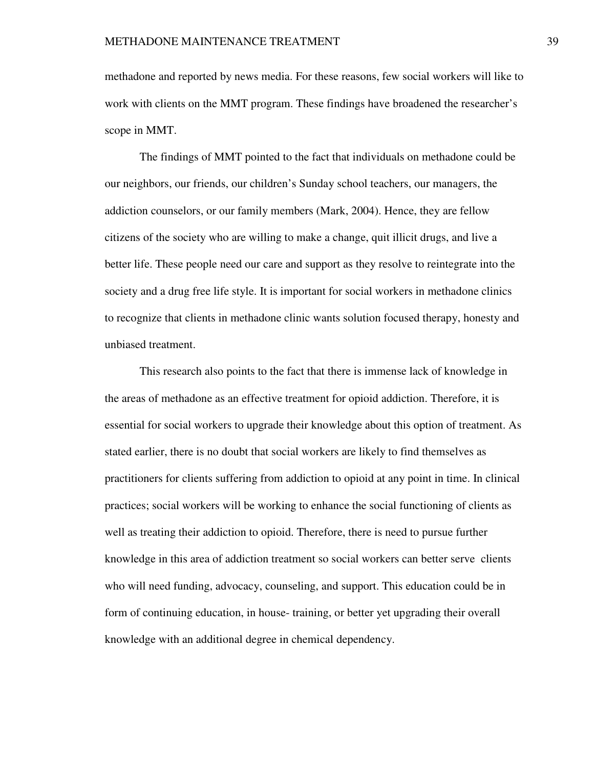methadone and reported by news media. For these reasons, few social workers will like to work with clients on the MMT program. These findings have broadened the researcher's scope in MMT.

The findings of MMT pointed to the fact that individuals on methadone could be our neighbors, our friends, our children's Sunday school teachers, our managers, the addiction counselors, or our family members (Mark, 2004). Hence, they are fellow citizens of the society who are willing to make a change, quit illicit drugs, and live a better life. These people need our care and support as they resolve to reintegrate into the society and a drug free life style. It is important for social workers in methadone clinics to recognize that clients in methadone clinic wants solution focused therapy, honesty and unbiased treatment.

This research also points to the fact that there is immense lack of knowledge in the areas of methadone as an effective treatment for opioid addiction. Therefore, it is essential for social workers to upgrade their knowledge about this option of treatment. As stated earlier, there is no doubt that social workers are likely to find themselves as practitioners for clients suffering from addiction to opioid at any point in time. In clinical practices; social workers will be working to enhance the social functioning of clients as well as treating their addiction to opioid. Therefore, there is need to pursue further knowledge in this area of addiction treatment so social workers can better serve clients who will need funding, advocacy, counseling, and support. This education could be in form of continuing education, in house- training, or better yet upgrading their overall knowledge with an additional degree in chemical dependency.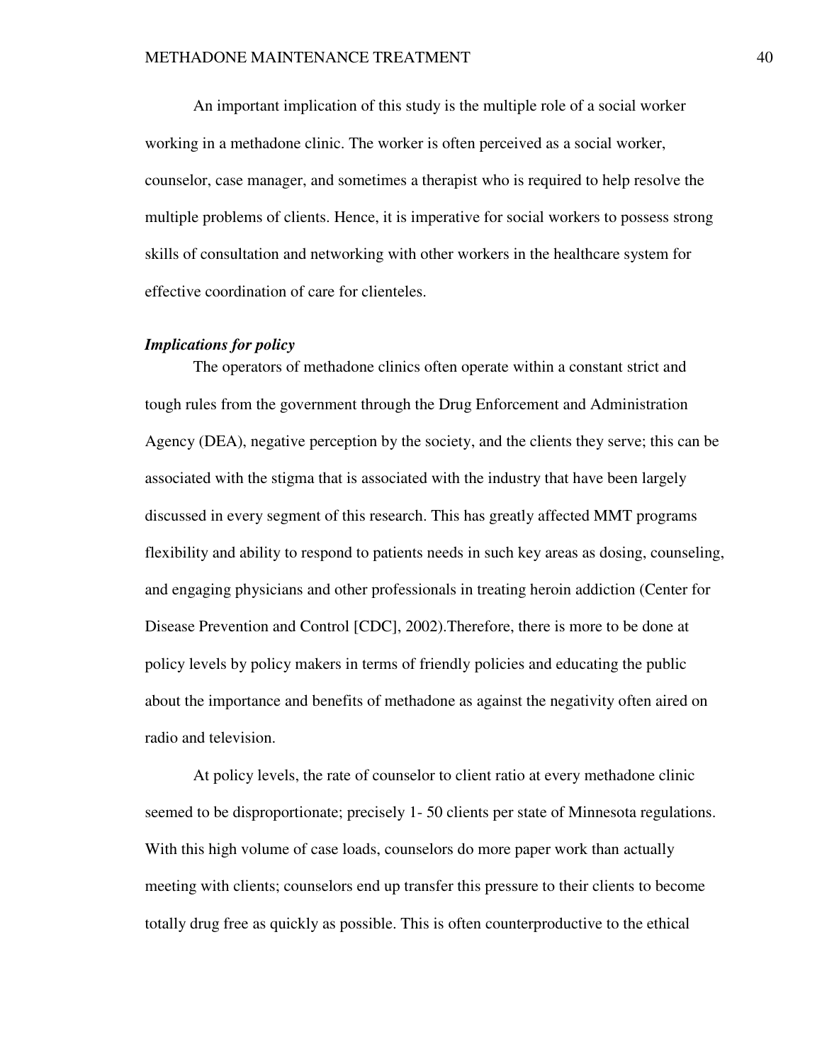An important implication of this study is the multiple role of a social worker working in a methadone clinic. The worker is often perceived as a social worker, counselor, case manager, and sometimes a therapist who is required to help resolve the multiple problems of clients. Hence, it is imperative for social workers to possess strong skills of consultation and networking with other workers in the healthcare system for effective coordination of care for clienteles.

***Implications for policy***

The operators of methadone clinics often operate within a constant strict and tough rules from the government through the Drug Enforcement and Administration Agency (DEA), negative perception by the society, and the clients they serve; this can be associated with the stigma that is associated with the industry that have been largely discussed in every segment of this research. This has greatly affected MMT programs flexibility and ability to respond to patients needs in such key areas as dosing, counseling, and engaging physicians and other professionals in treating heroin addiction (Center for Disease Prevention and Control [CDC], 2002).Therefore, there is more to be done at policy levels by policy makers in terms of friendly policies and educating the public about the importance and benefits of methadone as against the negativity often aired on radio and television.

At policy levels, the rate of counselor to client ratio at every methadone clinic seemed to be disproportionate; precisely 1- 50 clients per state of Minnesota regulations. With this high volume of case loads, counselors do more paper work than actually meeting with clients; counselors end up transfer this pressure to their clients to become totally drug free as quickly as possible. This is often counterproductive to the ethical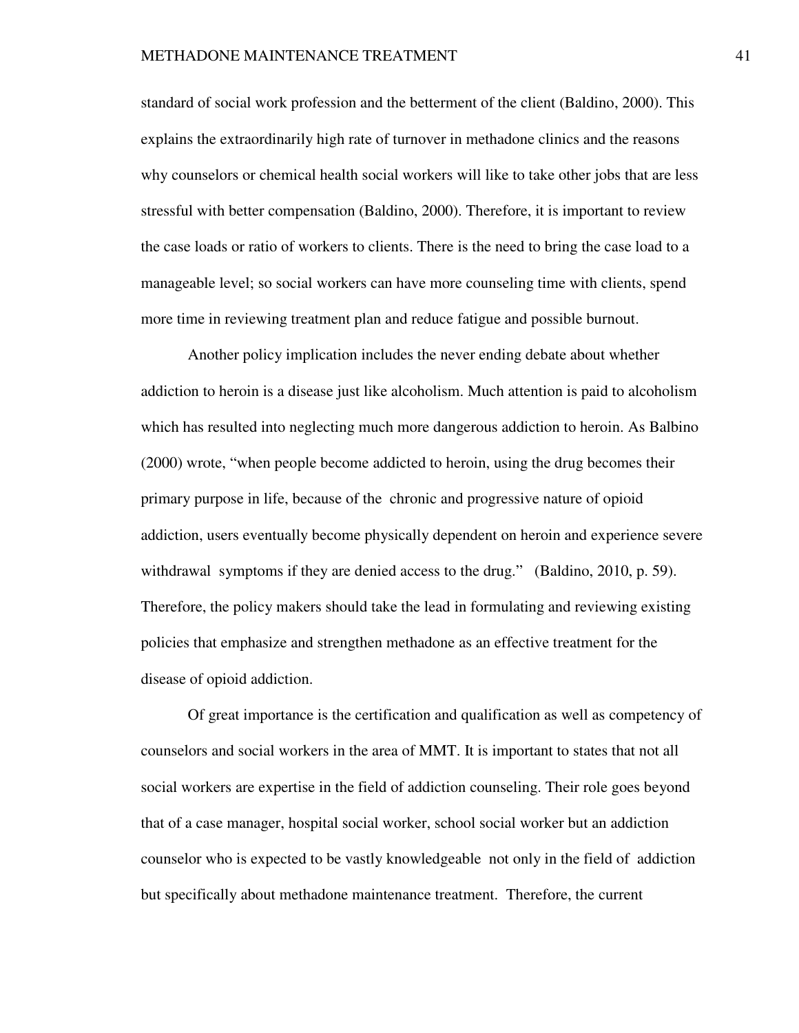standard of social work profession and the betterment of the client (Baldino, 2000). This explains the extraordinarily high rate of turnover in methadone clinics and the reasons why counselors or chemical health social workers will like to take other jobs that are less stressful with better compensation (Baldino, 2000). Therefore, it is important to review the case loads or ratio of workers to clients. There is the need to bring the case load to a manageable level; so social workers can have more counseling time with clients, spend more time in reviewing treatment plan and reduce fatigue and possible burnout.

Another policy implication includes the never ending debate about whether addiction to heroin is a disease just like alcoholism. Much attention is paid to alcoholism which has resulted into neglecting much more dangerous addiction to heroin. As Balbino (2000) wrote, "when people become addicted to heroin, using the drug becomes their primary purpose in life, because of the chronic and progressive nature of opioid addiction, users eventually become physically dependent on heroin and experience severe withdrawal symptoms if they are denied access to the drug." (Baldino, 2010, p. 59). Therefore, the policy makers should take the lead in formulating and reviewing existing policies that emphasize and strengthen methadone as an effective treatment for the disease of opioid addiction.

Of great importance is the certification and qualification as well as competency of counselors and social workers in the area of MMT. It is important to states that not all social workers are expertise in the field of addiction counseling. Their role goes beyond that of a case manager, hospital social worker, school social worker but an addiction counselor who is expected to be vastly knowledgeable not only in the field of addiction but specifically about methadone maintenance treatment. Therefore, the current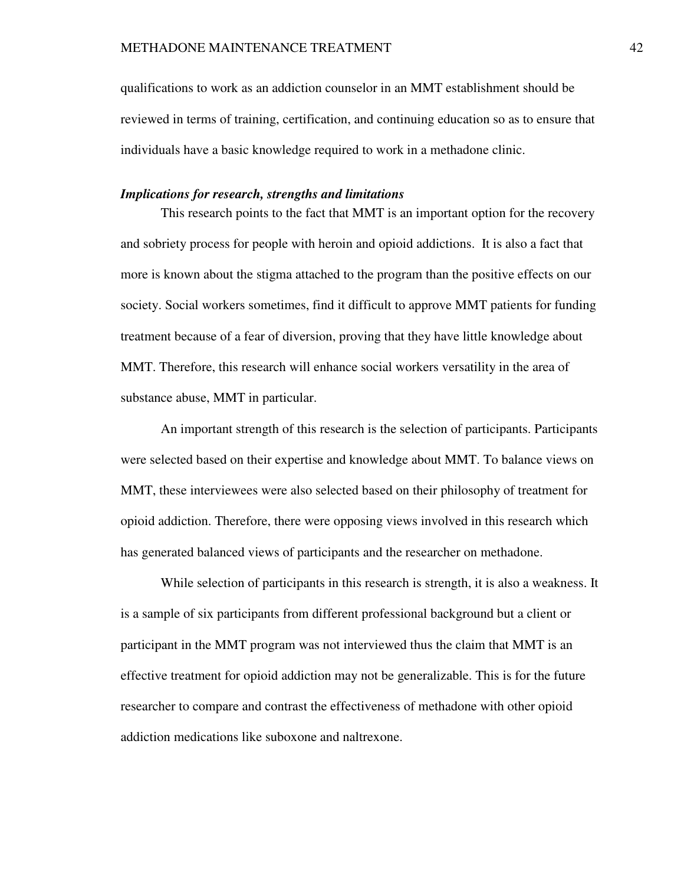qualifications to work as an addiction counselor in an MMT establishment should be reviewed in terms of training, certification, and continuing education so as to ensure that individuals have a basic knowledge required to work in a methadone clinic.

### *Implications for research, strengths and limitations*

This research points to the fact that MMT is an important option for the recovery and sobriety process for people with heroin and opioid addictions. It is also a fact that more is known about the stigma attached to the program than the positive effects on our society. Social workers sometimes, find it difficult to approve MMT patients for funding treatment because of a fear of diversion, proving that they have little knowledge about MMT. Therefore, this research will enhance social workers versatility in the area of substance abuse, MMT in particular.

An important strength of this research is the selection of participants. Participants were selected based on their expertise and knowledge about MMT. To balance views on MMT, these interviewees were also selected based on their philosophy of treatment for opioid addiction. Therefore, there were opposing views involved in this research which has generated balanced views of participants and the researcher on methadone.

While selection of participants in this research is strength, it is also a weakness. It is a sample of six participants from different professional background but a client or participant in the MMT program was not interviewed thus the claim that MMT is an effective treatment for opioid addiction may not be generalizable. This is for the future researcher to compare and contrast the effectiveness of methadone with other opioid addiction medications like suboxone and naltrexone.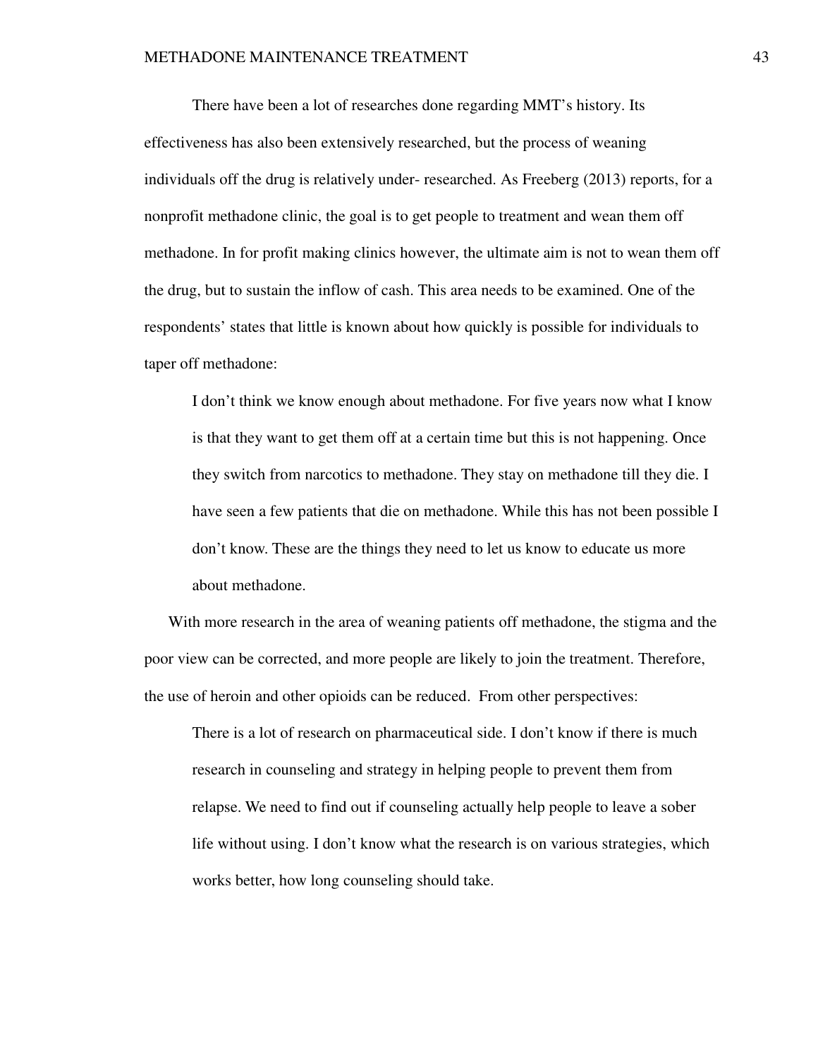There have been a lot of researches done regarding MMT's history. Its effectiveness has also been extensively researched, but the process of weaning individuals off the drug is relatively under- researched. As Freeberg (2013) reports, for a nonprofit methadone clinic, the goal is to get people to treatment and wean them off methadone. In for profit making clinics however, the ultimate aim is not to wean them off the drug, but to sustain the inflow of cash. This area needs to be examined. One of the respondents' states that little is known about how quickly is possible for individuals to taper off methadone:

> I don't think we know enough about methadone. For five years now what I know is that they want to get them off at a certain time but this is not happening. Once they switch from narcotics to methadone. They stay on methadone till they die. I have seen a few patients that die on methadone. While this has not been possible I don't know. These are the things they need to let us know to educate us more about methadone.

With more research in the area of weaning patients off methadone, the stigma and the poor view can be corrected, and more people are likely to join the treatment. Therefore, the use of heroin and other opioids can be reduced. From other perspectives:

> There is a lot of research on pharmaceutical side. I don't know if there is much research in counseling and strategy in helping people to prevent them from relapse. We need to find out if counseling actually help people to leave a sober life without using. I don't know what the research is on various strategies, which works better, how long counseling should take.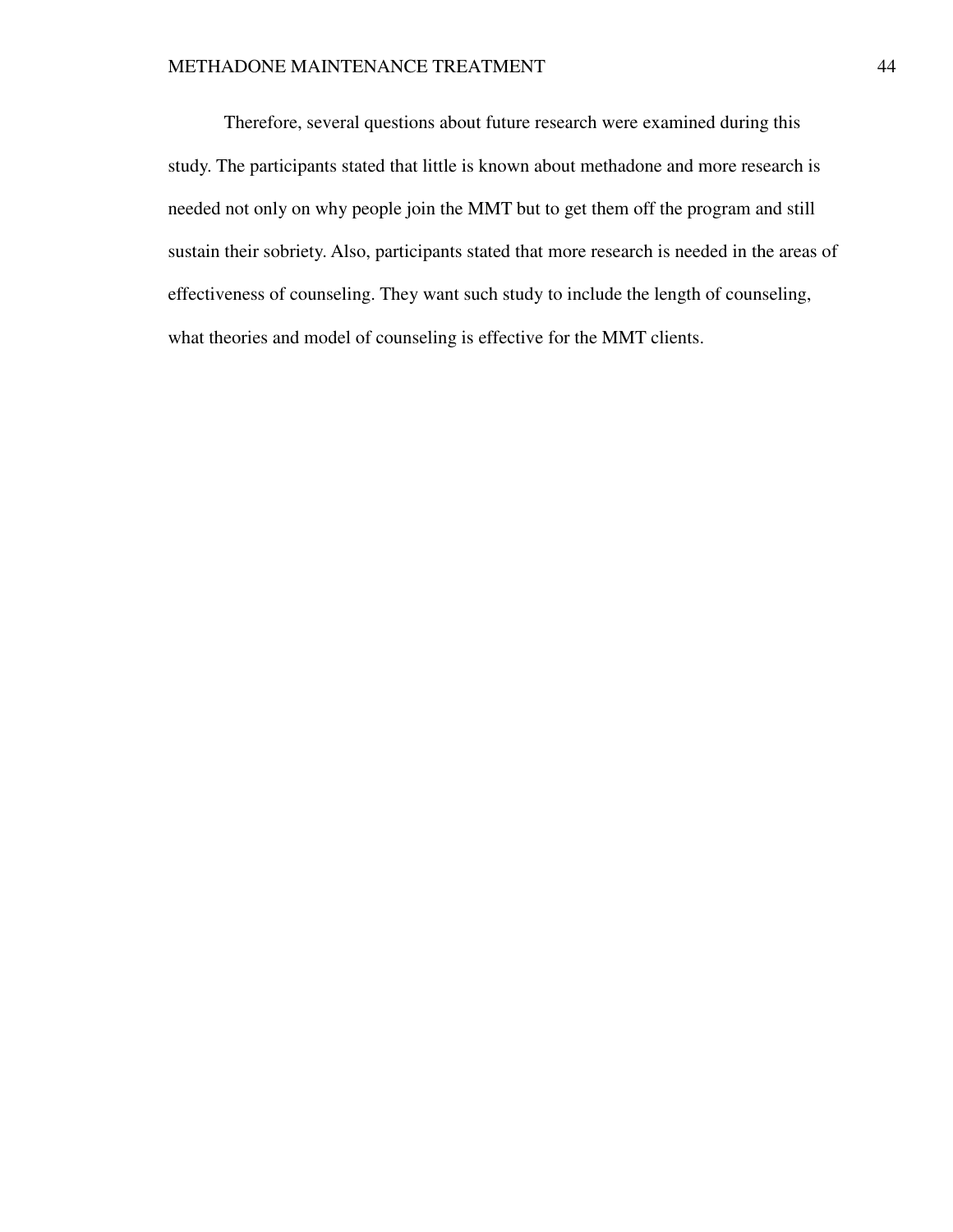Therefore, several questions about future research were examined during this study. The participants stated that little is known about methadone and more research is needed not only on why people join the MMT but to get them off the program and still sustain their sobriety. Also, participants stated that more research is needed in the areas of effectiveness of counseling. They want such study to include the length of counseling, what theories and model of counseling is effective for the MMT clients.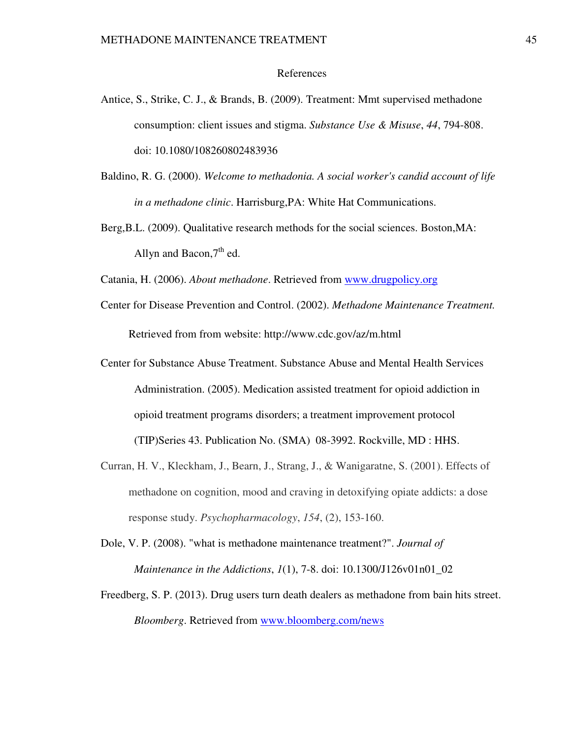# References

Antice, S., Strike, C. J., & Brands, B. (2009). Treatment: Mmt supervised methadone consumption: client issues and stigma. *Substance Use & Misuse*, *44*, 794-808. doi: 10.1080/108260802483936

Baldino, R. G. (2000). *Welcome to methadonia. A social worker's candid account of life in a methadone clinic*. Harrisburg,PA: White Hat Communications.

Berg,B.L. (2009). Qualitative research methods for the social sciences. Boston,MA: Allyn and Bacon,7th ed.

Catania, H. (2006). *About methadone*. Retrieved from www.drugpolicy.org

Center for Disease Prevention and Control. (2002). *Methadone Maintenance Treatment.* Retrieved from from website: http://www.cdc.gov/az/m.html

Center for Substance Abuse Treatment. Substance Abuse and Mental Health Services Administration. (2005). Medication assisted treatment for opioid addiction in opioid treatment programs disorders; a treatment improvement protocol (TIP)Series 43. Publication No. (SMA) 08-3992. Rockville, MD : HHS.

Curran, H. V., Kleckham, J., Bearn, J., Strang, J., & Wanigaratne, S. (2001). Effects of methadone on cognition, mood and craving in detoxifying opiate addicts: a dose response study. *Psychopharmacology*, *154*, (2), 153-160.

Dole, V. P. (2008). "what is methadone maintenance treatment?". *Journal of Maintenance in the Addictions*, *1*(1), 7-8. doi: 10.1300/J126v01n01_02

Freedberg, S. P. (2013). Drug users turn death dealers as methadone from bain hits street. *Bloomberg*. Retrieved from www.bloomberg.com/news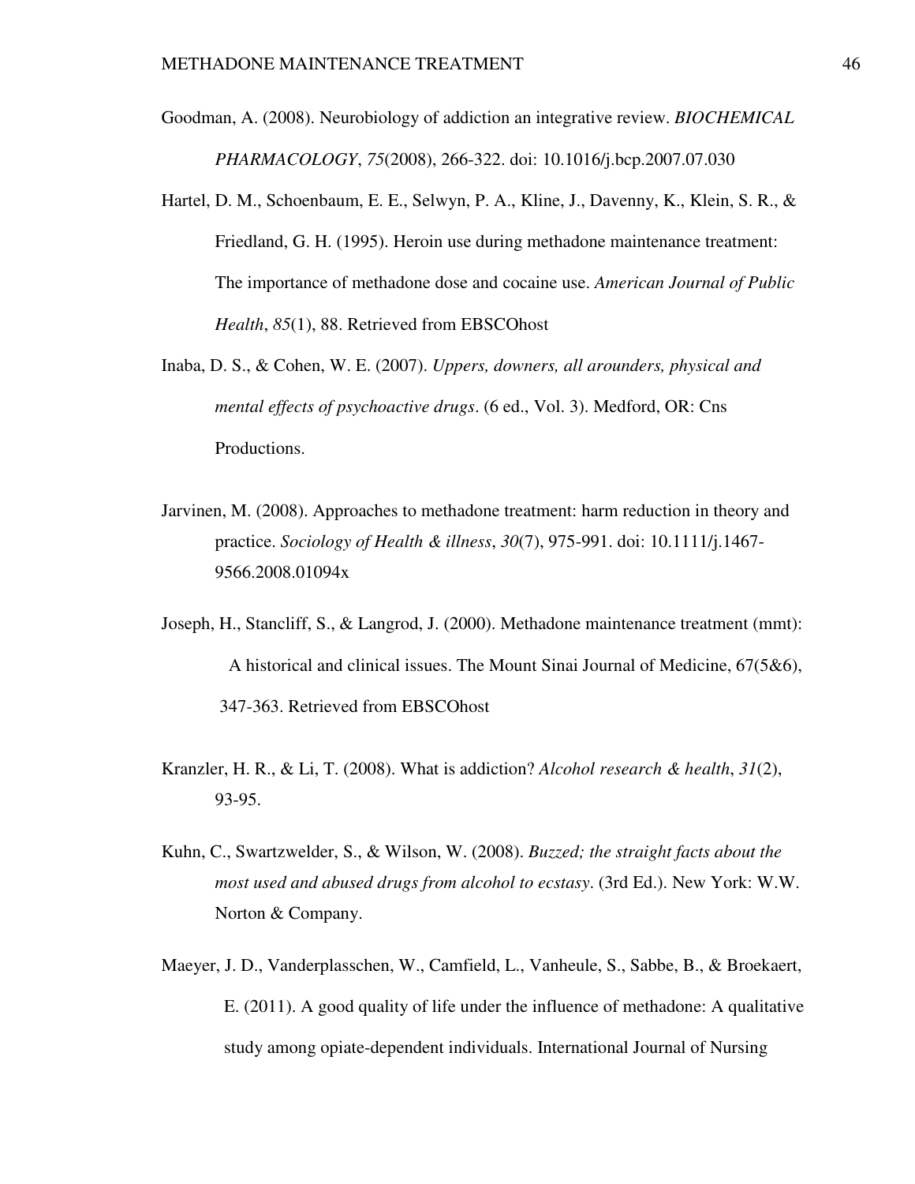Goodman, A. (2008). Neurobiology of addiction an integrative review. *BIOCHEMICAL PHARMACOLOGY*, *75*(2008), 266-322. doi: 10.1016/j.bcp.2007.07.030

Hartel, D. M., Schoenbaum, E. E., Selwyn, P. A., Kline, J., Davenny, K., Klein, S. R., & Friedland, G. H. (1995). Heroin use during methadone maintenance treatment: The importance of methadone dose and cocaine use. *American Journal of Public Health*, *85*(1), 88. Retrieved from EBSCOhost

Inaba, D. S., & Cohen, W. E. (2007). *Uppers, downers, all arounders, physical and mental effects of psychoactive drugs*. (6 ed., Vol. 3). Medford, OR: Cns Productions.

Jarvinen, M. (2008). Approaches to methadone treatment: harm reduction in theory and practice. *Sociology of Health & illness*, *30*(7), 975-991. doi: 10.1111/j.1467-9566.2008.01094x

Joseph, H., Stancliff, S., & Langrod, J. (2000). Methadone maintenance treatment (mmt): A historical and clinical issues. The Mount Sinai Journal of Medicine, 67(5&6), 347-363. Retrieved from EBSCOhost

Kranzler, H. R., & Li, T. (2008). What is addiction? *Alcohol research & health*, *31*(2), 93-95.

Kuhn, C., Swartzwelder, S., & Wilson, W. (2008). *Buzzed; the straight facts about the most used and abused drugs from alcohol to ecstasy*. (3rd Ed.). New York: W.W. Norton & Company.

Maeyer, J. D., Vanderplasschen, W., Camfield, L., Vanheule, S., Sabbe, B., & Broekaert, E. (2011). A good quality of life under the influence of methadone: A qualitative study among opiate-dependent individuals. International Journal of Nursing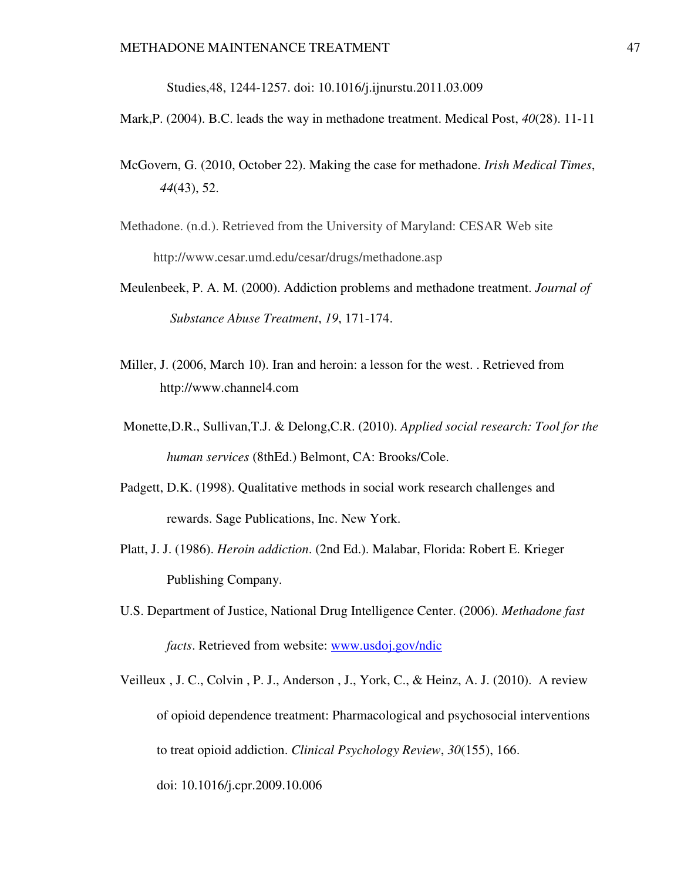Studies,48, 1244-1257. doi: 10.1016/j.ijnurstu.2011.03.009

Mark,P. (2004). B.C. leads the way in methadone treatment. Medical Post, *40*(28). 11-11

McGovern, G. (2010, October 22). Making the case for methadone. *Irish Medical Times*, *44*(43), 52.

Methadone. (n.d.). Retrieved from the University of Maryland: CESAR Web site http://www.cesar.umd.edu/cesar/drugs/methadone.asp

Meulenbeek, P. A. M. (2000). Addiction problems and methadone treatment. *Journal of Substance Abuse Treatment*, *19*, 171-174.

Miller, J. (2006, March 10). Iran and heroin: a lesson for the west. . Retrieved from http://www.channel4.com

Monette,D.R., Sullivan,T.J. & Delong,C.R. (2010). *Applied social research: Tool for the human services* (8thEd.) Belmont, CA: Brooks/Cole.

Padgett, D.K. (1998). Qualitative methods in social work research challenges and rewards. Sage Publications, Inc. New York.

Platt, J. J. (1986). *Heroin addiction*. (2nd Ed.). Malabar, Florida: Robert E. Krieger Publishing Company.

U.S. Department of Justice, National Drug Intelligence Center. (2006). *Methadone fast facts*. Retrieved from website: www.usdoj.gov/ndic

Veilleux , J. C., Colvin , P. J., Anderson , J., York, C., & Heinz, A. J. (2010). A review of opioid dependence treatment: Pharmacological and psychosocial interventions to treat opioid addiction. *Clinical Psychology Review*, *30*(155), 166. doi: 10.1016/j.cpr.2009.10.006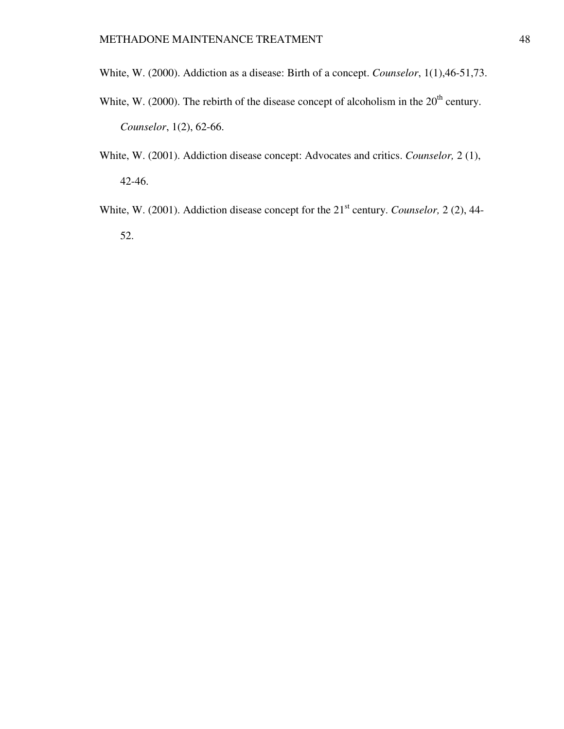White, W. (2000). Addiction as a disease: Birth of a concept. *Counselor*, 1(1),46-51,73.

White, W. (2000). The rebirth of the disease concept of alcoholism in the 20th century. *Counselor*, 1(2), 62-66.

White, W. (2001). Addiction disease concept: Advocates and critics. *Counselor,* 2 (1), 42-46.

White, W. (2001). Addiction disease concept for the 21st century. *Counselor,* 2 (2), 44-52.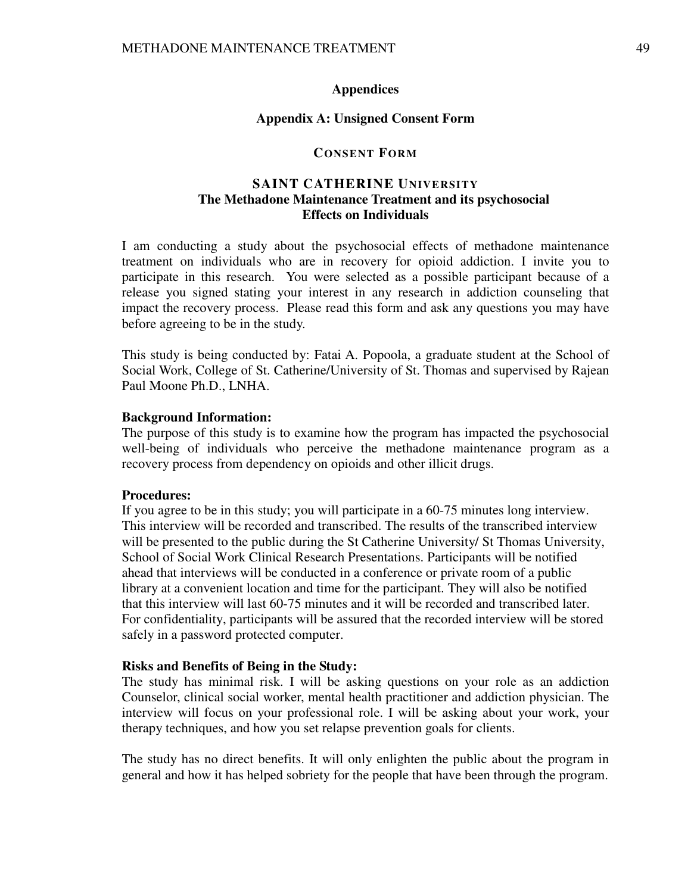# Appendices

## Appendix A: Unsigned Consent Form

### CONSENT FORM

### SAINT CATHERINE UNIVERSITY
### The Methadone Maintenance Treatment and its psychosocial Effects on Individuals

I am conducting a study about the psychosocial effects of methadone maintenance treatment on individuals who are in recovery for opioid addiction. I invite you to participate in this research. You were selected as a possible participant because of a release you signed stating your interest in any research in addiction counseling that impact the recovery process. Please read this form and ask any questions you may have before agreeing to be in the study.

This study is being conducted by: Fatai A. Popoola, a graduate student at the School of Social Work, College of St. Catherine/University of St. Thomas and supervised by Rajean Paul Moone Ph.D., LNHA.

**Background Information:**
The purpose of this study is to examine how the program has impacted the psychosocial well-being of individuals who perceive the methadone maintenance program as a recovery process from dependency on opioids and other illicit drugs.

**Procedures:**
If you agree to be in this study; you will participate in a 60-75 minutes long interview. This interview will be recorded and transcribed. The results of the transcribed interview will be presented to the public during the St Catherine University/ St Thomas University, School of Social Work Clinical Research Presentations. Participants will be notified ahead that interviews will be conducted in a conference or private room of a public library at a convenient location and time for the participant. They will also be notified that this interview will last 60-75 minutes and it will be recorded and transcribed later. For confidentiality, participants will be assured that the recorded interview will be stored safely in a password protected computer.

**Risks and Benefits of Being in the Study:**
The study has minimal risk. I will be asking questions on your role as an addiction Counselor, clinical social worker, mental health practitioner and addiction physician. The interview will focus on your professional role. I will be asking about your work, your therapy techniques, and how you set relapse prevention goals for clients.

The study has no direct benefits. It will only enlighten the public about the program in general and how it has helped sobriety for the people that have been through the program.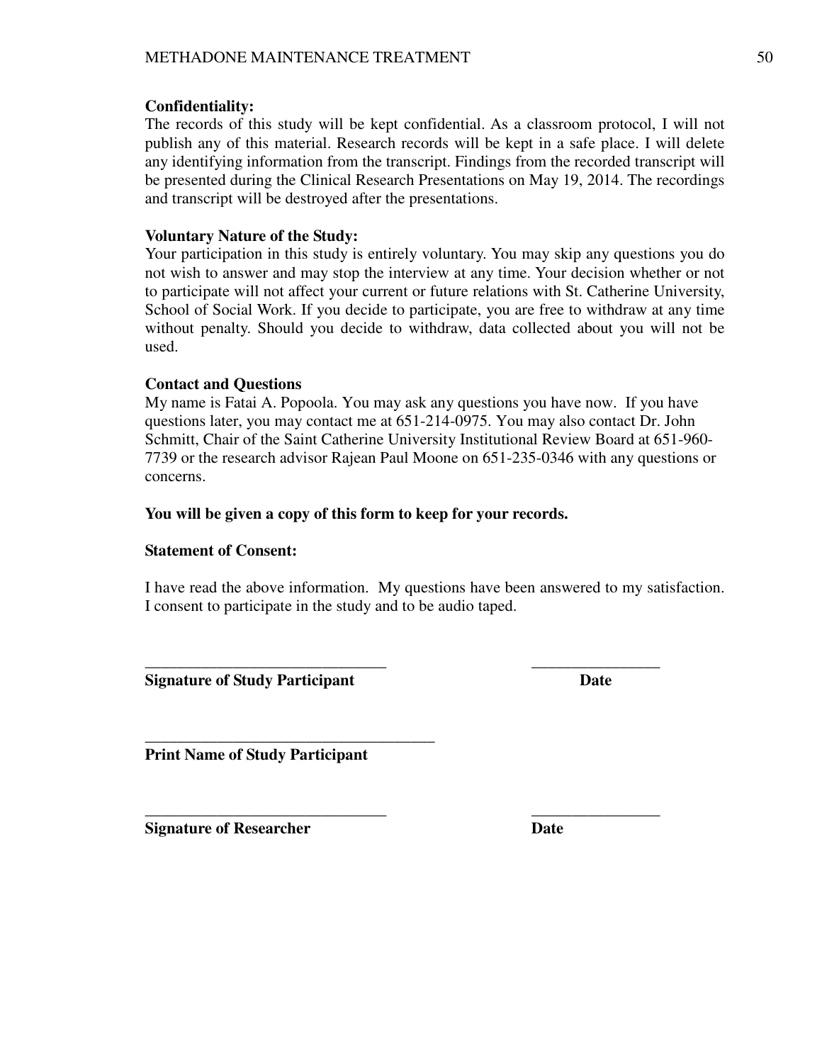**Confidentiality:**

The records of this study will be kept confidential. As a classroom protocol, I will not publish any of this material. Research records will be kept in a safe place. I will delete any identifying information from the transcript. Findings from the recorded transcript will be presented during the Clinical Research Presentations on May 19, 2014. The recordings and transcript will be destroyed after the presentations.

**Voluntary Nature of the Study:**

Your participation in this study is entirely voluntary. You may skip any questions you do not wish to answer and may stop the interview at any time. Your decision whether or not to participate will not affect your current or future relations with St. Catherine University, School of Social Work. If you decide to participate, you are free to withdraw at any time without penalty. Should you decide to withdraw, data collected about you will not be used.

**Contact and Questions**

My name is Fatai A. Popoola. You may ask any questions you have now. If you have questions later, you may contact me at 651-214-0975. You may also contact Dr. John Schmitt, Chair of the Saint Catherine University Institutional Review Board at 651-960-7739 or the research advisor Rajean Paul Moone on 651-235-0346 with any questions or concerns.

**You will be given a copy of this form to keep for your records.**

**Statement of Consent:**

I have read the above information. My questions have been answered to my satisfaction. I consent to participate in the study and to be audio taped.

______________________________ ________________

**Signature of Study Participant** **Date**

____________________________________

**Print Name of Study Participant**

______________________________ ________________

**Signature of Researcher** **Date**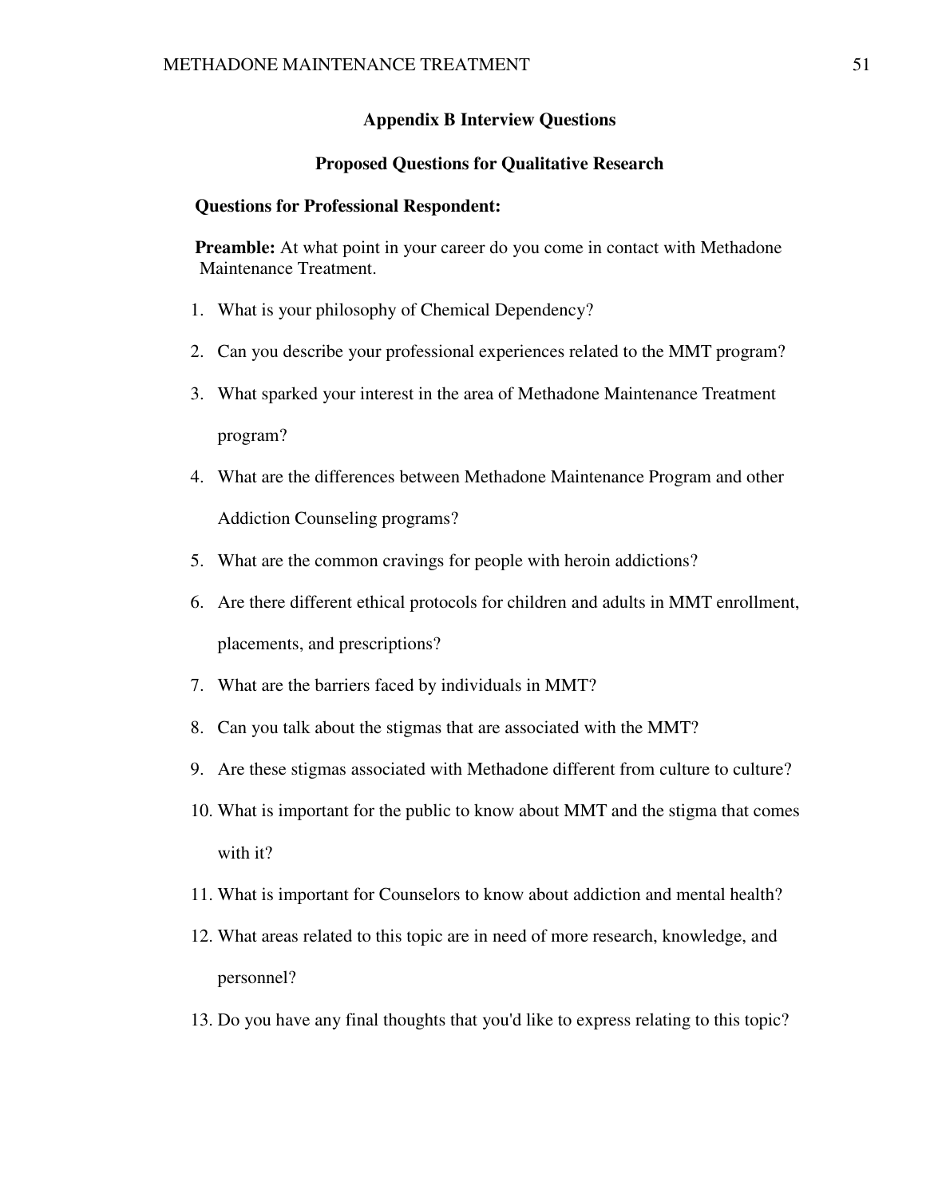## Appendix B Interview Questions

### Proposed Questions for Qualitative Research

**Questions for Professional Respondent:**

**Preamble:** At what point in your career do you come in contact with Methadone Maintenance Treatment.

1. What is your philosophy of Chemical Dependency?
2. Can you describe your professional experiences related to the MMT program?
3. What sparked your interest in the area of Methadone Maintenance Treatment program?
4. What are the differences between Methadone Maintenance Program and other Addiction Counseling programs?
5. What are the common cravings for people with heroin addictions?
6. Are there different ethical protocols for children and adults in MMT enrollment, placements, and prescriptions?
7. What are the barriers faced by individuals in MMT?
8. Can you talk about the stigmas that are associated with the MMT?
9. Are these stigmas associated with Methadone different from culture to culture?
10. What is important for the public to know about MMT and the stigma that comes with it?
11. What is important for Counselors to know about addiction and mental health?
12. What areas related to this topic are in need of more research, knowledge, and personnel?
13. Do you have any final thoughts that you'd like to express relating to this topic?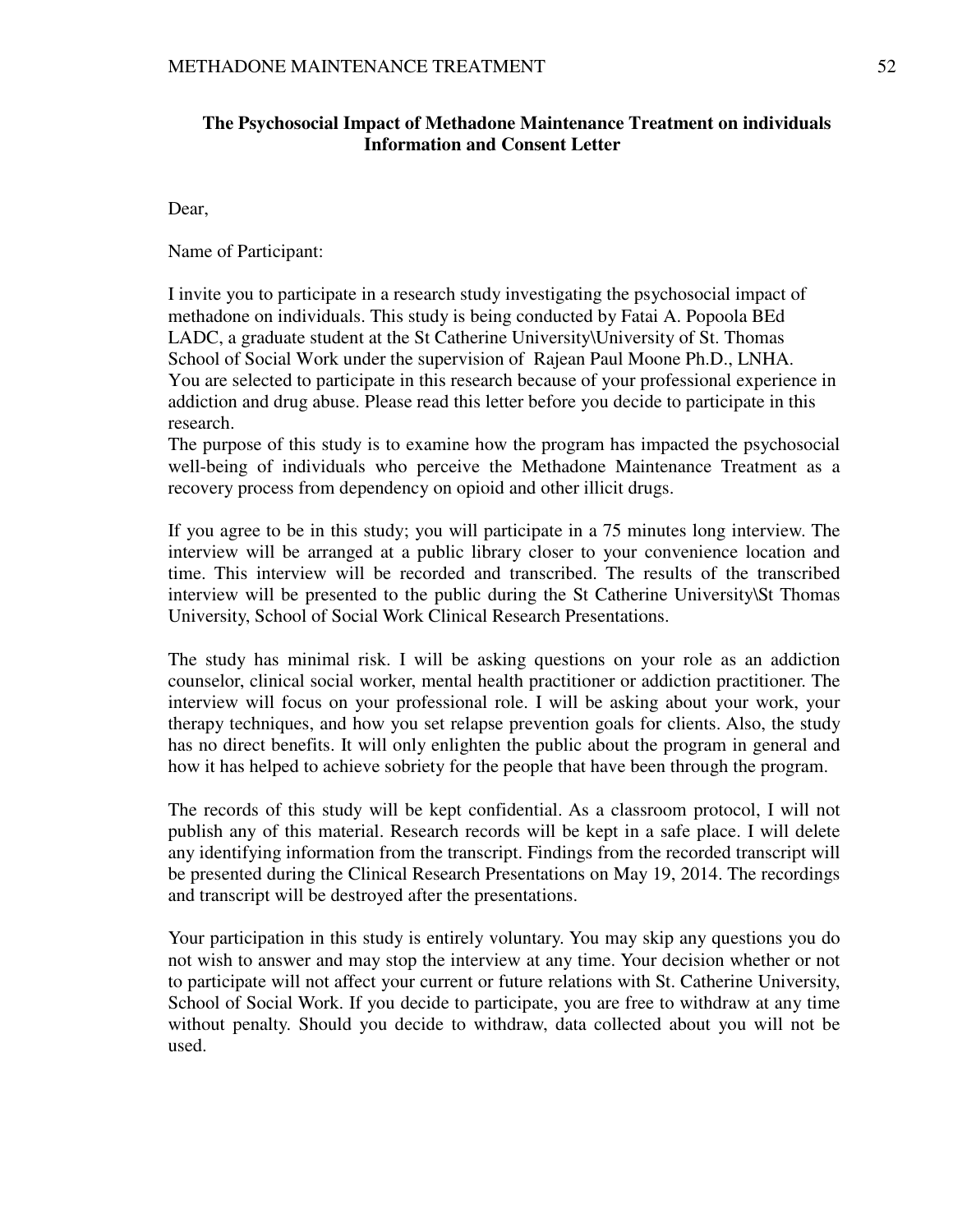**The Psychosocial Impact of Methadone Maintenance Treatment on individuals Information and Consent Letter**

Dear,

Name of Participant:

I invite you to participate in a research study investigating the psychosocial impact of methadone on individuals. This study is being conducted by Fatai A. Popoola BEd LADC, a graduate student at the St Catherine University\University of St. Thomas School of Social Work under the supervision of Rajean Paul Moone Ph.D., LNHA. You are selected to participate in this research because of your professional experience in addiction and drug abuse. Please read this letter before you decide to participate in this research.

The purpose of this study is to examine how the program has impacted the psychosocial well-being of individuals who perceive the Methadone Maintenance Treatment as a recovery process from dependency on opioid and other illicit drugs.

If you agree to be in this study; you will participate in a 75 minutes long interview. The interview will be arranged at a public library closer to your convenience location and time. This interview will be recorded and transcribed. The results of the transcribed interview will be presented to the public during the St Catherine University\St Thomas University, School of Social Work Clinical Research Presentations.

The study has minimal risk. I will be asking questions on your role as an addiction counselor, clinical social worker, mental health practitioner or addiction practitioner. The interview will focus on your professional role. I will be asking about your work, your therapy techniques, and how you set relapse prevention goals for clients. Also, the study has no direct benefits. It will only enlighten the public about the program in general and how it has helped to achieve sobriety for the people that have been through the program.

The records of this study will be kept confidential. As a classroom protocol, I will not publish any of this material. Research records will be kept in a safe place. I will delete any identifying information from the transcript. Findings from the recorded transcript will be presented during the Clinical Research Presentations on May 19, 2014. The recordings and transcript will be destroyed after the presentations.

Your participation in this study is entirely voluntary. You may skip any questions you do not wish to answer and may stop the interview at any time. Your decision whether or not to participate will not affect your current or future relations with St. Catherine University, School of Social Work. If you decide to participate, you are free to withdraw at any time without penalty. Should you decide to withdraw, data collected about you will not be used.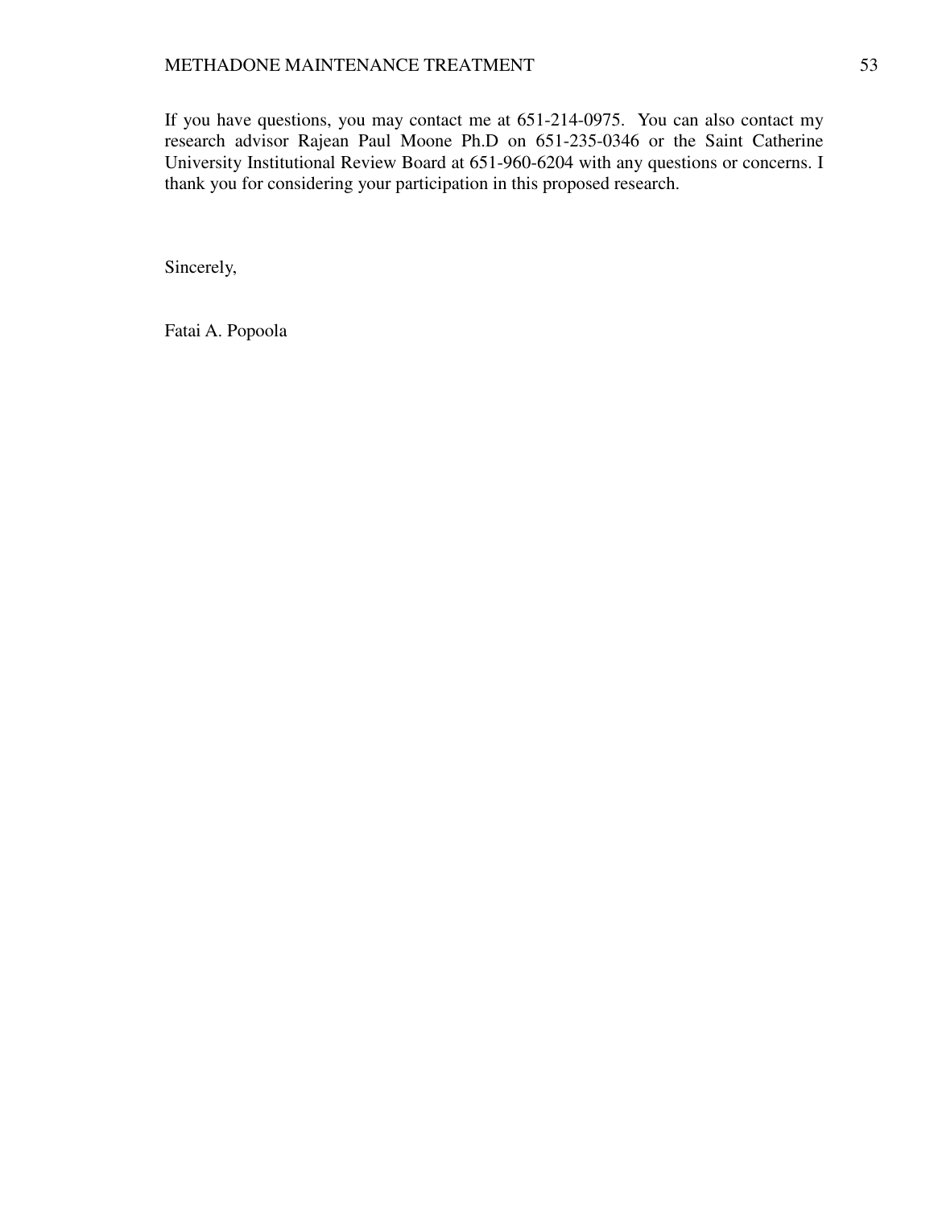If you have questions, you may contact me at 651-214-0975. You can also contact my research advisor Rajean Paul Moone Ph.D on 651-235-0346 or the Saint Catherine University Institutional Review Board at 651-960-6204 with any questions or concerns. I thank you for considering your participation in this proposed research.

Sincerely,

Fatai A. Popoola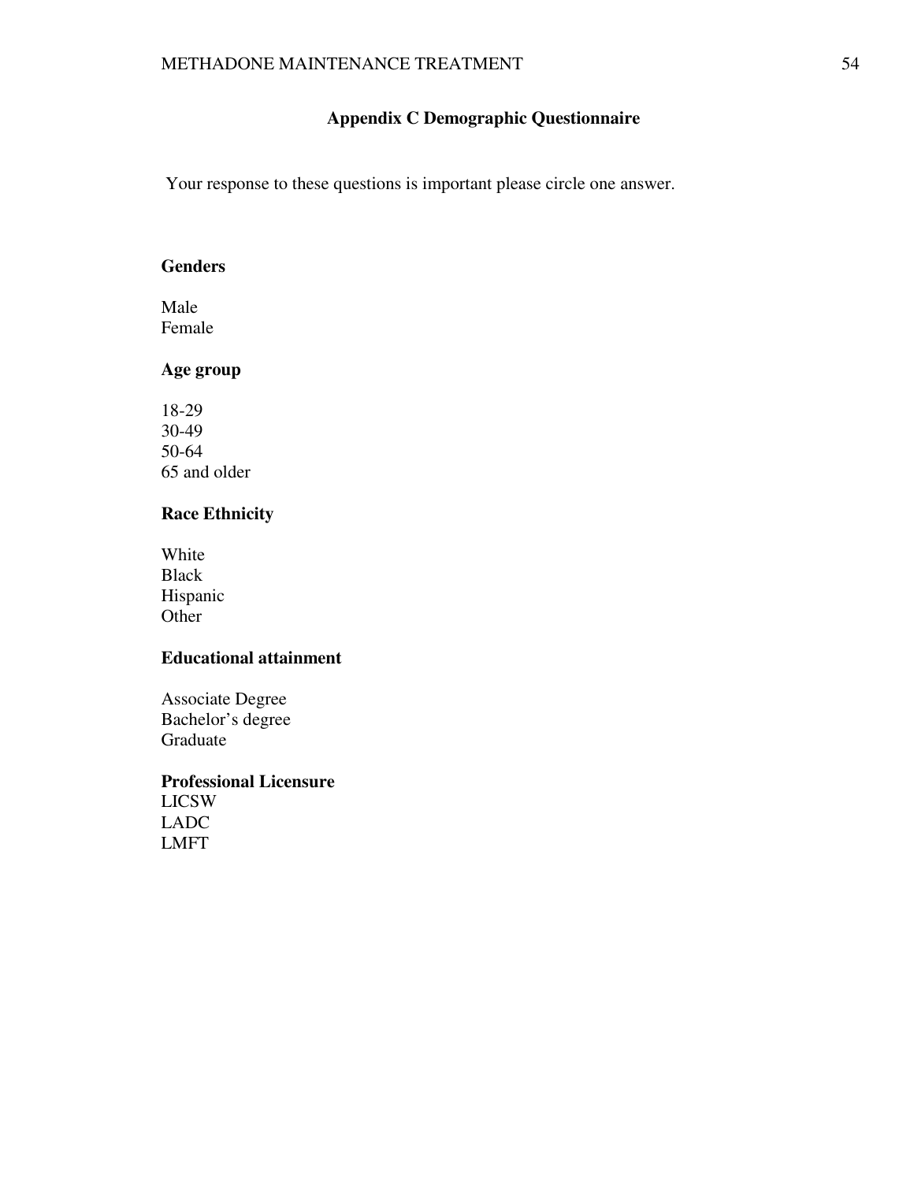## Appendix C Demographic Questionnaire

Your response to these questions is important please circle one answer.

**Genders**

Male
Female

**Age group**

18-29
30-49
50-64
65 and older

**Race Ethnicity**

White
Black
Hispanic
Other

**Educational attainment**

Associate Degree
Bachelor's degree
Graduate

**Professional Licensure**
LICSW
LADC
LMFT